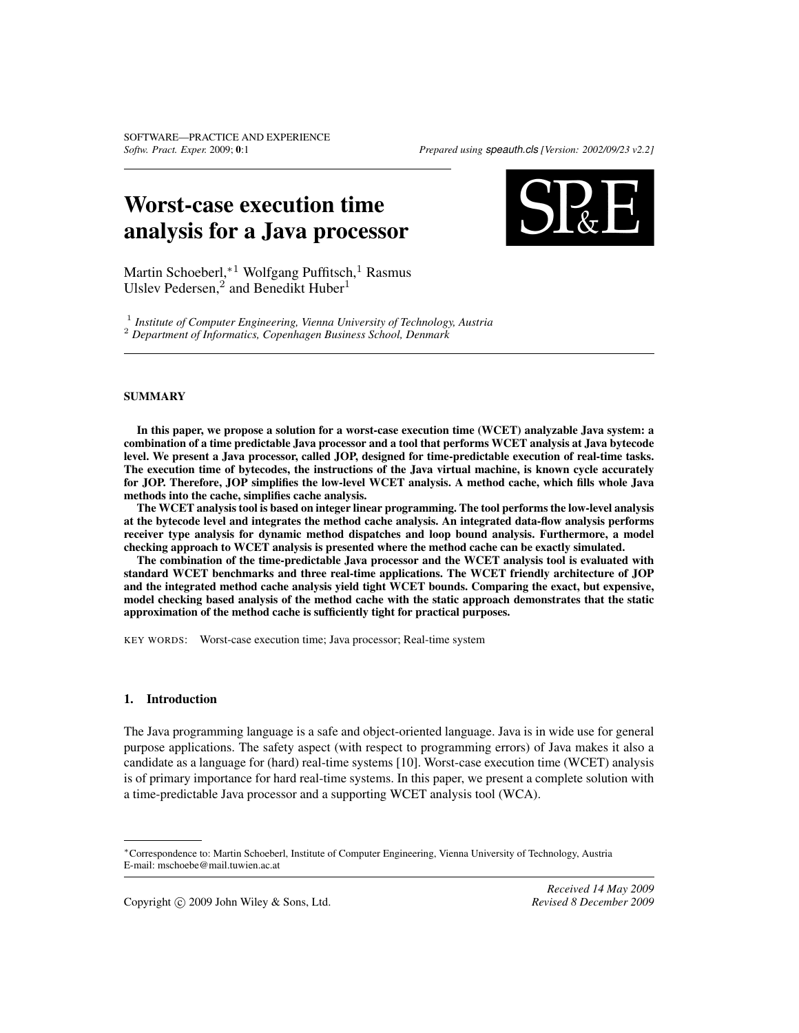// Worst-case execution time analysis for a Java processor

Martin Schoeberl,*[1] Wolfgang Puffitsch,[1] Rasmus Ulslev Pedersen,[2] and Benedikt Huber[1]

[1] *Institute of Computer Engineering, Vienna University of Technology, Austria*
[2] *Department of Informatics, Copenhagen Business School, Denmark*

## SUMMARY

**In this paper, we propose a solution for a worst-case execution time (WCET) analyzable Java system: a combination of a time predictable Java processor and a tool that performs WCET analysis at Java bytecode level. We present a Java processor, called JOP, designed for time-predictable execution of real-time tasks. The execution time of bytecodes, the instructions of the Java virtual machine, is known cycle accurately for JOP. Therefore, JOP simplifies the low-level WCET analysis. A method cache, which fills whole Java methods into the cache, simplifies cache analysis.**

**The WCET analysis tool is based on integer linear programming. The tool performs the low-level analysis at the bytecode level and integrates the method cache analysis. An integrated data-flow analysis performs receiver type analysis for dynamic method dispatches and loop bound analysis. Furthermore, a model checking approach to WCET analysis is presented where the method cache can be exactly simulated.**

**The combination of the time-predictable Java processor and the WCET analysis tool is evaluated with standard WCET benchmarks and three real-time applications. The WCET friendly architecture of JOP and the integrated method cache analysis yield tight WCET bounds. Comparing the exact, but expensive, model checking based analysis of the method cache with the static approach demonstrates that the static approximation of the method cache is sufficiently tight for practical purposes.**

KEY WORDS: Worst-case execution time; Java processor; Real-time system

## 1. Introduction

The Java programming language is a safe and object-oriented language. Java is in wide use for general purpose applications. The safety aspect (with respect to programming errors) of Java makes it also a candidate as a language for (hard) real-time systems [10]. Worst-case execution time (WCET) analysis is of primary importance for hard real-time systems. In this paper, we present a complete solution with a time-predictable Java processor and a supporting WCET analysis tool (WCA).

*Correspondence to: Martin Schoeberl, Institute of Computer Engineering, Vienna University of Technology, Austria
E-mail: mschoebe@mail.tuwien.ac.at

Copyright © 2009 John Wiley & Sons, Ltd.

*Received 14 May 2009*
*Revised 8 December 2009*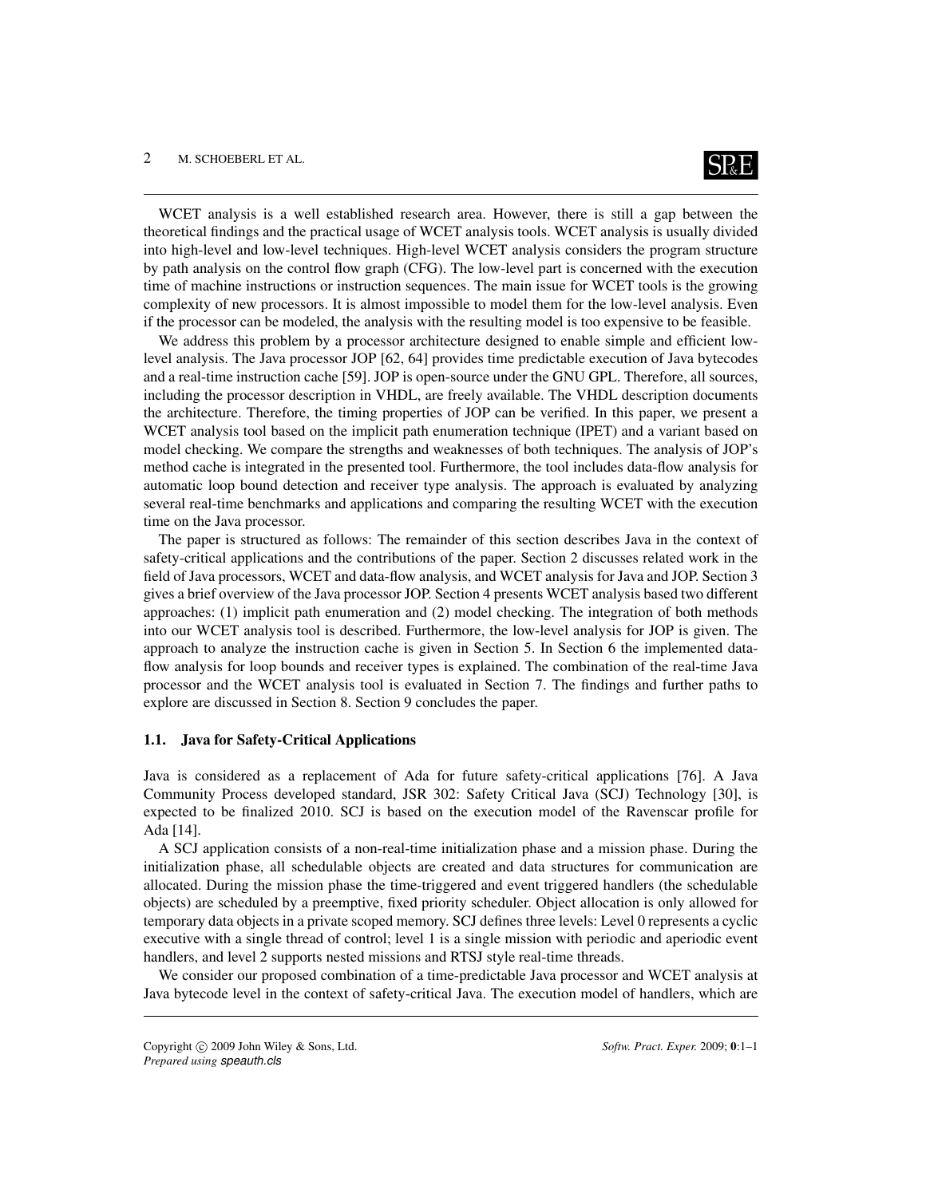WCET analysis is a well established research area. However, there is still a gap between the theoretical findings and the practical usage of WCET analysis tools. WCET analysis is usually divided into high-level and low-level techniques. High-level WCET analysis considers the program structure by path analysis on the control flow graph (CFG). The low-level part is concerned with the execution time of machine instructions or instruction sequences. The main issue for WCET tools is the growing complexity of new processors. It is almost impossible to model them for the low-level analysis. Even if the processor can be modeled, the analysis with the resulting model is too expensive to be feasible.

We address this problem by a processor architecture designed to enable simple and efficient low-level analysis. The Java processor JOP [62, 64] provides time predictable execution of Java bytecodes and a real-time instruction cache [59]. JOP is open-source under the GNU GPL. Therefore, all sources, including the processor description in VHDL, are freely available. The VHDL description documents the architecture. Therefore, the timing properties of JOP can be verified. In this paper, we present a WCET analysis tool based on the implicit path enumeration technique (IPET) and a variant based on model checking. We compare the strengths and weaknesses of both techniques. The analysis of JOP's method cache is integrated in the presented tool. Furthermore, the tool includes data-flow analysis for automatic loop bound detection and receiver type analysis. The approach is evaluated by analyzing several real-time benchmarks and applications and comparing the resulting WCET with the execution time on the Java processor.

The paper is structured as follows: The remainder of this section describes Java in the context of safety-critical applications and the contributions of the paper. Section 2 discusses related work in the field of Java processors, WCET and data-flow analysis, and WCET analysis for Java and JOP. Section 3 gives a brief overview of the Java processor JOP. Section 4 presents WCET analysis based two different approaches: (1) implicit path enumeration and (2) model checking. The integration of both methods into our WCET analysis tool is described. Furthermore, the low-level analysis for JOP is given. The approach to analyze the instruction cache is given in Section 5. In Section 6 the implemented data-flow analysis for loop bounds and receiver types is explained. The combination of the real-time Java processor and the WCET analysis tool is evaluated in Section 7. The findings and further paths to explore are discussed in Section 8. Section 9 concludes the paper.

### 1.1. Java for Safety-Critical Applications

Java is considered as a replacement of Ada for future safety-critical applications [76]. A Java Community Process developed standard, JSR 302: Safety Critical Java (SCJ) Technology [30], is expected to be finalized 2010. SCJ is based on the execution model of the Ravenscar profile for Ada [14].

A SCJ application consists of a non-real-time initialization phase and a mission phase. During the initialization phase, all schedulable objects are created and data structures for communication are allocated. During the mission phase the time-triggered and event triggered handlers (the schedulable objects) are scheduled by a preemptive, fixed priority scheduler. Object allocation is only allowed for temporary data objects in a private scoped memory. SCJ defines three levels: Level 0 represents a cyclic executive with a single thread of control; level 1 is a single mission with periodic and aperiodic event handlers, and level 2 supports nested missions and RTSJ style real-time threads.

We consider our proposed combination of a time-predictable Java processor and WCET analysis at Java bytecode level in the context of safety-critical Java. The execution model of handlers, which are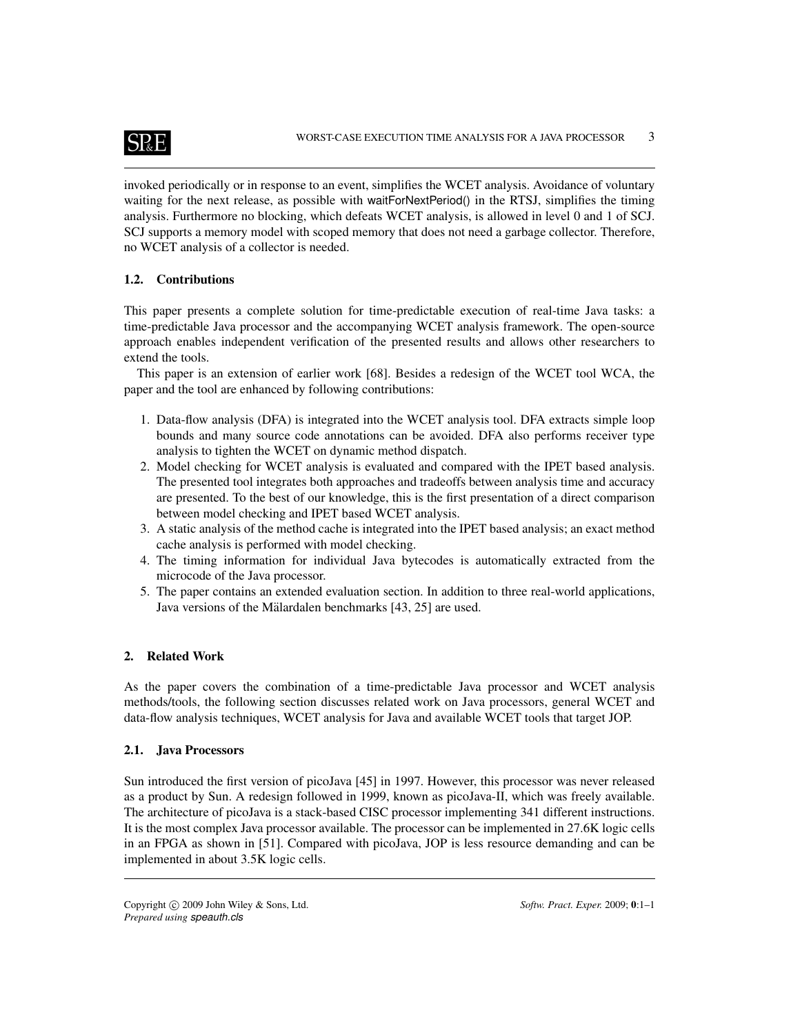invoked periodically or in response to an event, simplifies the WCET analysis. Avoidance of voluntary waiting for the next release, as possible with waitForNextPeriod() in the RTSJ, simplifies the timing analysis. Furthermore no blocking, which defeats WCET analysis, is allowed in level 0 and 1 of SCJ. SCJ supports a memory model with scoped memory that does not need a garbage collector. Therefore, no WCET analysis of a collector is needed.

### 1.2. Contributions

This paper presents a complete solution for time-predictable execution of real-time Java tasks: a time-predictable Java processor and the accompanying WCET analysis framework. The open-source approach enables independent verification of the presented results and allows other researchers to extend the tools.

This paper is an extension of earlier work [68]. Besides a redesign of the WCET tool WCA, the paper and the tool are enhanced by following contributions:

1. Data-flow analysis (DFA) is integrated into the WCET analysis tool. DFA extracts simple loop bounds and many source code annotations can be avoided. DFA also performs receiver type analysis to tighten the WCET on dynamic method dispatch.
2. Model checking for WCET analysis is evaluated and compared with the IPET based analysis. The presented tool integrates both approaches and tradeoffs between analysis time and accuracy are presented. To the best of our knowledge, this is the first presentation of a direct comparison between model checking and IPET based WCET analysis.
3. A static analysis of the method cache is integrated into the IPET based analysis; an exact method cache analysis is performed with model checking.
4. The timing information for individual Java bytecodes is automatically extracted from the microcode of the Java processor.
5. The paper contains an extended evaluation section. In addition to three real-world applications, Java versions of the Mälardalen benchmarks [43, 25] are used.

## 2. Related Work

As the paper covers the combination of a time-predictable Java processor and WCET analysis methods/tools, the following section discusses related work on Java processors, general WCET and data-flow analysis techniques, WCET analysis for Java and available WCET tools that target JOP.

### 2.1. Java Processors

Sun introduced the first version of picoJava [45] in 1997. However, this processor was never released as a product by Sun. A redesign followed in 1999, known as picoJava-II, which was freely available. The architecture of picoJava is a stack-based CISC processor implementing 341 different instructions. It is the most complex Java processor available. The processor can be implemented in 27.6K logic cells in an FPGA as shown in [51]. Compared with picoJava, JOP is less resource demanding and can be implemented in about 3.5K logic cells.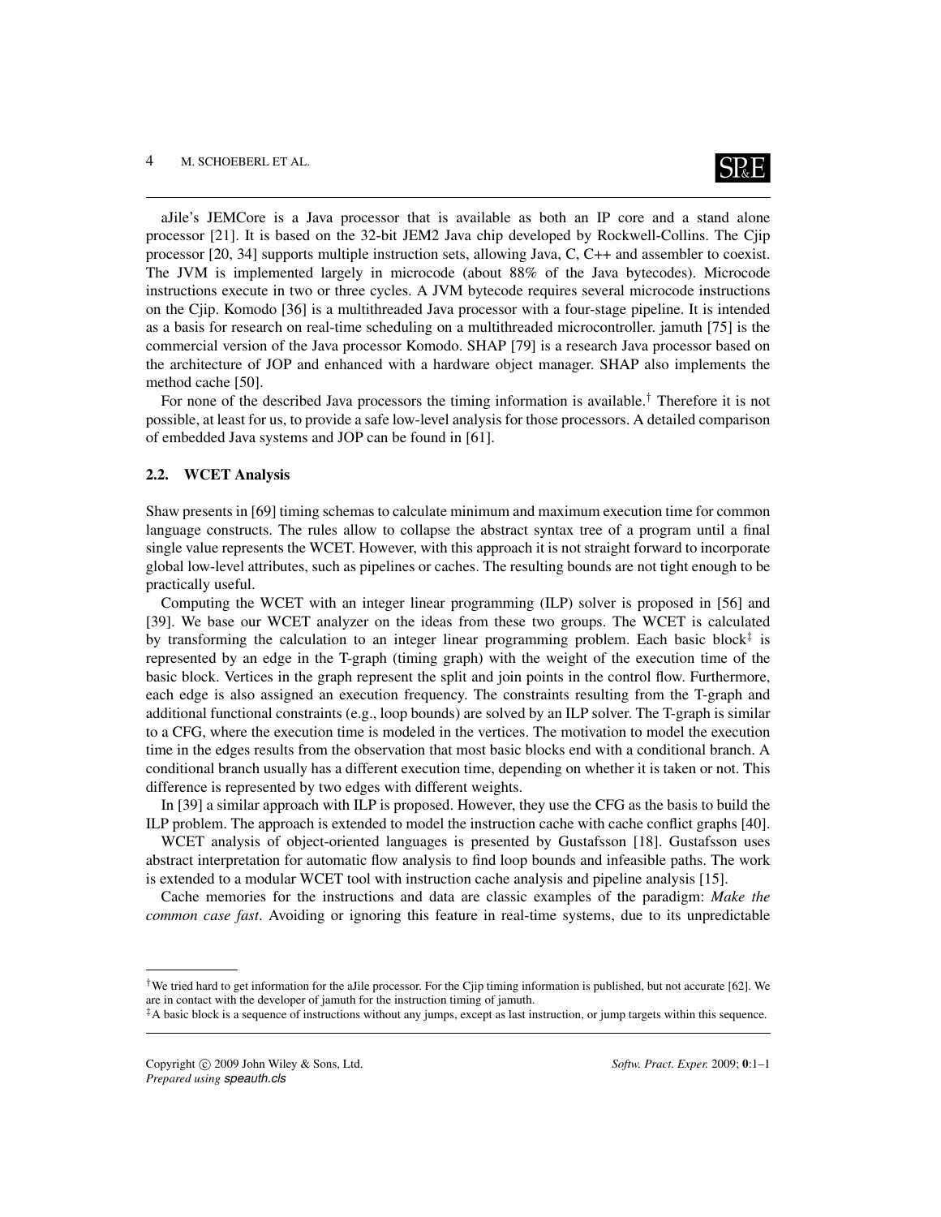aJile's JEMCore is a Java processor that is available as both an IP core and a stand alone processor [21]. It is based on the 32-bit JEM2 Java chip developed by Rockwell-Collins. The Cjip processor [20, 34] supports multiple instruction sets, allowing Java, C, C++ and assembler to coexist. The JVM is implemented largely in microcode (about 88% of the Java bytecodes). Microcode instructions execute in two or three cycles. A JVM bytecode requires several microcode instructions on the Cjip. Komodo [36] is a multithreaded Java processor with a four-stage pipeline. It is intended as a basis for research on real-time scheduling on a multithreaded microcontroller. jamuth [75] is the commercial version of the Java processor Komodo. SHAP [79] is a research Java processor based on the architecture of JOP and enhanced with a hardware object manager. SHAP also implements the method cache [50].

For none of the described Java processors the timing information is available.† Therefore it is not possible, at least for us, to provide a safe low-level analysis for those processors. A detailed comparison of embedded Java systems and JOP can be found in [61].

### 2.2. WCET Analysis

Shaw presents in [69] timing schemas to calculate minimum and maximum execution time for common language constructs. The rules allow to collapse the abstract syntax tree of a program until a final single value represents the WCET. However, with this approach it is not straight forward to incorporate global low-level attributes, such as pipelines or caches. The resulting bounds are not tight enough to be practically useful.

Computing the WCET with an integer linear programming (ILP) solver is proposed in [56] and [39]. We base our WCET analyzer on the ideas from these two groups. The WCET is calculated by transforming the calculation to an integer linear programming problem. Each basic block‡ is represented by an edge in the T-graph (timing graph) with the weight of the execution time of the basic block. Vertices in the graph represent the split and join points in the control flow. Furthermore, each edge is also assigned an execution frequency. The constraints resulting from the T-graph and additional functional constraints (e.g., loop bounds) are solved by an ILP solver. The T-graph is similar to a CFG, where the execution time is modeled in the vertices. The motivation to model the execution time in the edges results from the observation that most basic blocks end with a conditional branch. A conditional branch usually has a different execution time, depending on whether it is taken or not. This difference is represented by two edges with different weights.

In [39] a similar approach with ILP is proposed. However, they use the CFG as the basis to build the ILP problem. The approach is extended to model the instruction cache with cache conflict graphs [40].

WCET analysis of object-oriented languages is presented by Gustafsson [18]. Gustafsson uses abstract interpretation for automatic flow analysis to find loop bounds and infeasible paths. The work is extended to a modular WCET tool with instruction cache analysis and pipeline analysis [15].

Cache memories for the instructions and data are classic examples of the paradigm: *Make the common case fast*. Avoiding or ignoring this feature in real-time systems, due to its unpredictable

---

† We tried hard to get information for the aJile processor. For the Cjip timing information is published, but not accurate [62]. We are in contact with the developer of jamuth for the instruction timing of jamuth.

‡ A basic block is a sequence of instructions without any jumps, except as last instruction, or jump targets within this sequence.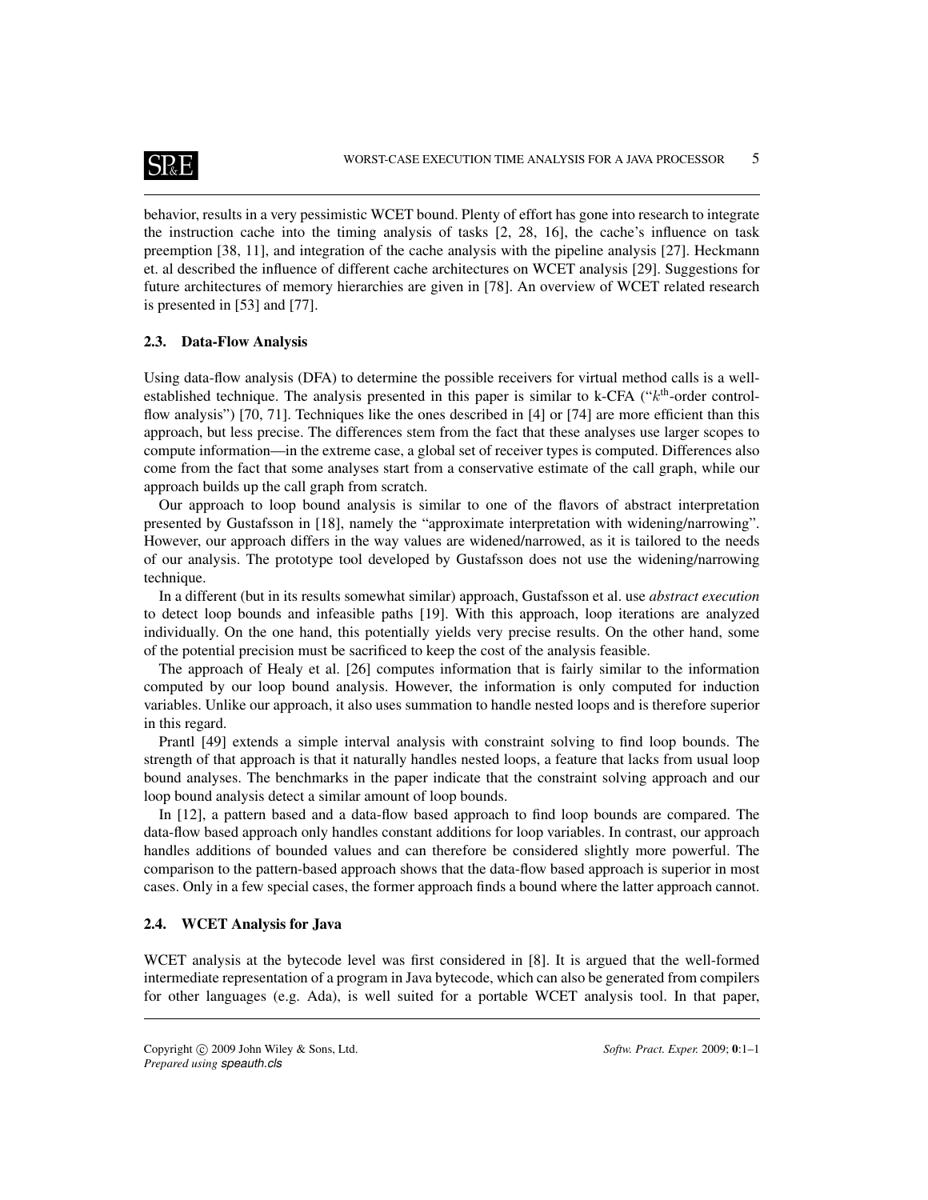behavior, results in a very pessimistic WCET bound. Plenty of effort has gone into research to integrate the instruction cache into the timing analysis of tasks [2, 28, 16], the cache's influence on task preemption [38, 11], and integration of the cache analysis with the pipeline analysis [27]. Heckmann et. al described the influence of different cache architectures on WCET analysis [29]. Suggestions for future architectures of memory hierarchies are given in [78]. An overview of WCET related research is presented in [53] and [77].

### 2.3. Data-Flow Analysis

Using data-flow analysis (DFA) to determine the possible receivers for virtual method calls is a well-established technique. The analysis presented in this paper is similar to k-CFA ("$k^{\text{th}}$-order control-flow analysis") [70, 71]. Techniques like the ones described in [4] or [74] are more efficient than this approach, but less precise. The differences stem from the fact that these analyses use larger scopes to compute information—in the extreme case, a global set of receiver types is computed. Differences also come from the fact that some analyses start from a conservative estimate of the call graph, while our approach builds up the call graph from scratch.

Our approach to loop bound analysis is similar to one of the flavors of abstract interpretation presented by Gustafsson in [18], namely the "approximate interpretation with widening/narrowing". However, our approach differs in the way values are widened/narrowed, as it is tailored to the needs of our analysis. The prototype tool developed by Gustafsson does not use the widening/narrowing technique.

In a different (but in its results somewhat similar) approach, Gustafsson et al. use *abstract execution* to detect loop bounds and infeasible paths [19]. With this approach, loop iterations are analyzed individually. On the one hand, this potentially yields very precise results. On the other hand, some of the potential precision must be sacrificed to keep the cost of the analysis feasible.

The approach of Healy et al. [26] computes information that is fairly similar to the information computed by our loop bound analysis. However, the information is only computed for induction variables. Unlike our approach, it also uses summation to handle nested loops and is therefore superior in this regard.

Prantl [49] extends a simple interval analysis with constraint solving to find loop bounds. The strength of that approach is that it naturally handles nested loops, a feature that lacks from usual loop bound analyses. The benchmarks in the paper indicate that the constraint solving approach and our loop bound analysis detect a similar amount of loop bounds.

In [12], a pattern based and a data-flow based approach to find loop bounds are compared. The data-flow based approach only handles constant additions for loop variables. In contrast, our approach handles additions of bounded values and can therefore be considered slightly more powerful. The comparison to the pattern-based approach shows that the data-flow based approach is superior in most cases. Only in a few special cases, the former approach finds a bound where the latter approach cannot.

### 2.4. WCET Analysis for Java

WCET analysis at the bytecode level was first considered in [8]. It is argued that the well-formed intermediate representation of a program in Java bytecode, which can also be generated from compilers for other languages (e.g. Ada), is well suited for a portable WCET analysis tool. In that paper,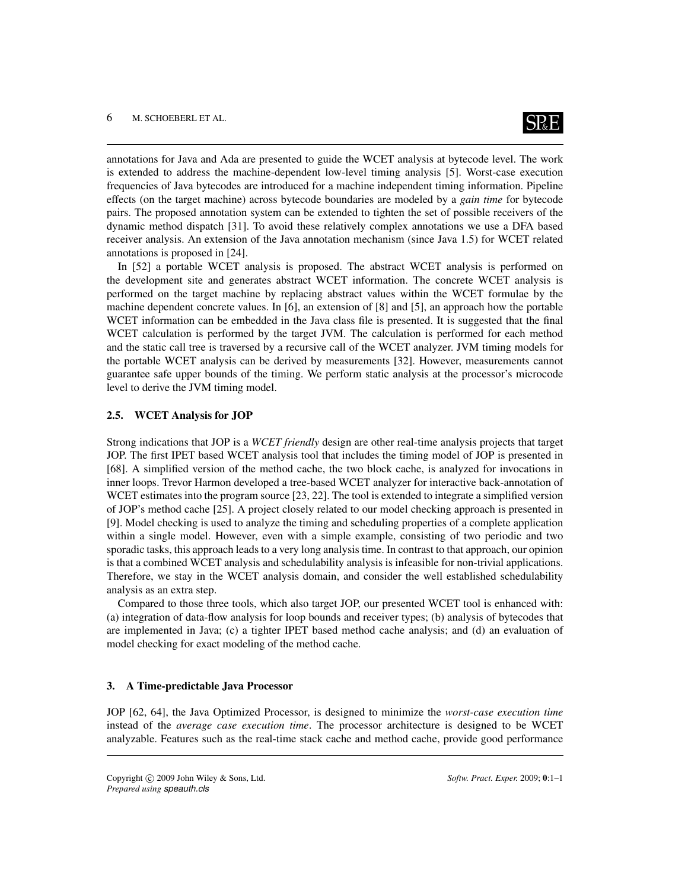annotations for Java and Ada are presented to guide the WCET analysis at bytecode level. The work is extended to address the machine-dependent low-level timing analysis [5]. Worst-case execution frequencies of Java bytecodes are introduced for a machine independent timing information. Pipeline effects (on the target machine) across bytecode boundaries are modeled by a *gain time* for bytecode pairs. The proposed annotation system can be extended to tighten the set of possible receivers of the dynamic method dispatch [31]. To avoid these relatively complex annotations we use a DFA based receiver analysis. An extension of the Java annotation mechanism (since Java 1.5) for WCET related annotations is proposed in [24].

In [52] a portable WCET analysis is proposed. The abstract WCET analysis is performed on the development site and generates abstract WCET information. The concrete WCET analysis is performed on the target machine by replacing abstract values within the WCET formulae by the machine dependent concrete values. In [6], an extension of [8] and [5], an approach how the portable WCET information can be embedded in the Java class file is presented. It is suggested that the final WCET calculation is performed by the target JVM. The calculation is performed for each method and the static call tree is traversed by a recursive call of the WCET analyzer. JVM timing models for the portable WCET analysis can be derived by measurements [32]. However, measurements cannot guarantee safe upper bounds of the timing. We perform static analysis at the processor's microcode level to derive the JVM timing model.

### 2.5. WCET Analysis for JOP

Strong indications that JOP is a *WCET friendly* design are other real-time analysis projects that target JOP. The first IPET based WCET analysis tool that includes the timing model of JOP is presented in [68]. A simplified version of the method cache, the two block cache, is analyzed for invocations in inner loops. Trevor Harmon developed a tree-based WCET analyzer for interactive back-annotation of WCET estimates into the program source [23, 22]. The tool is extended to integrate a simplified version of JOP's method cache [25]. A project closely related to our model checking approach is presented in [9]. Model checking is used to analyze the timing and scheduling properties of a complete application within a single model. However, even with a simple example, consisting of two periodic and two sporadic tasks, this approach leads to a very long analysis time. In contrast to that approach, our opinion is that a combined WCET analysis and schedulability analysis is infeasible for non-trivial applications. Therefore, we stay in the WCET analysis domain, and consider the well established schedulability analysis as an extra step.

Compared to those three tools, which also target JOP, our presented WCET tool is enhanced with: (a) integration of data-flow analysis for loop bounds and receiver types; (b) analysis of bytecodes that are implemented in Java; (c) a tighter IPET based method cache analysis; and (d) an evaluation of model checking for exact modeling of the method cache.

## 3. A Time-predictable Java Processor

JOP [62, 64], the Java Optimized Processor, is designed to minimize the *worst-case execution time* instead of the *average case execution time*. The processor architecture is designed to be WCET analyzable. Features such as the real-time stack cache and method cache, provide good performance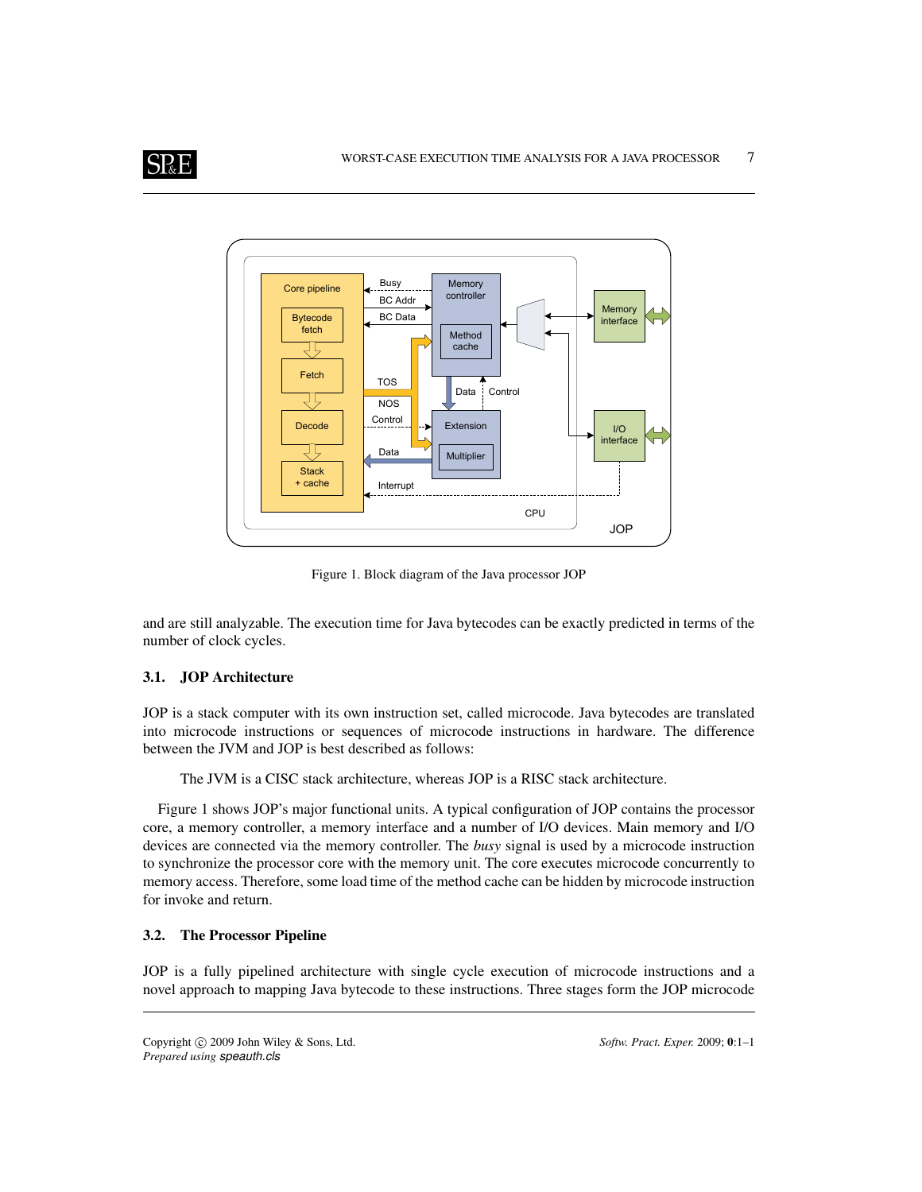Figure 1. Block diagram of the Java processor JOP

and are still analyzable. The execution time for Java bytecodes can be exactly predicted in terms of the number of clock cycles.

### 3.1. JOP Architecture

JOP is a stack computer with its own instruction set, called microcode. Java bytecodes are translated into microcode instructions or sequences of microcode instructions in hardware. The difference between the JVM and JOP is best described as follows:

> The JVM is a CISC stack architecture, whereas JOP is a RISC stack architecture.

Figure 1 shows JOP's major functional units. A typical configuration of JOP contains the processor core, a memory controller, a memory interface and a number of I/O devices. Main memory and I/O devices are connected via the memory controller. The *busy* signal is used by a microcode instruction to synchronize the processor core with the memory unit. The core executes microcode concurrently to memory access. Therefore, some load time of the method cache can be hidden by microcode instruction for invoke and return.

### 3.2. The Processor Pipeline

JOP is a fully pipelined architecture with single cycle execution of microcode instructions and a novel approach to mapping Java bytecode to these instructions. Three stages form the JOP microcode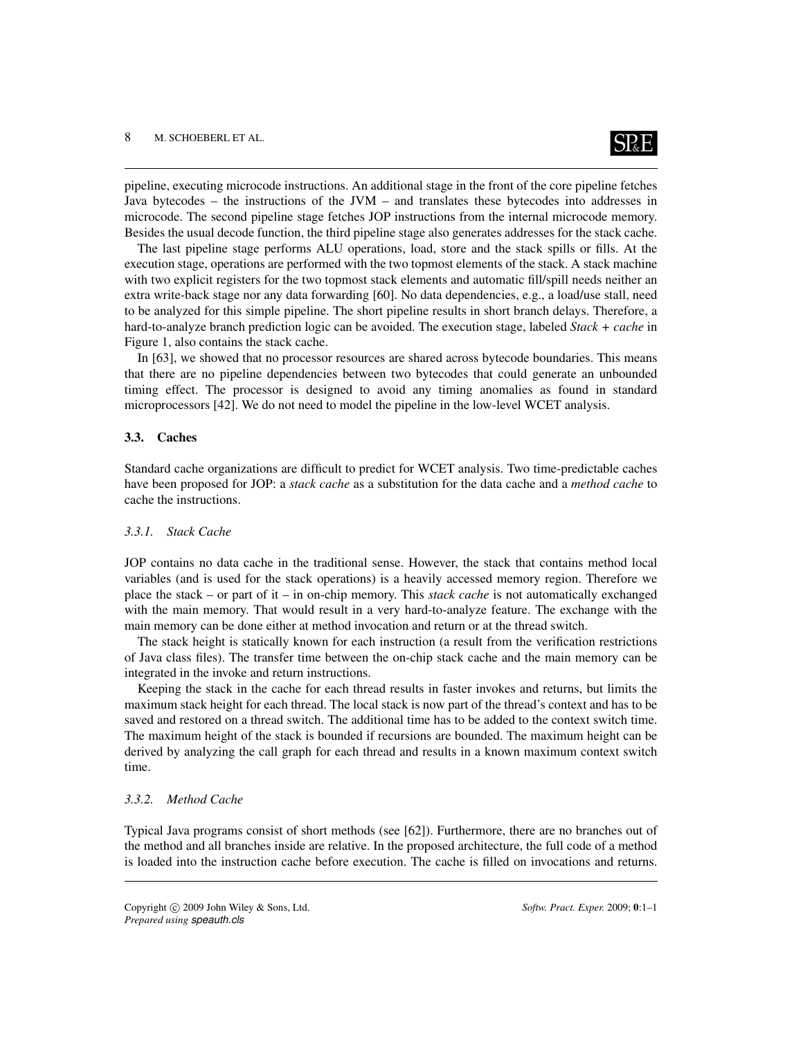pipeline, executing microcode instructions. An additional stage in the front of the core pipeline fetches Java bytecodes – the instructions of the JVM – and translates these bytecodes into addresses in microcode. The second pipeline stage fetches JOP instructions from the internal microcode memory. Besides the usual decode function, the third pipeline stage also generates addresses for the stack cache.

The last pipeline stage performs ALU operations, load, store and the stack spills or fills. At the execution stage, operations are performed with the two topmost elements of the stack. A stack machine with two explicit registers for the two topmost stack elements and automatic fill/spill needs neither an extra write-back stage nor any data forwarding [60]. No data dependencies, e.g., a load/use stall, need to be analyzed for this simple pipeline. The short pipeline results in short branch delays. Therefore, a hard-to-analyze branch prediction logic can be avoided. The execution stage, labeled *Stack + cache* in Figure 1, also contains the stack cache.

In [63], we showed that no processor resources are shared across bytecode boundaries. This means that there are no pipeline dependencies between two bytecodes that could generate an unbounded timing effect. The processor is designed to avoid any timing anomalies as found in standard microprocessors [42]. We do not need to model the pipeline in the low-level WCET analysis.

### 3.3. Caches

Standard cache organizations are difficult to predict for WCET analysis. Two time-predictable caches have been proposed for JOP: a *stack cache* as a substitution for the data cache and a *method cache* to cache the instructions.

#### *3.3.1. Stack Cache*

JOP contains no data cache in the traditional sense. However, the stack that contains method local variables (and is used for the stack operations) is a heavily accessed memory region. Therefore we place the stack – or part of it – in on-chip memory. This *stack cache* is not automatically exchanged with the main memory. That would result in a very hard-to-analyze feature. The exchange with the main memory can be done either at method invocation and return or at the thread switch.

The stack height is statically known for each instruction (a result from the verification restrictions of Java class files). The transfer time between the on-chip stack cache and the main memory can be integrated in the invoke and return instructions.

Keeping the stack in the cache for each thread results in faster invokes and returns, but limits the maximum stack height for each thread. The local stack is now part of the thread's context and has to be saved and restored on a thread switch. The additional time has to be added to the context switch time. The maximum height of the stack is bounded if recursions are bounded. The maximum height can be derived by analyzing the call graph for each thread and results in a known maximum context switch time.

#### *3.3.2. Method Cache*

Typical Java programs consist of short methods (see [62]). Furthermore, there are no branches out of the method and all branches inside are relative. In the proposed architecture, the full code of a method is loaded into the instruction cache before execution. The cache is filled on invocations and returns.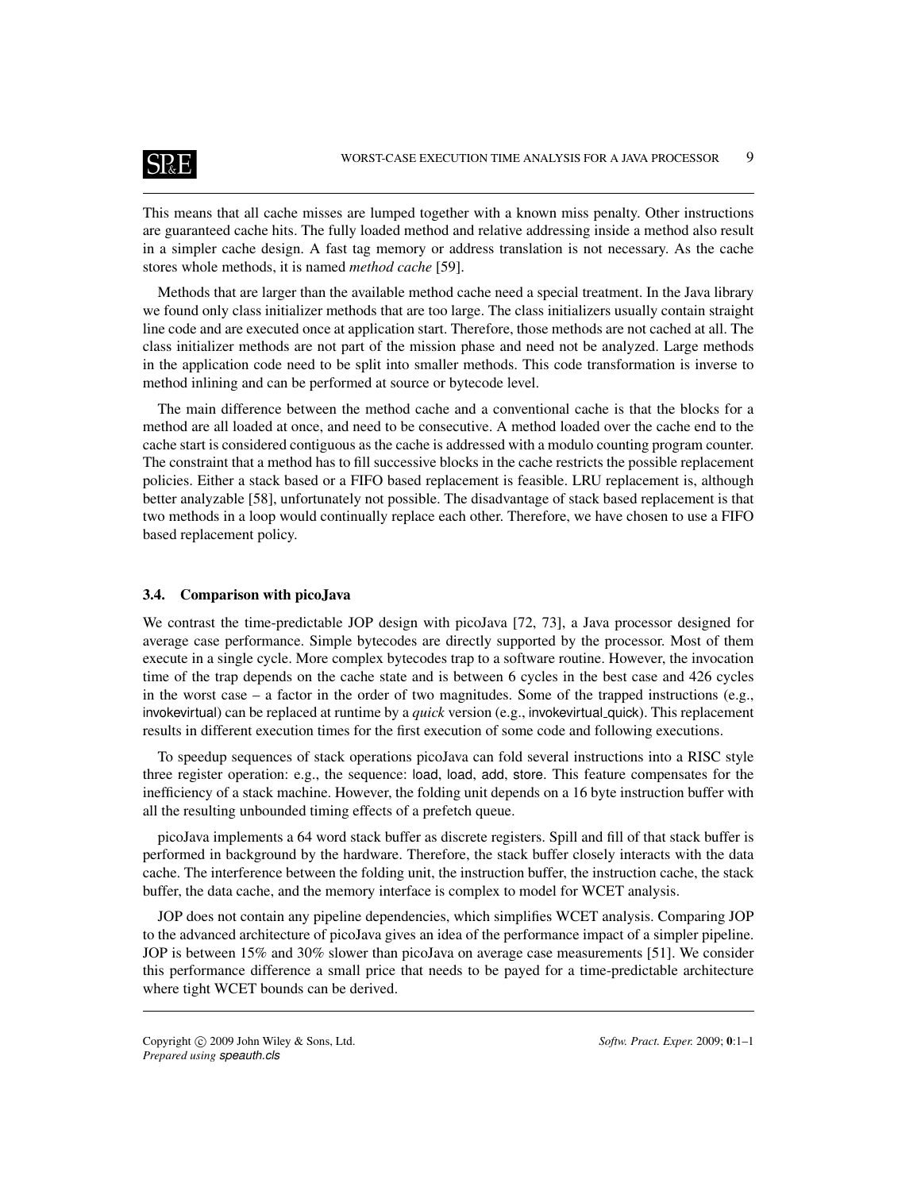This means that all cache misses are lumped together with a known miss penalty. Other instructions are guaranteed cache hits. The fully loaded method and relative addressing inside a method also result in a simpler cache design. A fast tag memory or address translation is not necessary. As the cache stores whole methods, it is named *method cache* [59].

Methods that are larger than the available method cache need a special treatment. In the Java library we found only class initializer methods that are too large. The class initializers usually contain straight line code and are executed once at application start. Therefore, those methods are not cached at all. The class initializer methods are not part of the mission phase and need not be analyzed. Large methods in the application code need to be split into smaller methods. This code transformation is inverse to method inlining and can be performed at source or bytecode level.

The main difference between the method cache and a conventional cache is that the blocks for a method are all loaded at once, and need to be consecutive. A method loaded over the cache end to the cache start is considered contiguous as the cache is addressed with a modulo counting program counter. The constraint that a method has to fill successive blocks in the cache restricts the possible replacement policies. Either a stack based or a FIFO based replacement is feasible. LRU replacement is, although better analyzable [58], unfortunately not possible. The disadvantage of stack based replacement is that two methods in a loop would continually replace each other. Therefore, we have chosen to use a FIFO based replacement policy.

### 3.4. Comparison with picoJava

We contrast the time-predictable JOP design with picoJava [72, 73], a Java processor designed for average case performance. Simple bytecodes are directly supported by the processor. Most of them execute in a single cycle. More complex bytecodes trap to a software routine. However, the invocation time of the trap depends on the cache state and is between 6 cycles in the best case and 426 cycles in the worst case – a factor in the order of two magnitudes. Some of the trapped instructions (e.g., invokevirtual) can be replaced at runtime by a *quick* version (e.g., invokevirtual_quick). This replacement results in different execution times for the first execution of some code and following executions.

To speedup sequences of stack operations picoJava can fold several instructions into a RISC style three register operation: e.g., the sequence: load, load, add, store. This feature compensates for the inefficiency of a stack machine. However, the folding unit depends on a 16 byte instruction buffer with all the resulting unbounded timing effects of a prefetch queue.

picoJava implements a 64 word stack buffer as discrete registers. Spill and fill of that stack buffer is performed in background by the hardware. Therefore, the stack buffer closely interacts with the data cache. The interference between the folding unit, the instruction buffer, the instruction cache, the stack buffer, the data cache, and the memory interface is complex to model for WCET analysis.

JOP does not contain any pipeline dependencies, which simplifies WCET analysis. Comparing JOP to the advanced architecture of picoJava gives an idea of the performance impact of a simpler pipeline. JOP is between 15% and 30% slower than picoJava on average case measurements [51]. We consider this performance difference a small price that needs to be payed for a time-predictable architecture where tight WCET bounds can be derived.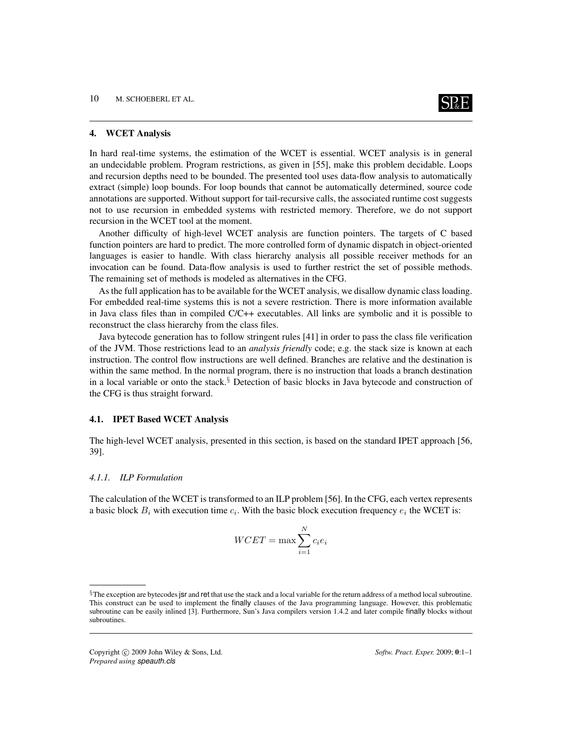## 4. WCET Analysis

In hard real-time systems, the estimation of the WCET is essential. WCET analysis is in general an undecidable problem. Program restrictions, as given in [55], make this problem decidable. Loops and recursion depths need to be bounded. The presented tool uses data-flow analysis to automatically extract (simple) loop bounds. For loop bounds that cannot be automatically determined, source code annotations are supported. Without support for tail-recursive calls, the associated runtime cost suggests not to use recursion in embedded systems with restricted memory. Therefore, we do not support recursion in the WCET tool at the moment.

Another difficulty of high-level WCET analysis are function pointers. The targets of C based function pointers are hard to predict. The more controlled form of dynamic dispatch in object-oriented languages is easier to handle. With class hierarchy analysis all possible receiver methods for an invocation can be found. Data-flow analysis is used to further restrict the set of possible methods. The remaining set of methods is modeled as alternatives in the CFG.

As the full application has to be available for the WCET analysis, we disallow dynamic class loading. For embedded real-time systems this is not a severe restriction. There is more information available in Java class files than in compiled C/C++ executables. All links are symbolic and it is possible to reconstruct the class hierarchy from the class files.

Java bytecode generation has to follow stringent rules [41] in order to pass the class file verification of the JVM. Those restrictions lead to an *analysis friendly* code; e.g. the stack size is known at each instruction. The control flow instructions are well defined. Branches are relative and the destination is within the same method. In the normal program, there is no instruction that loads a branch destination in a local variable or onto the stack.[§] Detection of basic blocks in Java bytecode and construction of the CFG is thus straight forward.

### 4.1. IPET Based WCET Analysis

The high-level WCET analysis, presented in this section, is based on the standard IPET approach [56, 39].

#### 4.1.1. ILP Formulation

The calculation of the WCET is transformed to an ILP problem [56]. In the CFG, each vertex represents a basic block $B_i$ with execution time $c_i$. With the basic block execution frequency $e_i$ the WCET is:

$$WCET = \max \sum_{i=1}^{N} c_i e_i$$

---

[§] The exception are bytecodes jsr and ret that use the stack and a local variable for the return address of a method local subroutine. This construct can be used to implement the finally clauses of the Java programming language. However, this problematic subroutine can be easily inlined [3]. Furthermore, Sun's Java compilers version 1.4.2 and later compile finally blocks without subroutines.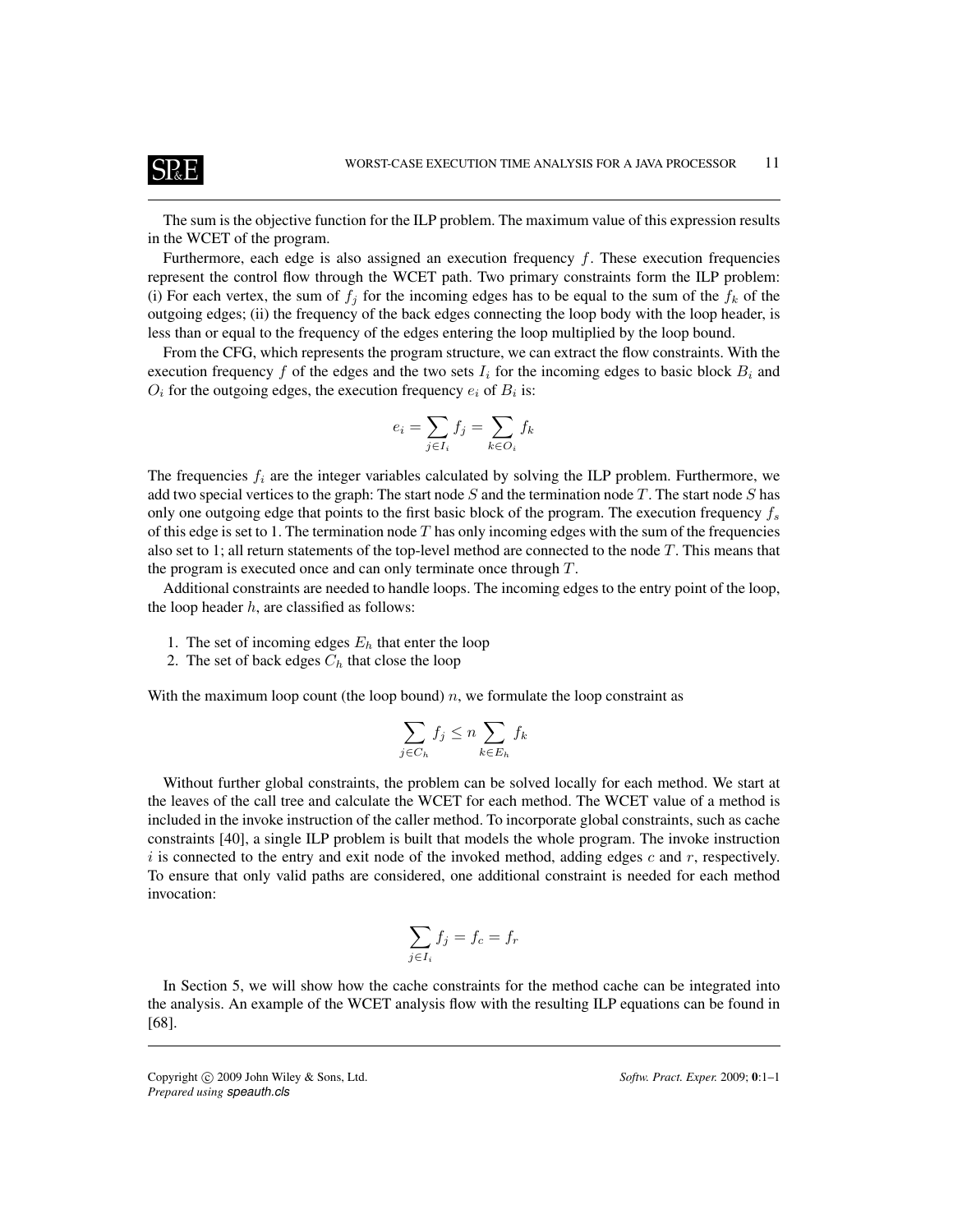The sum is the objective function for the ILP problem. The maximum value of this expression results in the WCET of the program.

Furthermore, each edge is also assigned an execution frequency $f$. These execution frequencies represent the control flow through the WCET path. Two primary constraints form the ILP problem: (i) For each vertex, the sum of $f_j$ for the incoming edges has to be equal to the sum of the $f_k$ of the outgoing edges; (ii) the frequency of the back edges connecting the loop body with the loop header, is less than or equal to the frequency of the edges entering the loop multiplied by the loop bound.

From the CFG, which represents the program structure, we can extract the flow constraints. With the execution frequency $f$ of the edges and the two sets $I_i$ for the incoming edges to basic block $B_i$ and $O_i$ for the outgoing edges, the execution frequency $e_i$ of $B_i$ is:

$$e_i = \sum_{j \in I_i} f_j = \sum_{k \in O_i} f_k$$

The frequencies $f_i$ are the integer variables calculated by solving the ILP problem. Furthermore, we add two special vertices to the graph: The start node $S$ and the termination node $T$. The start node $S$ has only one outgoing edge that points to the first basic block of the program. The execution frequency $f_s$ of this edge is set to 1. The termination node $T$ has only incoming edges with the sum of the frequencies also set to 1; all return statements of the top-level method are connected to the node $T$. This means that the program is executed once and can only terminate once through $T$.

Additional constraints are needed to handle loops. The incoming edges to the entry point of the loop, the loop header $h$, are classified as follows:

1. The set of incoming edges $E_h$ that enter the loop
2. The set of back edges $C_h$ that close the loop

With the maximum loop count (the loop bound) $n$, we formulate the loop constraint as

$$\sum_{j \in C_h} f_j \leq n \sum_{k \in E_h} f_k$$

Without further global constraints, the problem can be solved locally for each method. We start at the leaves of the call tree and calculate the WCET for each method. The WCET value of a method is included in the invoke instruction of the caller method. To incorporate global constraints, such as cache constraints [40], a single ILP problem is built that models the whole program. The invoke instruction $i$ is connected to the entry and exit node of the invoked method, adding edges $c$ and $r$, respectively. To ensure that only valid paths are considered, one additional constraint is needed for each method invocation:

$$\sum_{j \in I_i} f_j = f_c = f_r$$

In Section 5, we will show how the cache constraints for the method cache can be integrated into the analysis. An example of the WCET analysis flow with the resulting ILP equations can be found in [68].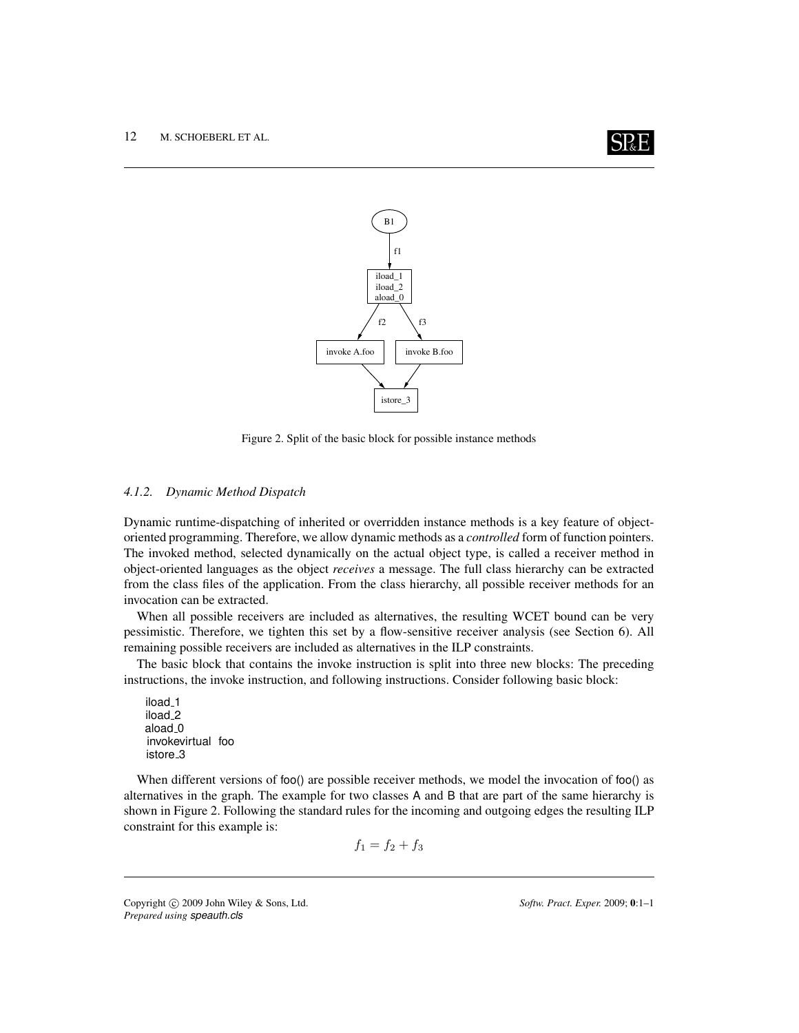Figure 2. Split of the basic block for possible instance methods

#### *4.1.2. Dynamic Method Dispatch*

Dynamic runtime-dispatching of inherited or overridden instance methods is a key feature of object-oriented programming. Therefore, we allow dynamic methods as a *controlled* form of function pointers. The invoked method, selected dynamically on the actual object type, is called a receiver method in object-oriented languages as the object *receives* a message. The full class hierarchy can be extracted from the class files of the application. From the class hierarchy, all possible receiver methods for an invocation can be extracted.

When all possible receivers are included as alternatives, the resulting WCET bound can be very pessimistic. Therefore, we tighten this set by a flow-sensitive receiver analysis (see Section 6). All remaining possible receivers are included as alternatives in the ILP constraints.

The basic block that contains the invoke instruction is split into three new blocks: The preceding instructions, the invoke instruction, and following instructions. Consider following basic block:

```
iload_1
iload_2
aload_0
invokevirtual foo
istore_3
```

When different versions of foo() are possible receiver methods, we model the invocation of foo() as alternatives in the graph. The example for two classes A and B that are part of the same hierarchy is shown in Figure 2. Following the standard rules for the incoming and outgoing edges the resulting ILP constraint for this example is:

$$f_1 = f_2 + f_3$$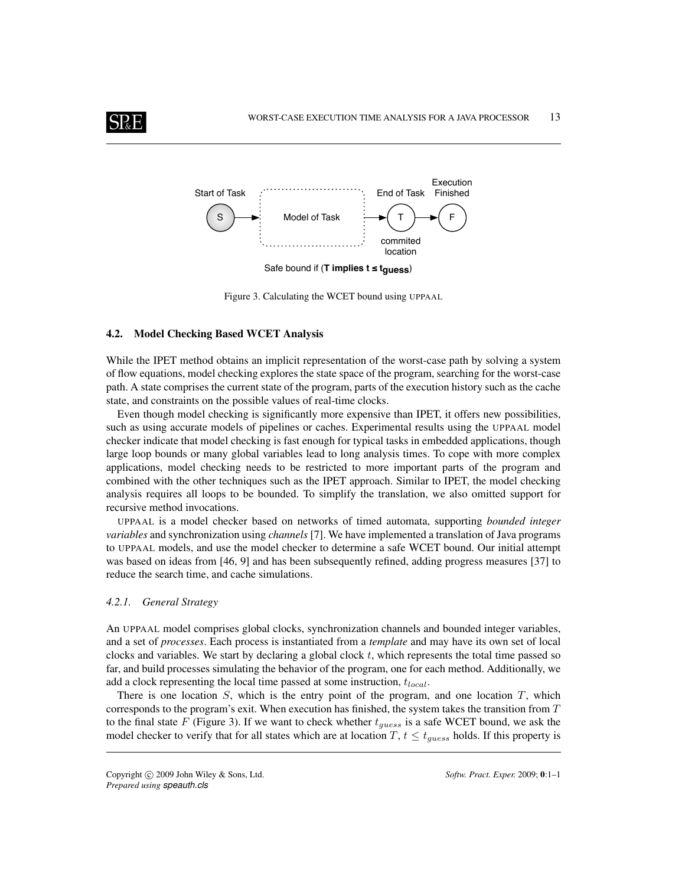Start of Task

End of Task

Execution Finished

S → Model of Task → T → F

commited location

Safe bound if (**T implies t ≤ $t_{guess}$**)

Figure 3. Calculating the WCET bound using UPPAAL

### 4.2. Model Checking Based WCET Analysis

While the IPET method obtains an implicit representation of the worst-case path by solving a system of flow equations, model checking explores the state space of the program, searching for the worst-case path. A state comprises the current state of the program, parts of the execution history such as the cache state, and constraints on the possible values of real-time clocks.

Even though model checking is significantly more expensive than IPET, it offers new possibilities, such as using accurate models of pipelines or caches. Experimental results using the UPPAAL model checker indicate that model checking is fast enough for typical tasks in embedded applications, though large loop bounds or many global variables lead to long analysis times. To cope with more complex applications, model checking needs to be restricted to more important parts of the program and combined with the other techniques such as the IPET approach. Similar to IPET, the model checking analysis requires all loops to be bounded. To simplify the translation, we also omitted support for recursive method invocations.

UPPAAL is a model checker based on networks of timed automata, supporting *bounded integer variables* and synchronization using *channels* [7]. We have implemented a translation of Java programs to UPPAAL models, and use the model checker to determine a safe WCET bound. Our initial attempt was based on ideas from [46, 9] and has been subsequently refined, adding progress measures [37] to reduce the search time, and cache simulations.

#### 4.2.1. General Strategy

An UPPAAL model comprises global clocks, synchronization channels and bounded integer variables, and a set of *processes*. Each process is instantiated from a *template* and may have its own set of local clocks and variables. We start by declaring a global clock $t$, which represents the total time passed so far, and build processes simulating the behavior of the program, one for each method. Additionally, we add a clock representing the local time passed at some instruction, $t_{local}$.

There is one location $S$, which is the entry point of the program, and one location $T$, which corresponds to the program's exit. When execution has finished, the system takes the transition from $T$ to the final state $F$ (Figure 3). If we want to check whether $t_{guess}$ is a safe WCET bound, we ask the model checker to verify that for all states which are at location $T$, $t \leq t_{guess}$ holds. If this property is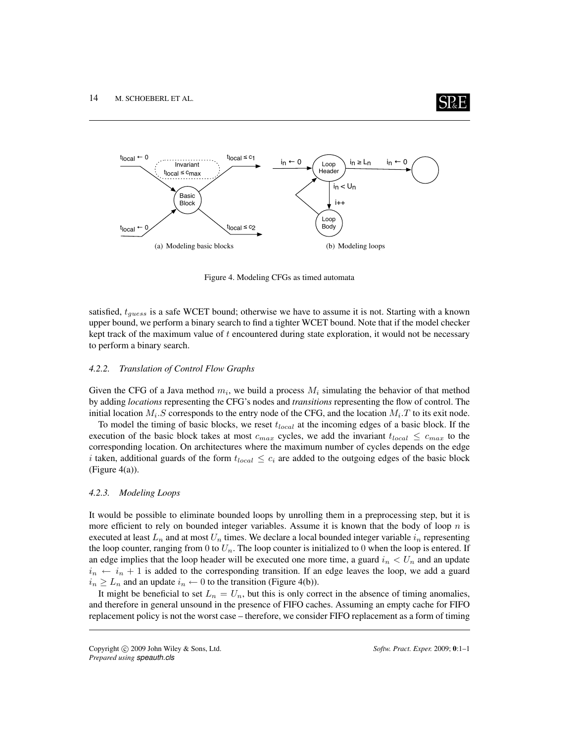(a) Modeling basic blocks

(b) Modeling loops

Figure 4. Modeling CFGs as timed automata

satisfied, $t_{guess}$ is a safe WCET bound; otherwise we have to assume it is not. Starting with a known upper bound, we perform a binary search to find a tighter WCET bound. Note that if the model checker kept track of the maximum value of $t$ encountered during state exploration, it would not be necessary to perform a binary search.

#### 4.2.2. *Translation of Control Flow Graphs*

Given the CFG of a Java method $m_i$, we build a process $M_i$ simulating the behavior of that method by adding *locations* representing the CFG's nodes and *transitions* representing the flow of control. The initial location $M_i.S$ corresponds to the entry node of the CFG, and the location $M_i.T$ to its exit node.

To model the timing of basic blocks, we reset $t_{local}$ at the incoming edges of a basic block. If the execution of the basic block takes at most $c_{max}$ cycles, we add the invariant $t_{local} \leq c_{max}$ to the corresponding location. On architectures where the maximum number of cycles depends on the edge $i$ taken, additional guards of the form $t_{local} \leq c_i$ are added to the outgoing edges of the basic block (Figure 4(a)).

#### 4.2.3. *Modeling Loops*

It would be possible to eliminate bounded loops by unrolling them in a preprocessing step, but it is more efficient to rely on bounded integer variables. Assume it is known that the body of loop $n$ is executed at least $L_n$ and at most $U_n$ times. We declare a local bounded integer variable $i_n$ representing the loop counter, ranging from $0$ to $U_n$. The loop counter is initialized to $0$ when the loop is entered. If an edge implies that the loop header will be executed one more time, a guard $i_n < U_n$ and an update $i_n \leftarrow i_n + 1$ is added to the corresponding transition. If an edge leaves the loop, we add a guard $i_n \geq L_n$ and an update $i_n \leftarrow 0$ to the transition (Figure 4(b)).

It might be beneficial to set $L_n = U_n$, but this is only correct in the absence of timing anomalies, and therefore in general unsound in the presence of FIFO caches. Assuming an empty cache for FIFO replacement policy is not the worst case – therefore, we consider FIFO replacement as a form of timing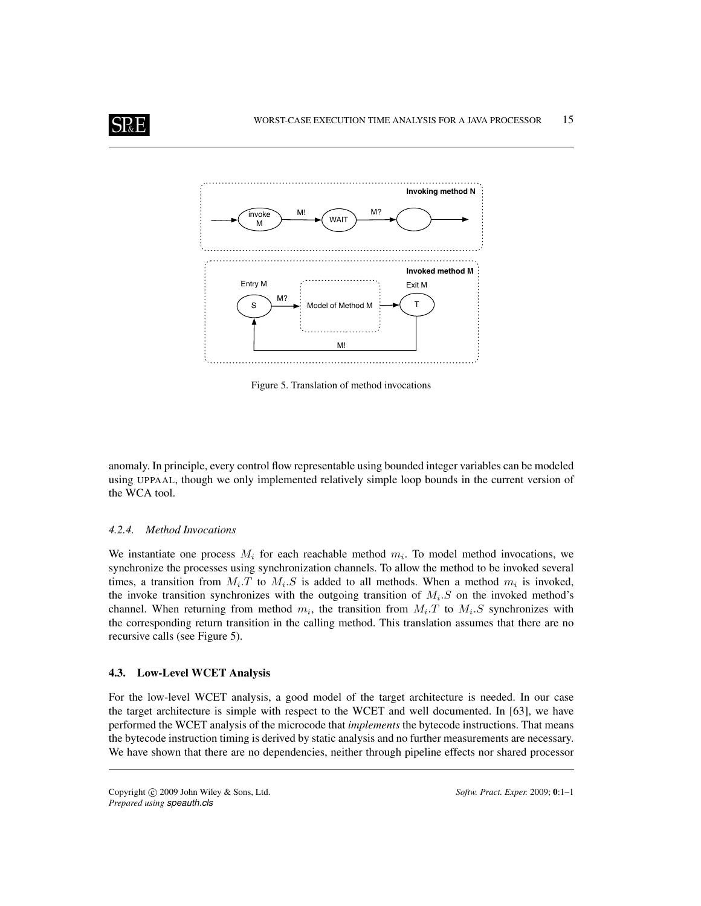Figure 5. Translation of method invocations

anomaly. In principle, every control flow representable using bounded integer variables can be modeled using UPPAAL, though we only implemented relatively simple loop bounds in the current version of the WCA tool.

#### *4.2.4. Method Invocations*

We instantiate one process $M_i$ for each reachable method $m_i$. To model method invocations, we synchronize the processes using synchronization channels. To allow the method to be invoked several times, a transition from $M_i.T$ to $M_i.S$ is added to all methods. When a method $m_i$ is invoked, the invoke transition synchronizes with the outgoing transition of $M_i.S$ on the invoked method's channel. When returning from method $m_i$, the transition from $M_i.T$ to $M_i.S$ synchronizes with the corresponding return transition in the calling method. This translation assumes that there are no recursive calls (see Figure 5).

### 4.3. Low-Level WCET Analysis

For the low-level WCET analysis, a good model of the target architecture is needed. In our case the target architecture is simple with respect to the WCET and well documented. In [63], we have performed the WCET analysis of the microcode that *implements* the bytecode instructions. That means the bytecode instruction timing is derived by static analysis and no further measurements are necessary. We have shown that there are no dependencies, neither through pipeline effects nor shared processor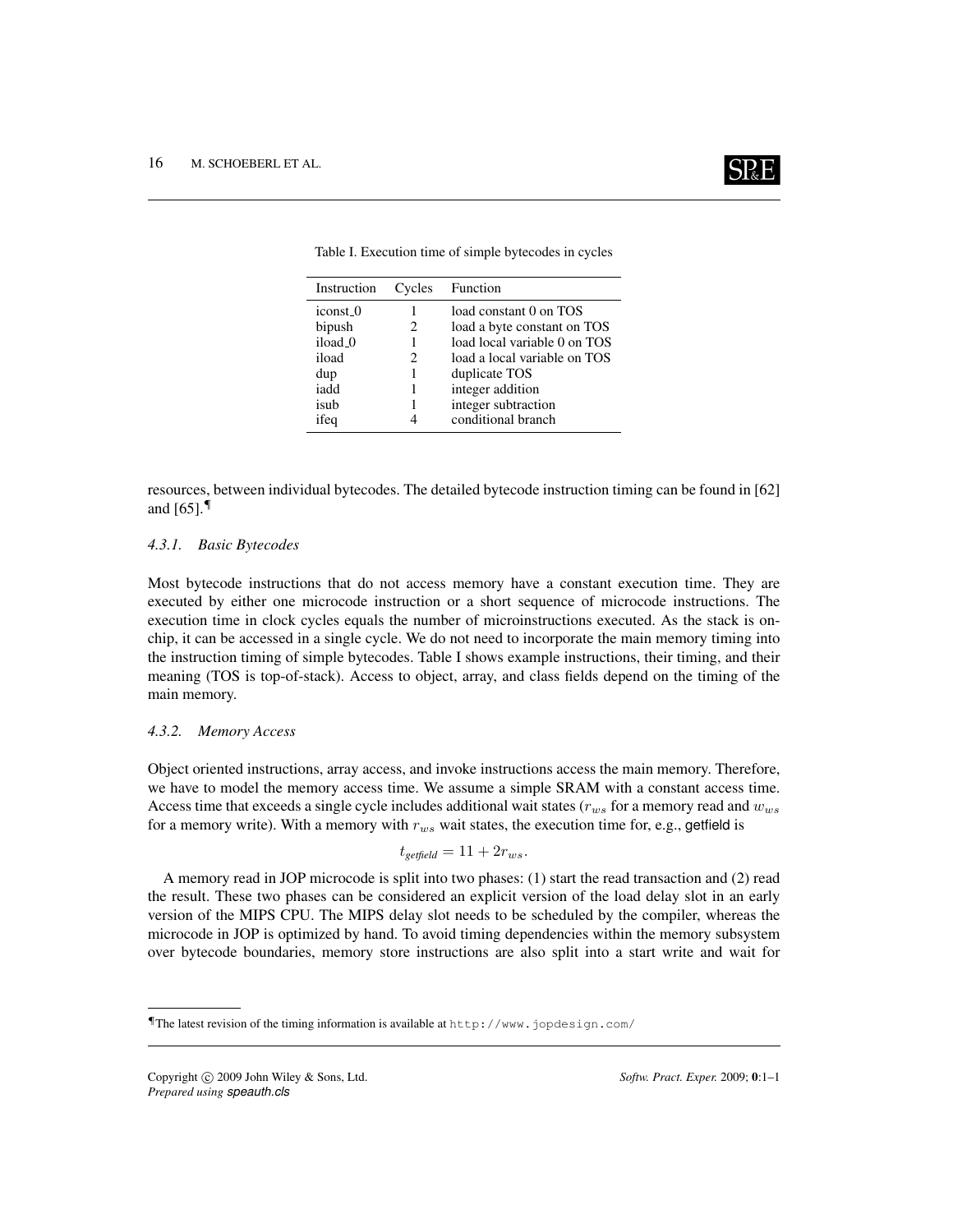Table I. Execution time of simple bytecodes in cycles

| Instruction | Cycles | Function |
|---|---|---|
| iconst_0 | 1 | load constant 0 on TOS |
| bipush | 2 | load a byte constant on TOS |
| iload_0 | 1 | load local variable 0 on TOS |
| iload | 2 | load a local variable on TOS |
| dup | 1 | duplicate TOS |
| iadd | 1 | integer addition |
| isub | 1 | integer subtraction |
| ifeq | 4 | conditional branch |

resources, between individual bytecodes. The detailed bytecode instruction timing can be found in [62] and [65].[¶]

#### 4.3.1. *Basic Bytecodes*

Most bytecode instructions that do not access memory have a constant execution time. They are executed by either one microcode instruction or a short sequence of microcode instructions. The execution time in clock cycles equals the number of microinstructions executed. As the stack is on-chip, it can be accessed in a single cycle. We do not need to incorporate the main memory timing into the instruction timing of simple bytecodes. Table I shows example instructions, their timing, and their meaning (TOS is top-of-stack). Access to object, array, and class fields depend on the timing of the main memory.

#### 4.3.2. *Memory Access*

Object oriented instructions, array access, and invoke instructions access the main memory. Therefore, we have to model the memory access time. We assume a simple SRAM with a constant access time. Access time that exceeds a single cycle includes additional wait states ($r_{ws}$ for a memory read and $w_{ws}$ for a memory write). With a memory with $r_{ws}$ wait states, the execution time for, e.g., getfield is

$$t_{getfield} = 11 + 2r_{ws}.$$

A memory read in JOP microcode is split into two phases: (1) start the read transaction and (2) read the result. These two phases can be considered an explicit version of the load delay slot in an early version of the MIPS CPU. The MIPS delay slot needs to be scheduled by the compiler, whereas the microcode in JOP is optimized by hand. To avoid timing dependencies within the memory subsystem over bytecode boundaries, memory store instructions are also split into a start write and wait for

[¶]The latest revision of the timing information is available at http://www.jopdesign.com/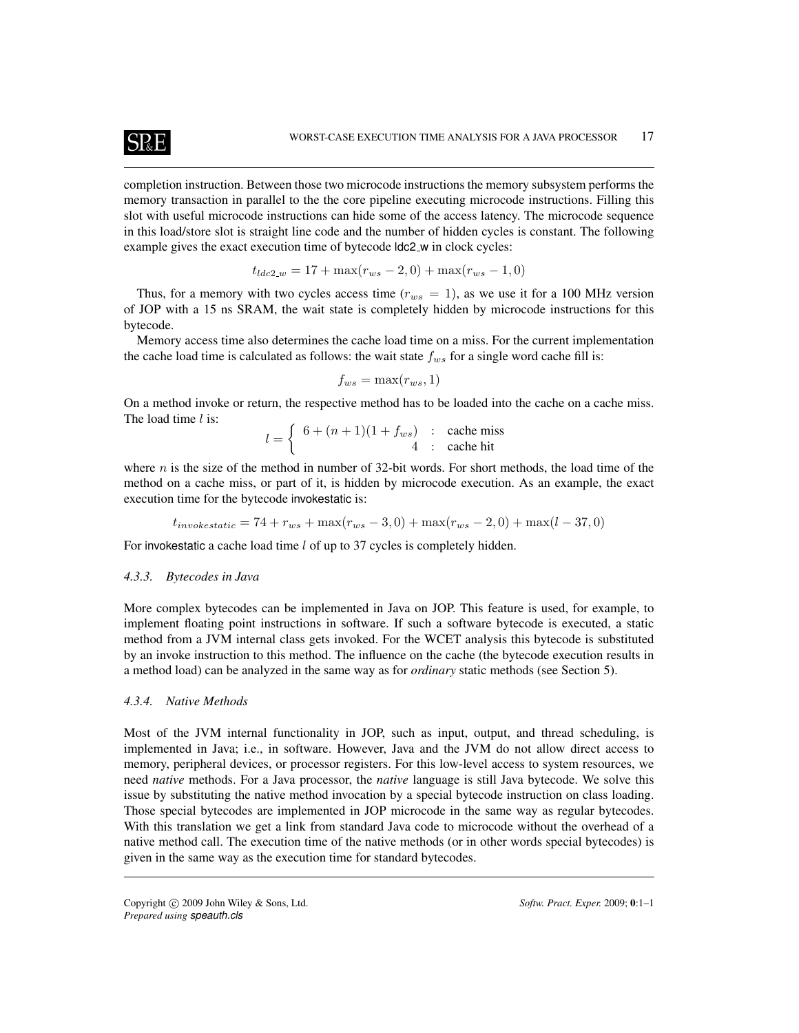completion instruction. Between those two microcode instructions the memory subsystem performs the memory transaction in parallel to the the core pipeline executing microcode instructions. Filling this slot with useful microcode instructions can hide some of the access latency. The microcode sequence in this load/store slot is straight line code and the number of hidden cycles is constant. The following example gives the exact execution time of bytecode ldc2_w in clock cycles:

$$t_{ldc2\_w} = 17 + \max(r_{ws} - 2, 0) + \max(r_{ws} - 1, 0)$$

Thus, for a memory with two cycles access time ($r_{ws} = 1$), as we use it for a 100 MHz version of JOP with a 15 ns SRAM, the wait state is completely hidden by microcode instructions for this bytecode.

Memory access time also determines the cache load time on a miss. For the current implementation the cache load time is calculated as follows: the wait state $f_{ws}$ for a single word cache fill is:

$$f_{ws} = \max(r_{ws}, 1)$$

On a method invoke or return, the respective method has to be loaded into the cache on a cache miss. The load time $l$ is:

$$l = \begin{cases} 6 + (n+1)(1 + f_{ws}) & : \text{ cache miss} \\ 4 & : \text{ cache hit} \end{cases}$$

where $n$ is the size of the method in number of 32-bit words. For short methods, the load time of the method on a cache miss, or part of it, is hidden by microcode execution. As an example, the exact execution time for the bytecode invokestatic is:

$$t_{invokestatic} = 74 + r_{ws} + \max(r_{ws} - 3, 0) + \max(r_{ws} - 2, 0) + \max(l - 37, 0)$$

For invokestatic a cache load time $l$ of up to 37 cycles is completely hidden.

#### *4.3.3. Bytecodes in Java*

More complex bytecodes can be implemented in Java on JOP. This feature is used, for example, to implement floating point instructions in software. If such a software bytecode is executed, a static method from a JVM internal class gets invoked. For the WCET analysis this bytecode is substituted by an invoke instruction to this method. The influence on the cache (the bytecode execution results in a method load) can be analyzed in the same way as for *ordinary* static methods (see Section 5).

#### *4.3.4. Native Methods*

Most of the JVM internal functionality in JOP, such as input, output, and thread scheduling, is implemented in Java; i.e., in software. However, Java and the JVM do not allow direct access to memory, peripheral devices, or processor registers. For this low-level access to system resources, we need *native* methods. For a Java processor, the *native* language is still Java bytecode. We solve this issue by substituting the native method invocation by a special bytecode instruction on class loading. Those special bytecodes are implemented in JOP microcode in the same way as regular bytecodes. With this translation we get a link from standard Java code to microcode without the overhead of a native method call. The execution time of the native methods (or in other words special bytecodes) is given in the same way as the execution time for standard bytecodes.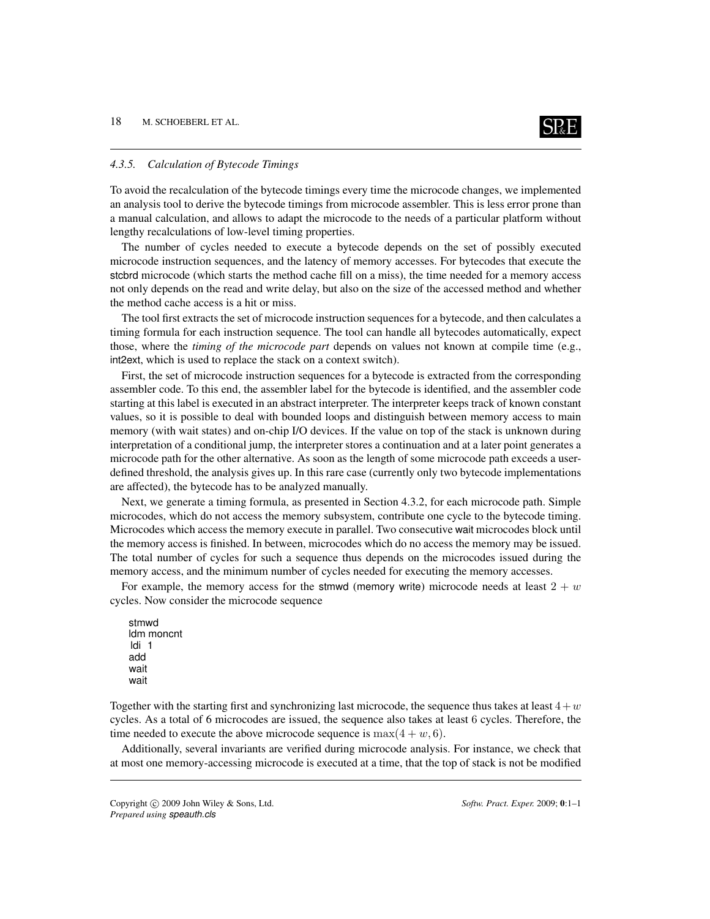#### 4.3.5. Calculation of Bytecode Timings

To avoid the recalculation of the bytecode timings every time the microcode changes, we implemented an analysis tool to derive the bytecode timings from microcode assembler. This is less error prone than a manual calculation, and allows to adapt the microcode to the needs of a particular platform without lengthy recalculations of low-level timing properties.

The number of cycles needed to execute a bytecode depends on the set of possibly executed microcode instruction sequences, and the latency of memory accesses. For bytecodes that execute the stcbrd microcode (which starts the method cache fill on a miss), the time needed for a memory access not only depends on the read and write delay, but also on the size of the accessed method and whether the method cache access is a hit or miss.

The tool first extracts the set of microcode instruction sequences for a bytecode, and then calculates a timing formula for each instruction sequence. The tool can handle all bytecodes automatically, expect those, where the *timing of the microcode part* depends on values not known at compile time (e.g., int2ext, which is used to replace the stack on a context switch).

First, the set of microcode instruction sequences for a bytecode is extracted from the corresponding assembler code. To this end, the assembler label for the bytecode is identified, and the assembler code starting at this label is executed in an abstract interpreter. The interpreter keeps track of known constant values, so it is possible to deal with bounded loops and distinguish between memory access to main memory (with wait states) and on-chip I/O devices. If the value on top of the stack is unknown during interpretation of a conditional jump, the interpreter stores a continuation and at a later point generates a microcode path for the other alternative. As soon as the length of some microcode path exceeds a user-defined threshold, the analysis gives up. In this rare case (currently only two bytecode implementations are affected), the bytecode has to be analyzed manually.

Next, we generate a timing formula, as presented in Section 4.3.2, for each microcode path. Simple microcodes, which do not access the memory subsystem, contribute one cycle to the bytecode timing. Microcodes which access the memory execute in parallel. Two consecutive wait microcodes block until the memory access is finished. In between, microcodes which do no access the memory may be issued. The total number of cycles for such a sequence thus depends on the microcodes issued during the memory access, and the minimum number of cycles needed for executing the memory accesses.

For example, the memory access for the stmwd (memory write) microcode needs at least $2 + w$ cycles. Now consider the microcode sequence

```
stmwd
ldm moncnt
 ldi 1
add
wait
wait
```

Together with the starting first and synchronizing last microcode, the sequence thus takes at least $4+w$ cycles. As a total of 6 microcodes are issued, the sequence also takes at least 6 cycles. Therefore, the time needed to execute the above microcode sequence is $\max(4 + w, 6)$.

Additionally, several invariants are verified during microcode analysis. For instance, we check that at most one memory-accessing microcode is executed at a time, that the top of stack is not be modified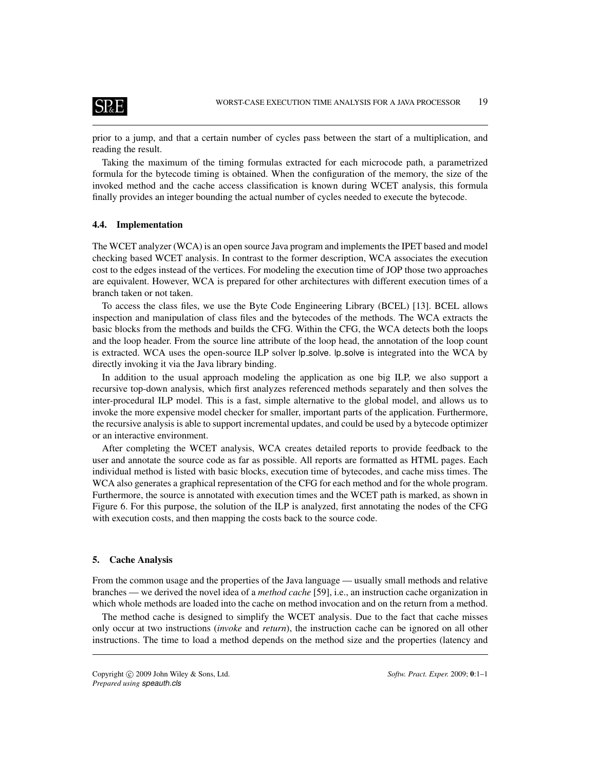prior to a jump, and that a certain number of cycles pass between the start of a multiplication, and reading the result.

Taking the maximum of the timing formulas extracted for each microcode path, a parametrized formula for the bytecode timing is obtained. When the configuration of the memory, the size of the invoked method and the cache access classification is known during WCET analysis, this formula finally provides an integer bounding the actual number of cycles needed to execute the bytecode.

### 4.4. Implementation

The WCET analyzer (WCA) is an open source Java program and implements the IPET based and model checking based WCET analysis. In contrast to the former description, WCA associates the execution cost to the edges instead of the vertices. For modeling the execution time of JOP those two approaches are equivalent. However, WCA is prepared for other architectures with different execution times of a branch taken or not taken.

To access the class files, we use the Byte Code Engineering Library (BCEL) [13]. BCEL allows inspection and manipulation of class files and the bytecodes of the methods. The WCA extracts the basic blocks from the methods and builds the CFG. Within the CFG, the WCA detects both the loops and the loop header. From the source line attribute of the loop head, the annotation of the loop count is extracted. WCA uses the open-source ILP solver lp_solve. lp_solve is integrated into the WCA by directly invoking it via the Java library binding.

In addition to the usual approach modeling the application as one big ILP, we also support a recursive top-down analysis, which first analyzes referenced methods separately and then solves the inter-procedural ILP model. This is a fast, simple alternative to the global model, and allows us to invoke the more expensive model checker for smaller, important parts of the application. Furthermore, the recursive analysis is able to support incremental updates, and could be used by a bytecode optimizer or an interactive environment.

After completing the WCET analysis, WCA creates detailed reports to provide feedback to the user and annotate the source code as far as possible. All reports are formatted as HTML pages. Each individual method is listed with basic blocks, execution time of bytecodes, and cache miss times. The WCA also generates a graphical representation of the CFG for each method and for the whole program. Furthermore, the source is annotated with execution times and the WCET path is marked, as shown in Figure 6. For this purpose, the solution of the ILP is analyzed, first annotating the nodes of the CFG with execution costs, and then mapping the costs back to the source code.

## 5. Cache Analysis

From the common usage and the properties of the Java language — usually small methods and relative branches — we derived the novel idea of a *method cache* [59], i.e., an instruction cache organization in which whole methods are loaded into the cache on method invocation and on the return from a method.

The method cache is designed to simplify the WCET analysis. Due to the fact that cache misses only occur at two instructions (*invoke* and *return*), the instruction cache can be ignored on all other instructions. The time to load a method depends on the method size and the properties (latency and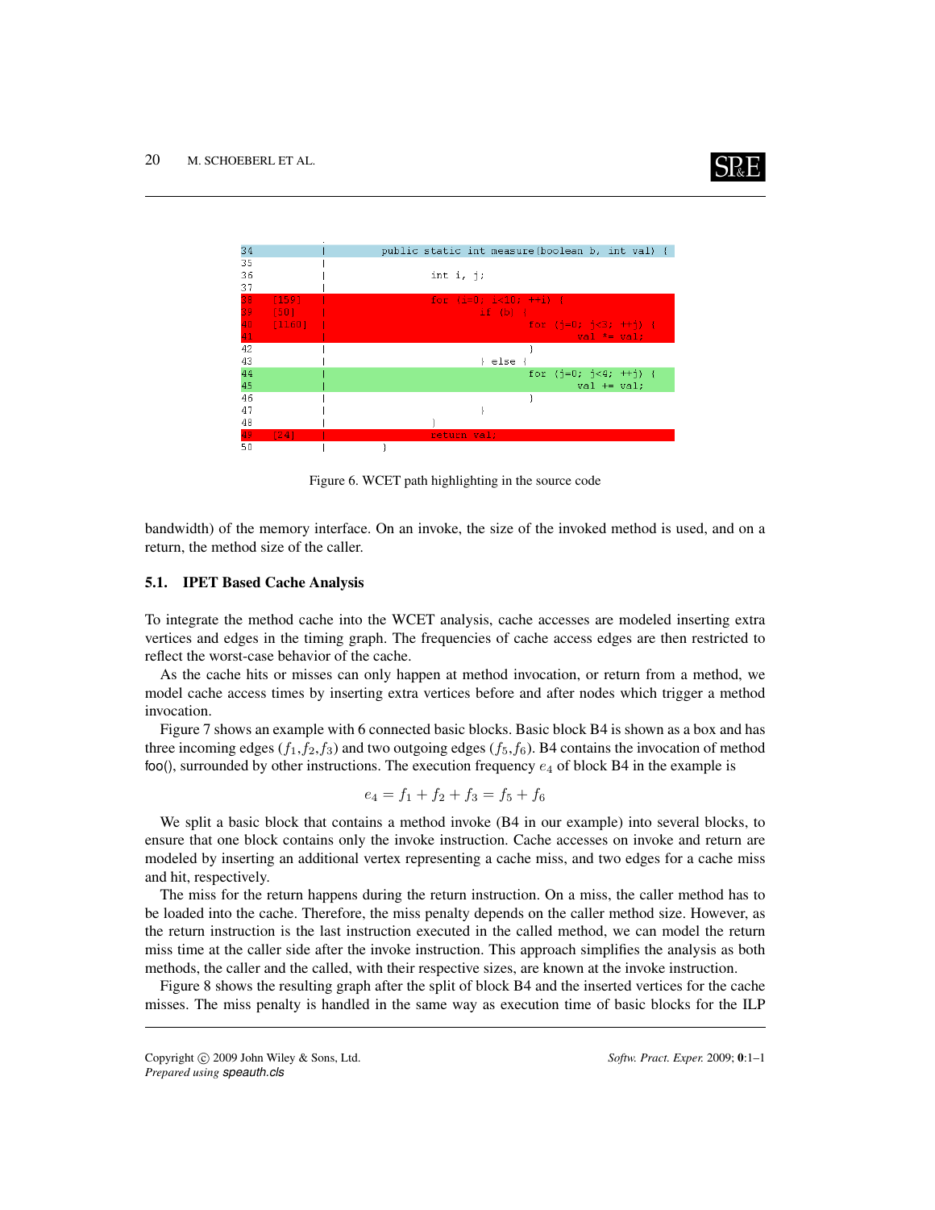```
34          |         public static int measure(boolean b, int val) {
35          |
36          |                 int i, j;
37          |
38   [159]  |                 for (i=0; i<10; ++i) {
39   [50]   |                         if (b) {
40   [1160] |                                 for (j=0; j<3; ++j) {
41          |                                         val *= val;
42          |                                 }
43          |                         } else {
44          |                                 for (j=0; j<4; ++j) {
45          |                                         val += val;
46          |                                 }
47          |                         }
48          |                 }
49   [24]   |                 return val;
50          |         }
```

Figure 6. WCET path highlighting in the source code

bandwidth) of the memory interface. On an invoke, the size of the invoked method is used, and on a return, the method size of the caller.

### 5.1. IPET Based Cache Analysis

To integrate the method cache into the WCET analysis, cache accesses are modeled inserting extra vertices and edges in the timing graph. The frequencies of cache access edges are then restricted to reflect the worst-case behavior of the cache.

As the cache hits or misses can only happen at method invocation, or return from a method, we model cache access times by inserting extra vertices before and after nodes which trigger a method invocation.

Figure 7 shows an example with 6 connected basic blocks. Basic block B4 is shown as a box and has three incoming edges ($f_1$,$f_2$,$f_3$) and two outgoing edges ($f_5$,$f_6$). B4 contains the invocation of method foo(), surrounded by other instructions. The execution frequency $e_4$ of block B4 in the example is

$$e_4 = f_1 + f_2 + f_3 = f_5 + f_6$$

We split a basic block that contains a method invoke (B4 in our example) into several blocks, to ensure that one block contains only the invoke instruction. Cache accesses on invoke and return are modeled by inserting an additional vertex representing a cache miss, and two edges for a cache miss and hit, respectively.

The miss for the return happens during the return instruction. On a miss, the caller method has to be loaded into the cache. Therefore, the miss penalty depends on the caller method size. However, as the return instruction is the last instruction executed in the called method, we can model the return miss time at the caller side after the invoke instruction. This approach simplifies the analysis as both methods, the caller and the called, with their respective sizes, are known at the invoke instruction.

Figure 8 shows the resulting graph after the split of block B4 and the inserted vertices for the cache misses. The miss penalty is handled in the same way as execution time of basic blocks for the ILP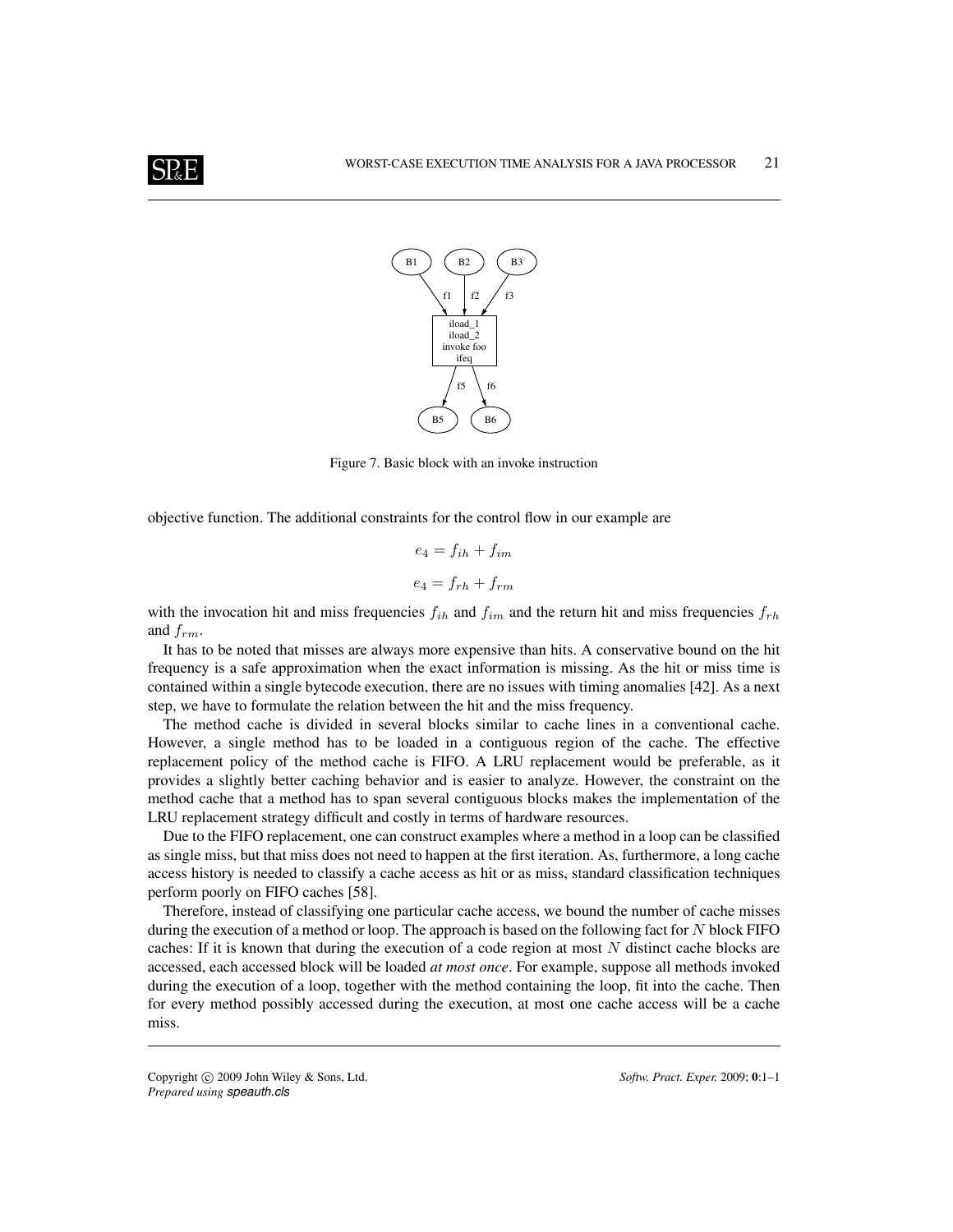Figure 7. Basic block with an invoke instruction

objective function. The additional constraints for the control flow in our example are

$$e_4 = f_{ih} + f_{im}$$

$$e_4 = f_{rh} + f_{rm}$$

with the invocation hit and miss frequencies $f_{ih}$ and $f_{im}$ and the return hit and miss frequencies $f_{rh}$ and $f_{rm}$.

It has to be noted that misses are always more expensive than hits. A conservative bound on the hit frequency is a safe approximation when the exact information is missing. As the hit or miss time is contained within a single bytecode execution, there are no issues with timing anomalies [42]. As a next step, we have to formulate the relation between the hit and the miss frequency.

The method cache is divided in several blocks similar to cache lines in a conventional cache. However, a single method has to be loaded in a contiguous region of the cache. The effective replacement policy of the method cache is FIFO. A LRU replacement would be preferable, as it provides a slightly better caching behavior and is easier to analyze. However, the constraint on the method cache that a method has to span several contiguous blocks makes the implementation of the LRU replacement strategy difficult and costly in terms of hardware resources.

Due to the FIFO replacement, one can construct examples where a method in a loop can be classified as single miss, but that miss does not need to happen at the first iteration. As, furthermore, a long cache access history is needed to classify a cache access as hit or as miss, standard classification techniques perform poorly on FIFO caches [58].

Therefore, instead of classifying one particular cache access, we bound the number of cache misses during the execution of a method or loop. The approach is based on the following fact for $N$ block FIFO caches: If it is known that during the execution of a code region at most $N$ distinct cache blocks are accessed, each accessed block will be loaded *at most once*. For example, suppose all methods invoked during the execution of a loop, together with the method containing the loop, fit into the cache. Then for every method possibly accessed during the execution, at most one cache access will be a cache miss.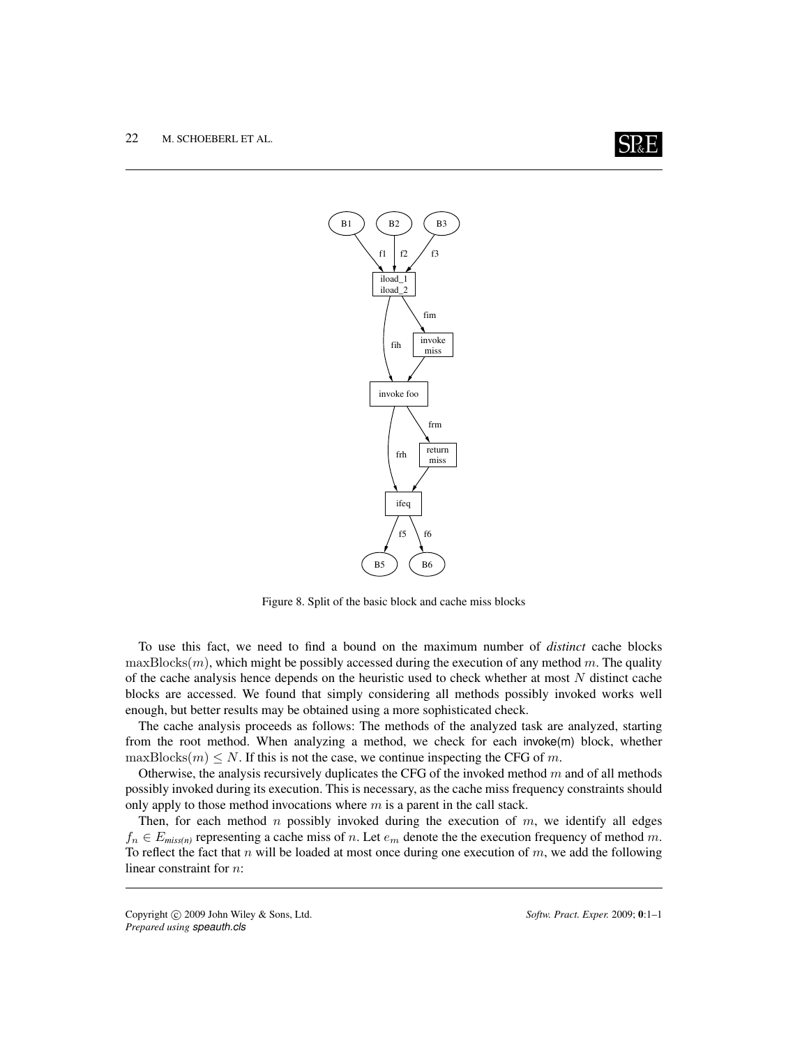Figure 8. Split of the basic block and cache miss blocks

To use this fact, we need to find a bound on the maximum number of *distinct* cache blocks $\mathrm{maxBlocks}(m)$, which might be possibly accessed during the execution of any method $m$. The quality of the cache analysis hence depends on the heuristic used to check whether at most $N$ distinct cache blocks are accessed. We found that simply considering all methods possibly invoked works well enough, but better results may be obtained using a more sophisticated check.

The cache analysis proceeds as follows: The methods of the analyzed task are analyzed, starting from the root method. When analyzing a method, we check for each invoke(m) block, whether $\mathrm{maxBlocks}(m) \leq N$. If this is not the case, we continue inspecting the CFG of $m$.

Otherwise, the analysis recursively duplicates the CFG of the invoked method $m$ and of all methods possibly invoked during its execution. This is necessary, as the cache miss frequency constraints should only apply to those method invocations where $m$ is a parent in the call stack.

Then, for each method $n$ possibly invoked during the execution of $m$, we identify all edges $f_n \in E_{miss(n)}$ representing a cache miss of $n$. Let $e_m$ denote the the execution frequency of method $m$. To reflect the fact that $n$ will be loaded at most once during one execution of $m$, we add the following linear constraint for $n$: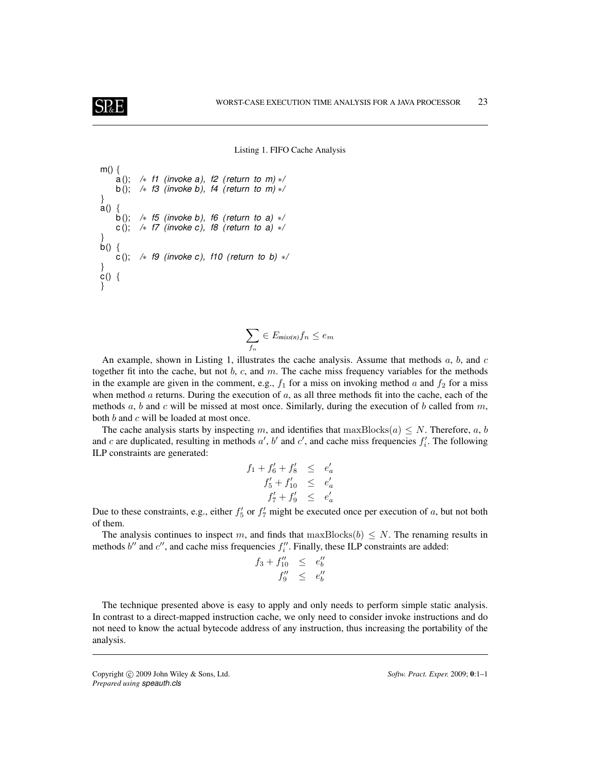Listing 1. FIFO Cache Analysis

```
m() {
    a();  /* f1 (invoke a), f2 (return to m) */
    b();  /* f3 (invoke b), f4 (return to m) */
}
a() {
    b();  /* f5 (invoke b), f6 (return to a) */
    c();  /* f7 (invoke c), f8 (return to a) */
}
b() {
    c();  /* f9 (invoke c), f10 (return to b) */
}
c() {
}
```

$$\sum_{f_n} \in E_{miss(n)} f_n \leq e_m$$

An example, shown in Listing 1, illustrates the cache analysis. Assume that methods $a$, $b$, and $c$ together fit into the cache, but not $b$, $c$, and $m$. The cache miss frequency variables for the methods in the example are given in the comment, e.g., $f_1$ for a miss on invoking method $a$ and $f_2$ for a miss when method $a$ returns. During the execution of $a$, as all three methods fit into the cache, each of the methods $a$, $b$ and $c$ will be missed at most once. Similarly, during the execution of $b$ called from $m$, both $b$ and $c$ will be loaded at most once.

The cache analysis starts by inspecting $m$, and identifies that $\text{maxBlocks}(a) \leq N$. Therefore, $a$, $b$ and $c$ are duplicated, resulting in methods $a'$, $b'$ and $c'$, and cache miss frequencies $f'_i$. The following ILP constraints are generated:

$$\begin{aligned} f_1 + f'_6 + f'_8 &\leq e'_a \\ f'_5 + f'_{10} &\leq e'_a \\ f'_7 + f'_9 &\leq e'_a \end{aligned}$$

Due to these constraints, e.g., either $f'_5$ or $f'_7$ might be executed once per execution of $a$, but not both of them.

The analysis continues to inspect $m$, and finds that $\text{maxBlocks}(b) \leq N$. The renaming results in methods $b''$ and $c''$, and cache miss frequencies $f''_i$. Finally, these ILP constraints are added:

$$\begin{aligned} f_3 + f''_{10} &\leq e''_b \\ f''_9 &\leq e''_b \end{aligned}$$

The technique presented above is easy to apply and only needs to perform simple static analysis. In contrast to a direct-mapped instruction cache, we only need to consider invoke instructions and do not need to know the actual bytecode address of any instruction, thus increasing the portability of the analysis.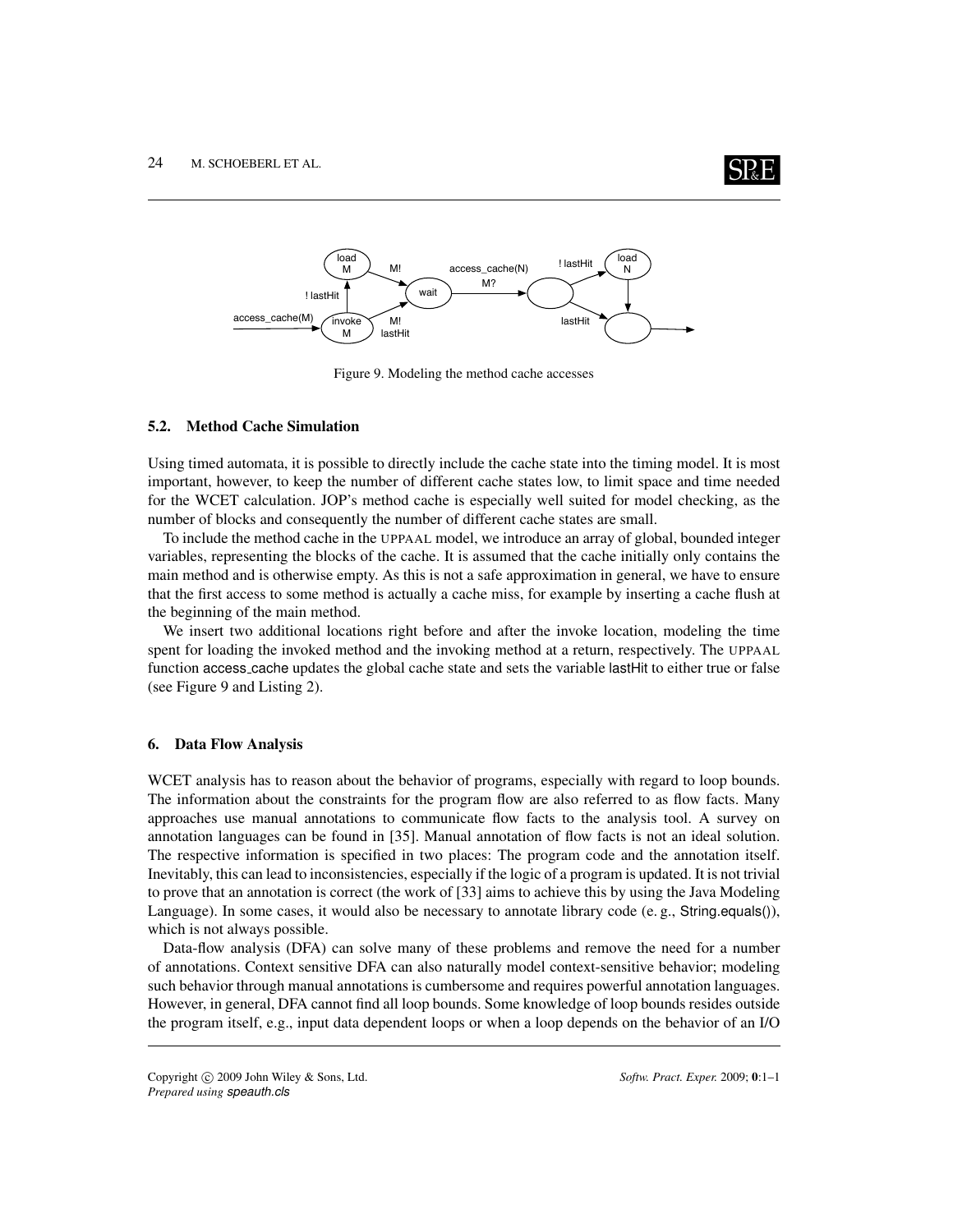Figure 9. Modeling the method cache accesses

### 5.2. Method Cache Simulation

Using timed automata, it is possible to directly include the cache state into the timing model. It is most important, however, to keep the number of different cache states low, to limit space and time needed for the WCET calculation. JOP's method cache is especially well suited for model checking, as the number of blocks and consequently the number of different cache states are small.

To include the method cache in the UPPAAL model, we introduce an array of global, bounded integer variables, representing the blocks of the cache. It is assumed that the cache initially only contains the main method and is otherwise empty. As this is not a safe approximation in general, we have to ensure that the first access to some method is actually a cache miss, for example by inserting a cache flush at the beginning of the main method.

We insert two additional locations right before and after the invoke location, modeling the time spent for loading the invoked method and the invoking method at a return, respectively. The UPPAAL function access_cache updates the global cache state and sets the variable lastHit to either true or false (see Figure 9 and Listing 2).

## 6. Data Flow Analysis

WCET analysis has to reason about the behavior of programs, especially with regard to loop bounds. The information about the constraints for the program flow are also referred to as flow facts. Many approaches use manual annotations to communicate flow facts to the analysis tool. A survey on annotation languages can be found in [35]. Manual annotation of flow facts is not an ideal solution. The respective information is specified in two places: The program code and the annotation itself. Inevitably, this can lead to inconsistencies, especially if the logic of a program is updated. It is not trivial to prove that an annotation is correct (the work of [33] aims to achieve this by using the Java Modeling Language). In some cases, it would also be necessary to annotate library code (e. g., String.equals()), which is not always possible.

Data-flow analysis (DFA) can solve many of these problems and remove the need for a number of annotations. Context sensitive DFA can also naturally model context-sensitive behavior; modeling such behavior through manual annotations is cumbersome and requires powerful annotation languages. However, in general, DFA cannot find all loop bounds. Some knowledge of loop bounds resides outside the program itself, e.g., input data dependent loops or when a loop depends on the behavior of an I/O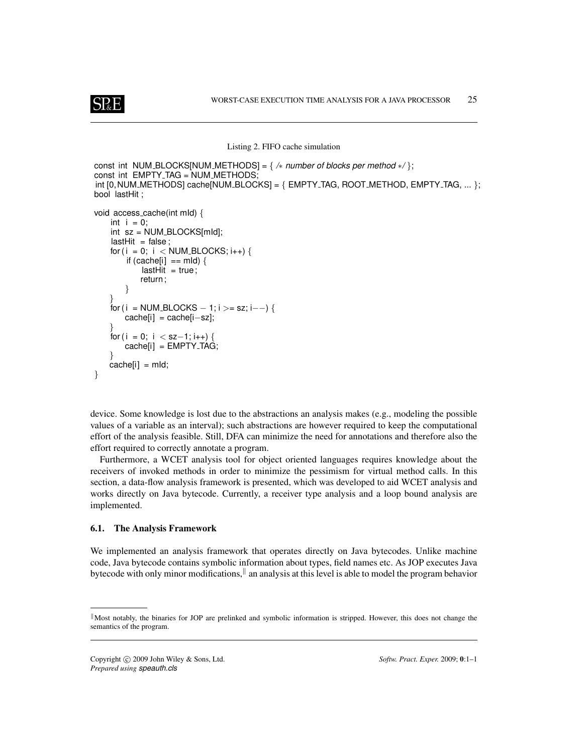Listing 2. FIFO cache simulation

```
const int NUM_BLOCKS[NUM_METHODS] = { /* number of blocks per method */ };
const int EMPTY_TAG = NUM_METHODS;
int [0,NUM_METHODS] cache[NUM_BLOCKS] = { EMPTY_TAG, ROOT_METHOD, EMPTY_TAG, ... };
bool lastHit ;

void access_cache(int mId) {
    int i = 0;
    int sz = NUM_BLOCKS[mId];
    lastHit = false ;
    for ( i = 0; i < NUM_BLOCKS; i++) {
        if (cache[i] == mId) {
            lastHit = true ;
            return ;
        }
    }
    for ( i = NUM_BLOCKS − 1; i >= sz; i−−) {
        cache[i] = cache[i−sz];
    }
    for ( i = 0; i < sz−1; i++) {
        cache[i] = EMPTY_TAG;
    }
    cache[i] = mId;
}
```

device. Some knowledge is lost due to the abstractions an analysis makes (e.g., modeling the possible values of a variable as an interval); such abstractions are however required to keep the computational effort of the analysis feasible. Still, DFA can minimize the need for annotations and therefore also the effort required to correctly annotate a program.

Furthermore, a WCET analysis tool for object oriented languages requires knowledge about the receivers of invoked methods in order to minimize the pessimism for virtual method calls. In this section, a data-flow analysis framework is presented, which was developed to aid WCET analysis and works directly on Java bytecode. Currently, a receiver type analysis and a loop bound analysis are implemented.

### 6.1. The Analysis Framework

We implemented an analysis framework that operates directly on Java bytecodes. Unlike machine code, Java bytecode contains symbolic information about types, field names etc. As JOP executes Java bytecode with only minor modifications,‖ an analysis at this level is able to model the program behavior

‖Most notably, the binaries for JOP are prelinked and symbolic information is stripped. However, this does not change the semantics of the program.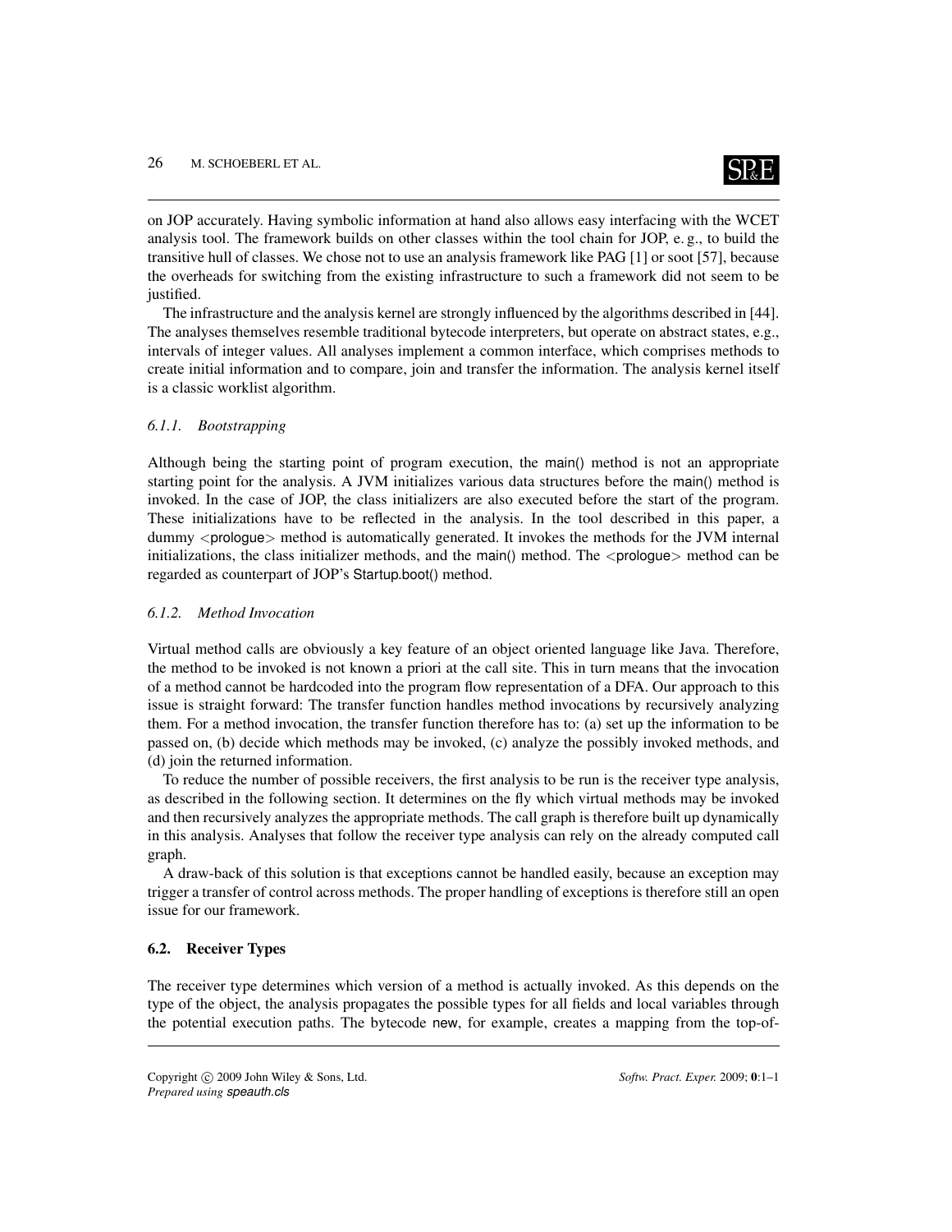on JOP accurately. Having symbolic information at hand also allows easy interfacing with the WCET analysis tool. The framework builds on other classes within the tool chain for JOP, e. g., to build the transitive hull of classes. We chose not to use an analysis framework like PAG [1] or soot [57], because the overheads for switching from the existing infrastructure to such a framework did not seem to be justified.

The infrastructure and the analysis kernel are strongly influenced by the algorithms described in [44]. The analyses themselves resemble traditional bytecode interpreters, but operate on abstract states, e.g., intervals of integer values. All analyses implement a common interface, which comprises methods to create initial information and to compare, join and transfer the information. The analysis kernel itself is a classic worklist algorithm.

#### *6.1.1. Bootstrapping*

Although being the starting point of program execution, the main() method is not an appropriate starting point for the analysis. A JVM initializes various data structures before the main() method is invoked. In the case of JOP, the class initializers are also executed before the start of the program. These initializations have to be reflected in the analysis. In the tool described in this paper, a dummy <prologue> method is automatically generated. It invokes the methods for the JVM internal initializations, the class initializer methods, and the main() method. The <prologue> method can be regarded as counterpart of JOP's Startup.boot() method.

#### *6.1.2. Method Invocation*

Virtual method calls are obviously a key feature of an object oriented language like Java. Therefore, the method to be invoked is not known a priori at the call site. This in turn means that the invocation of a method cannot be hardcoded into the program flow representation of a DFA. Our approach to this issue is straight forward: The transfer function handles method invocations by recursively analyzing them. For a method invocation, the transfer function therefore has to: (a) set up the information to be passed on, (b) decide which methods may be invoked, (c) analyze the possibly invoked methods, and (d) join the returned information.

To reduce the number of possible receivers, the first analysis to be run is the receiver type analysis, as described in the following section. It determines on the fly which virtual methods may be invoked and then recursively analyzes the appropriate methods. The call graph is therefore built up dynamically in this analysis. Analyses that follow the receiver type analysis can rely on the already computed call graph.

A draw-back of this solution is that exceptions cannot be handled easily, because an exception may trigger a transfer of control across methods. The proper handling of exceptions is therefore still an open issue for our framework.

### 6.2. Receiver Types

The receiver type determines which version of a method is actually invoked. As this depends on the type of the object, the analysis propagates the possible types for all fields and local variables through the potential execution paths. The bytecode new, for example, creates a mapping from the top-of-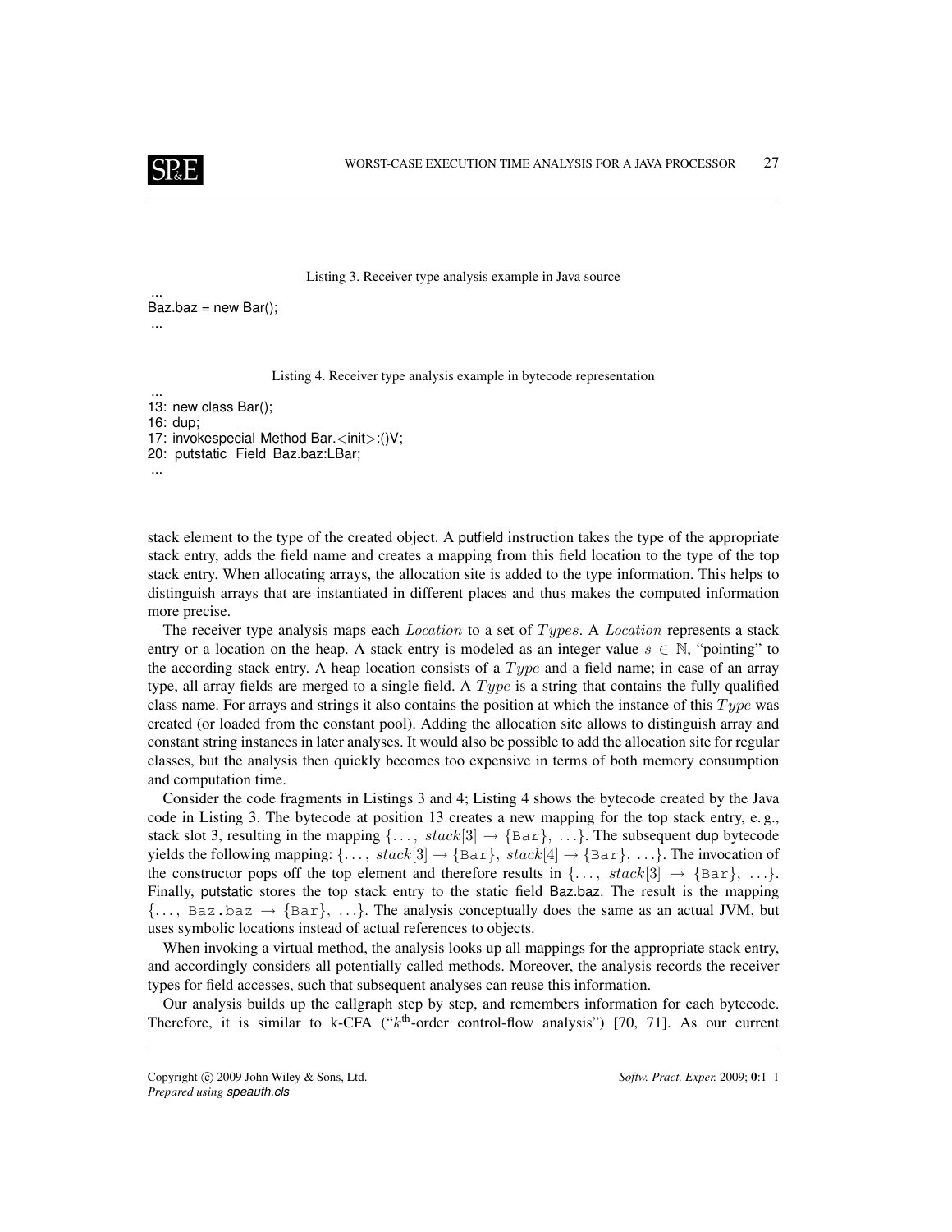Listing 3. Receiver type analysis example in Java source

```
...
Baz.baz = new Bar();
...
```

Listing 4. Receiver type analysis example in bytecode representation

```
...
13: new class Bar();
16: dup;
17: invokespecial Method Bar.<init>:()V;
20:  putstatic  Field  Baz.baz:LBar;
...
```

stack element to the type of the created object. A putfield instruction takes the type of the appropriate stack entry, adds the field name and creates a mapping from this field location to the type of the top stack entry. When allocating arrays, the allocation site is added to the type information. This helps to distinguish arrays that are instantiated in different places and thus makes the computed information more precise.

The receiver type analysis maps each $Location$ to a set of $Types$. A $Location$ represents a stack entry or a location on the heap. A stack entry is modeled as an integer value $s \in \mathbb{N}$, "pointing" to the according stack entry. A heap location consists of a $Type$ and a field name; in case of an array type, all array fields are merged to a single field. A $Type$ is a string that contains the fully qualified class name. For arrays and strings it also contains the position at which the instance of this $Type$ was created (or loaded from the constant pool). Adding the allocation site allows to distinguish array and constant string instances in later analyses. It would also be possible to add the allocation site for regular classes, but the analysis then quickly becomes too expensive in terms of both memory consumption and computation time.

Consider the code fragments in Listings 3 and 4; Listing 4 shows the bytecode created by the Java code in Listing 3. The bytecode at position 13 creates a new mapping for the top stack entry, e. g., stack slot 3, resulting in the mapping $\{\ldots,\ stack[3] \rightarrow \{\texttt{Bar}\},\ \ldots\}$. The subsequent dup bytecode yields the following mapping: $\{\ldots,\ stack[3] \rightarrow \{\texttt{Bar}\},\ stack[4] \rightarrow \{\texttt{Bar}\},\ \ldots\}$. The invocation of the constructor pops off the top element and therefore results in $\{\ldots,\ stack[3] \rightarrow \{\texttt{Bar}\},\ \ldots\}$. Finally, putstatic stores the top stack entry to the static field Baz.baz. The result is the mapping $\{\ldots,\ \texttt{Baz.baz} \rightarrow \{\texttt{Bar}\},\ \ldots\}$. The analysis conceptually does the same as an actual JVM, but uses symbolic locations instead of actual references to objects.

When invoking a virtual method, the analysis looks up all mappings for the appropriate stack entry, and accordingly considers all potentially called methods. Moreover, the analysis records the receiver types for field accesses, such that subsequent analyses can reuse this information.

Our analysis builds up the callgraph step by step, and remembers information for each bytecode. Therefore, it is similar to k-CFA ("$k^{\text{th}}$-order control-flow analysis") [70, 71]. As our current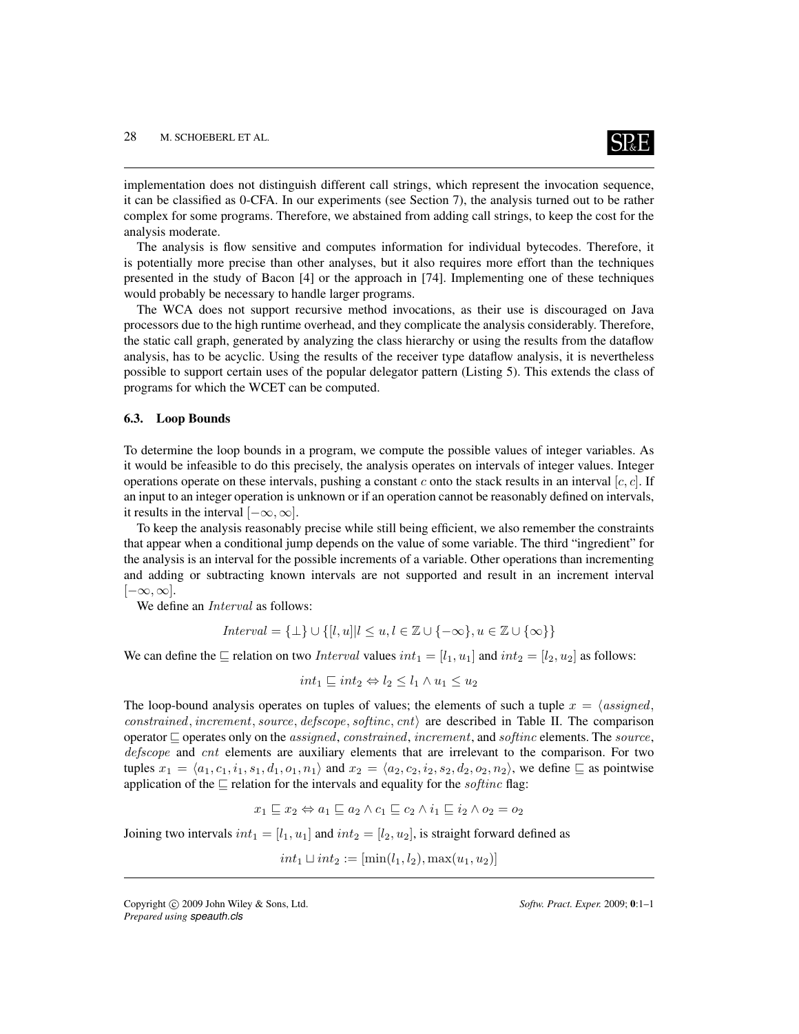implementation does not distinguish different call strings, which represent the invocation sequence, it can be classified as 0-CFA. In our experiments (see Section 7), the analysis turned out to be rather complex for some programs. Therefore, we abstained from adding call strings, to keep the cost for the analysis moderate.

The analysis is flow sensitive and computes information for individual bytecodes. Therefore, it is potentially more precise than other analyses, but it also requires more effort than the techniques presented in the study of Bacon [4] or the approach in [74]. Implementing one of these techniques would probably be necessary to handle larger programs.

The WCA does not support recursive method invocations, as their use is discouraged on Java processors due to the high runtime overhead, and they complicate the analysis considerably. Therefore, the static call graph, generated by analyzing the class hierarchy or using the results from the dataflow analysis, has to be acyclic. Using the results of the receiver type dataflow analysis, it is nevertheless possible to support certain uses of the popular delegator pattern (Listing 5). This extends the class of programs for which the WCET can be computed.

### 6.3. Loop Bounds

To determine the loop bounds in a program, we compute the possible values of integer variables. As it would be infeasible to do this precisely, the analysis operates on intervals of integer values. Integer operations operate on these intervals, pushing a constant $c$ onto the stack results in an interval $[c, c]$. If an input to an integer operation is unknown or if an operation cannot be reasonably defined on intervals, it results in the interval $[-\infty, \infty]$.

To keep the analysis reasonably precise while still being efficient, we also remember the constraints that appear when a conditional jump depends on the value of some variable. The third "ingredient" for the analysis is an interval for the possible increments of a variable. Other operations than incrementing and adding or subtracting known intervals are not supported and result in an increment interval $[-\infty, \infty]$.

We define an *Interval* as follows:

$$Interval = \{\bot\} \cup \{[l, u] | l \leq u, l \in \mathbb{Z} \cup \{-\infty\}, u \in \mathbb{Z} \cup \{\infty\}\}$$

We can define the $\sqsubseteq$ relation on two *Interval* values $int_1 = [l_1, u_1]$ and $int_2 = [l_2, u_2]$ as follows:

$$int_1 \sqsubseteq int_2 \Leftrightarrow l_2 \leq l_1 \wedge u_1 \leq u_2$$

The loop-bound analysis operates on tuples of values; the elements of such a tuple $x = \langle assigned, constrained, increment, source, defscope, softinc, cnt \rangle$ are described in Table II. The comparison operator $\sqsubseteq$ operates only on the *assigned*, *constrained*, *increment*, and *softinc* elements. The *source*, *defscope* and *cnt* elements are auxiliary elements that are irrelevant to the comparison. For two tuples $x_1 = \langle a_1, c_1, i_1, s_1, d_1, o_1, n_1 \rangle$ and $x_2 = \langle a_2, c_2, i_2, s_2, d_2, o_2, n_2 \rangle$, we define $\sqsubseteq$ as pointwise application of the $\sqsubseteq$ relation for the intervals and equality for the *softinc* flag:

$$x_1 \sqsubseteq x_2 \Leftrightarrow a_1 \sqsubseteq a_2 \wedge c_1 \sqsubseteq c_2 \wedge i_1 \sqsubseteq i_2 \wedge o_2 = o_2$$

Joining two intervals $int_1 = [l_1, u_1]$ and $int_2 = [l_2, u_2]$, is straight forward defined as

$$int_1 \sqcup int_2 := [\min(l_1, l_2), \max(u_1, u_2)]$$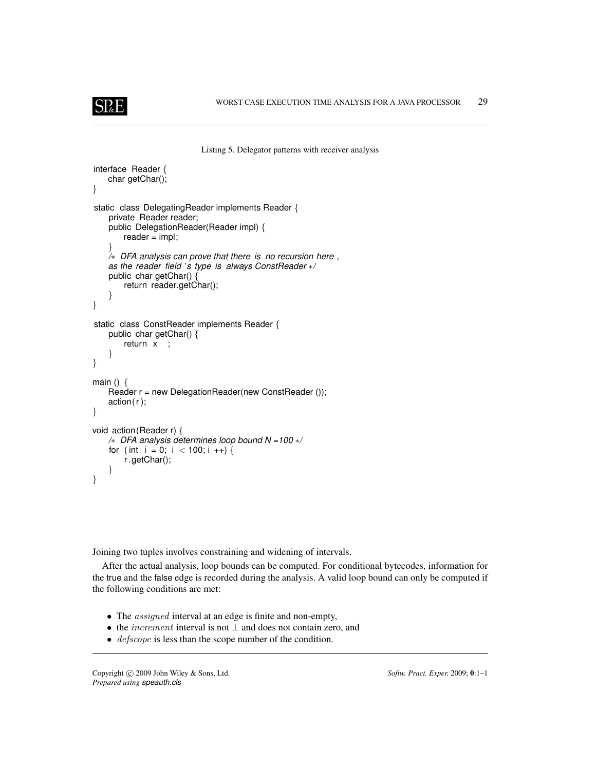Listing 5. Delegator patterns with receiver analysis

```
interface Reader {
    char getChar();
}

static class DelegatingReader implements Reader {
    private Reader reader;
    public DelegationReader(Reader impl) {
        reader = impl;
    }
    /* DFA analysis can prove that there is no recursion here ,
    as the reader field 's type is always ConstReader */
    public char getChar() {
        return reader.getChar();
    }
}

static class ConstReader implements Reader {
    public char getChar() {
        return x ;
    }
}

main () {
    Reader r = new DelegationReader(new ConstReader ());
    action(r );
}

void action(Reader r) {
    /* DFA analysis determines loop bound N =100 */
    for (int i = 0; i < 100; i ++) {
        r .getChar();
    }
}
```

Joining two tuples involves constraining and widening of intervals.

After the actual analysis, loop bounds can be computed. For conditional bytecodes, information for the true and the false edge is recorded during the analysis. A valid loop bound can only be computed if the following conditions are met:

- The $assigned$ interval at an edge is finite and non-empty,
- the $increment$ interval is not $\bot$ and does not contain zero, and
- $defscope$ is less than the scope number of the condition.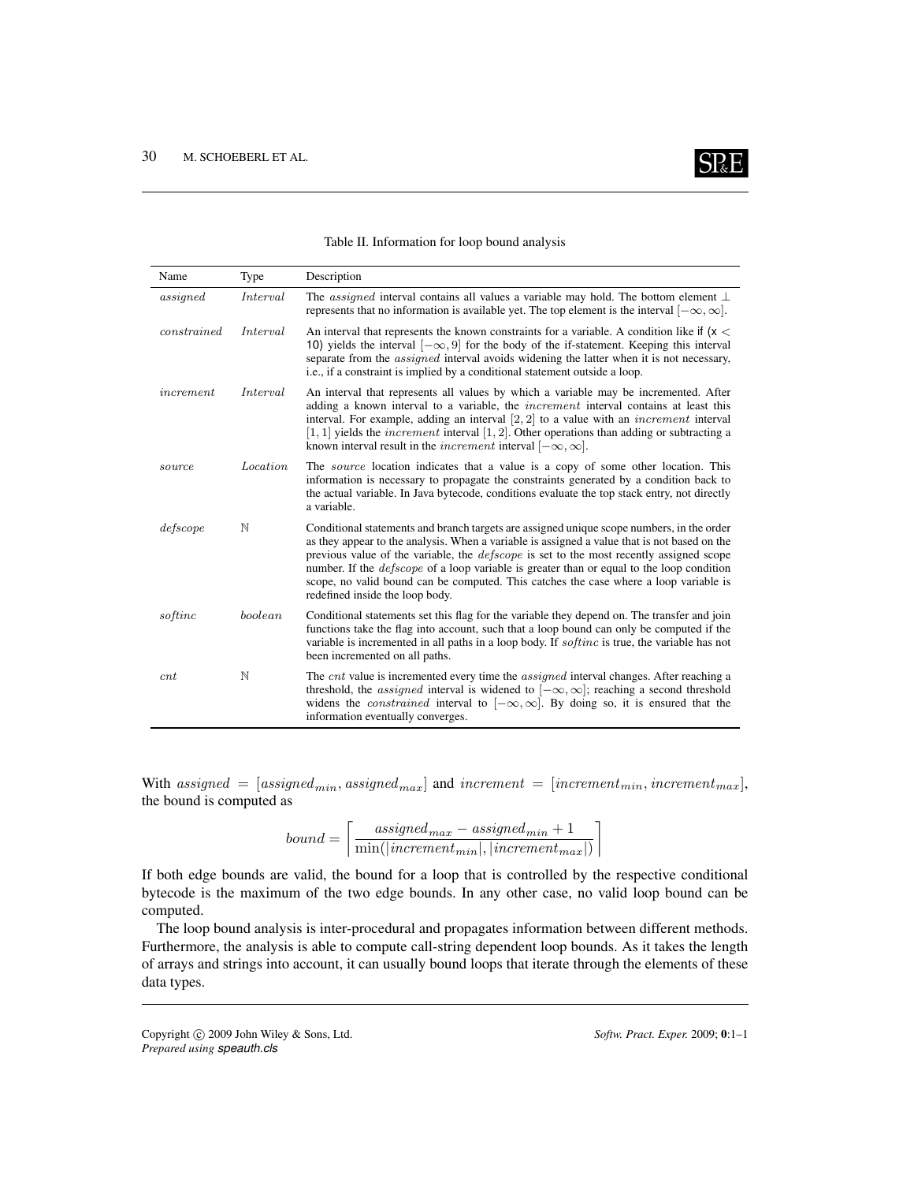Table II. Information for loop bound analysis

| Name | Type | Description |
|---|---|---|
| *assigned* | *Interval* | The *assigned* interval contains all values a variable may hold. The bottom element $\perp$ represents that no information is available yet. The top element is the interval $[-\infty, \infty]$. |
| *constrained* | *Interval* | An interval that represents the known constraints for a variable. A condition like if (x < 10) yields the interval $[-\infty, 9]$ for the body of the if-statement. Keeping this interval separate from the *assigned* interval avoids widening the latter when it is not necessary, i.e., if a constraint is implied by a conditional statement outside a loop. |
| *increment* | *Interval* | An interval that represents all values by which a variable may be incremented. After adding a known interval to a variable, the *increment* interval contains at least this interval. For example, adding an interval $[2, 2]$ to a value with an *increment* interval $[1, 1]$ yields the *increment* interval $[1, 2]$. Other operations than adding or subtracting a known interval result in the *increment* interval $[-\infty, \infty]$. |
| *source* | *Location* | The *source* location indicates that a value is a copy of some other location. This information is necessary to propagate the constraints generated by a condition back to the actual variable. In Java bytecode, conditions evaluate the top stack entry, not directly a variable. |
| *defscope* | $\mathbb{N}$ | Conditional statements and branch targets are assigned unique scope numbers, in the order as they appear to the analysis. When a variable is assigned a value that is not based on the previous value of the variable, the *defscope* is set to the most recently assigned scope number. If the *defscope* of a loop variable is greater than or equal to the loop condition scope, no valid bound can be computed. This catches the case where a loop variable is redefined inside the loop body. |
| *softinc* | *boolean* | Conditional statements set this flag for the variable they depend on. The transfer and join functions take the flag into account, such that a loop bound can only be computed if the variable is incremented in all paths in a loop body. If *softinc* is true, the variable has not been incremented on all paths. |
| *cnt* | $\mathbb{N}$ | The *cnt* value is incremented every time the *assigned* interval changes. After reaching a threshold, the *assigned* interval is widened to $[-\infty, \infty]$; reaching a second threshold widens the *constrained* interval to $[-\infty, \infty]$. By doing so, it is ensured that the information eventually converges. |

With $assigned = [assigned_{min}, assigned_{max}]$ and $increment = [increment_{min}, increment_{max}]$, the bound is computed as

$$bound = \left\lceil \frac{assigned_{max} - assigned_{min} + 1}{\min(|increment_{min}|, |increment_{max}|)} \right\rceil$$

If both edge bounds are valid, the bound for a loop that is controlled by the respective conditional bytecode is the maximum of the two edge bounds. In any other case, no valid loop bound can be computed.

The loop bound analysis is inter-procedural and propagates information between different methods. Furthermore, the analysis is able to compute call-string dependent loop bounds. As it takes the length of arrays and strings into account, it can usually bound loops that iterate through the elements of these data types.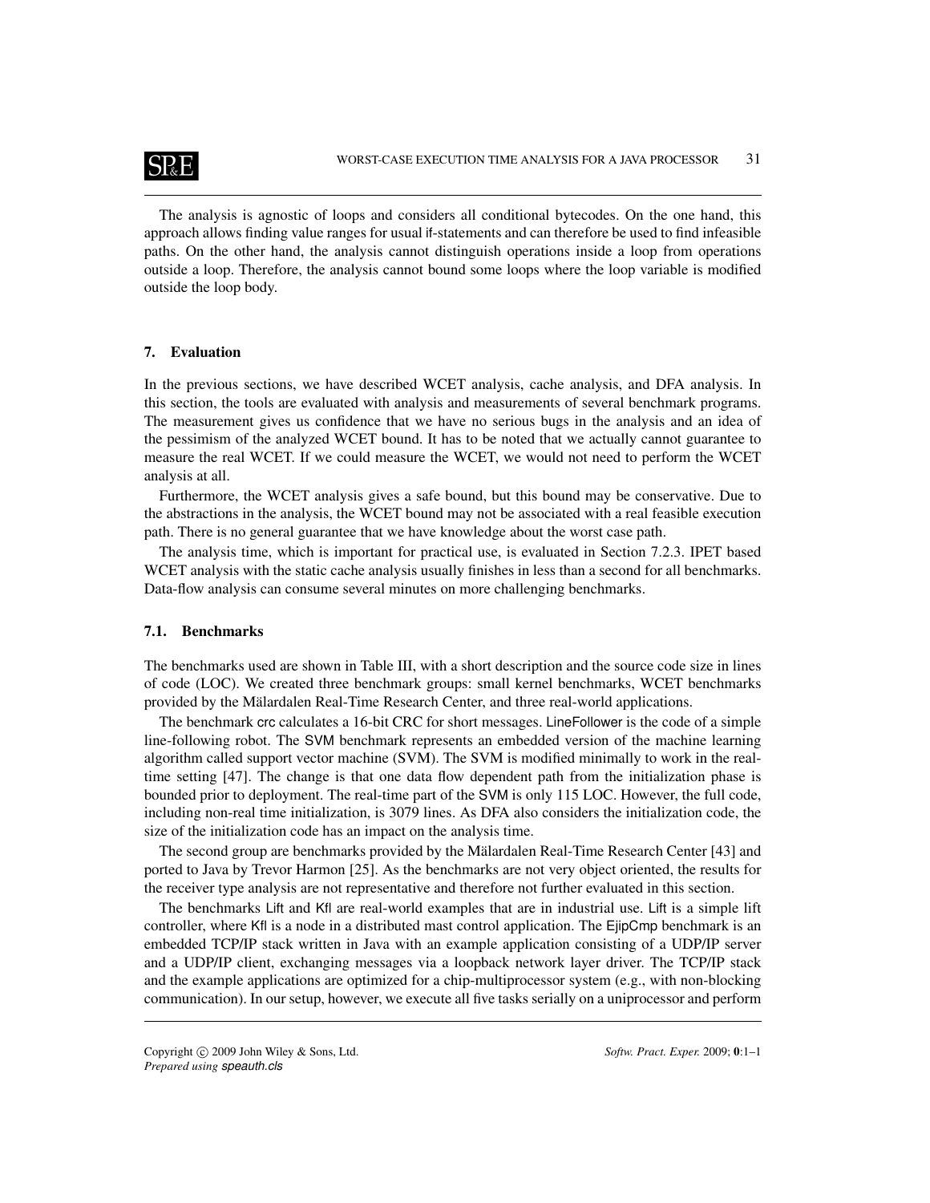The analysis is agnostic of loops and considers all conditional bytecodes. On the one hand, this approach allows finding value ranges for usual if-statements and can therefore be used to find infeasible paths. On the other hand, the analysis cannot distinguish operations inside a loop from operations outside a loop. Therefore, the analysis cannot bound some loops where the loop variable is modified outside the loop body.

## 7. Evaluation

In the previous sections, we have described WCET analysis, cache analysis, and DFA analysis. In this section, the tools are evaluated with analysis and measurements of several benchmark programs. The measurement gives us confidence that we have no serious bugs in the analysis and an idea of the pessimism of the analyzed WCET bound. It has to be noted that we actually cannot guarantee to measure the real WCET. If we could measure the WCET, we would not need to perform the WCET analysis at all.

Furthermore, the WCET analysis gives a safe bound, but this bound may be conservative. Due to the abstractions in the analysis, the WCET bound may not be associated with a real feasible execution path. There is no general guarantee that we have knowledge about the worst case path.

The analysis time, which is important for practical use, is evaluated in Section 7.2.3. IPET based WCET analysis with the static cache analysis usually finishes in less than a second for all benchmarks. Data-flow analysis can consume several minutes on more challenging benchmarks.

### 7.1. Benchmarks

The benchmarks used are shown in Table III, with a short description and the source code size in lines of code (LOC). We created three benchmark groups: small kernel benchmarks, WCET benchmarks provided by the Mälardalen Real-Time Research Center, and three real-world applications.

The benchmark crc calculates a 16-bit CRC for short messages. LineFollower is the code of a simple line-following robot. The SVM benchmark represents an embedded version of the machine learning algorithm called support vector machine (SVM). The SVM is modified minimally to work in the real-time setting [47]. The change is that one data flow dependent path from the initialization phase is bounded prior to deployment. The real-time part of the SVM is only 115 LOC. However, the full code, including non-real time initialization, is 3079 lines. As DFA also considers the initialization code, the size of the initialization code has an impact on the analysis time.

The second group are benchmarks provided by the Mälardalen Real-Time Research Center [43] and ported to Java by Trevor Harmon [25]. As the benchmarks are not very object oriented, the results for the receiver type analysis are not representative and therefore not further evaluated in this section.

The benchmarks Lift and Kfl are real-world examples that are in industrial use. Lift is a simple lift controller, where Kfl is a node in a distributed mast control application. The EjipCmp benchmark is an embedded TCP/IP stack written in Java with an example application consisting of a UDP/IP server and a UDP/IP client, exchanging messages via a loopback network layer driver. The TCP/IP stack and the example applications are optimized for a chip-multiprocessor system (e.g., with non-blocking communication). In our setup, however, we execute all five tasks serially on a uniprocessor and perform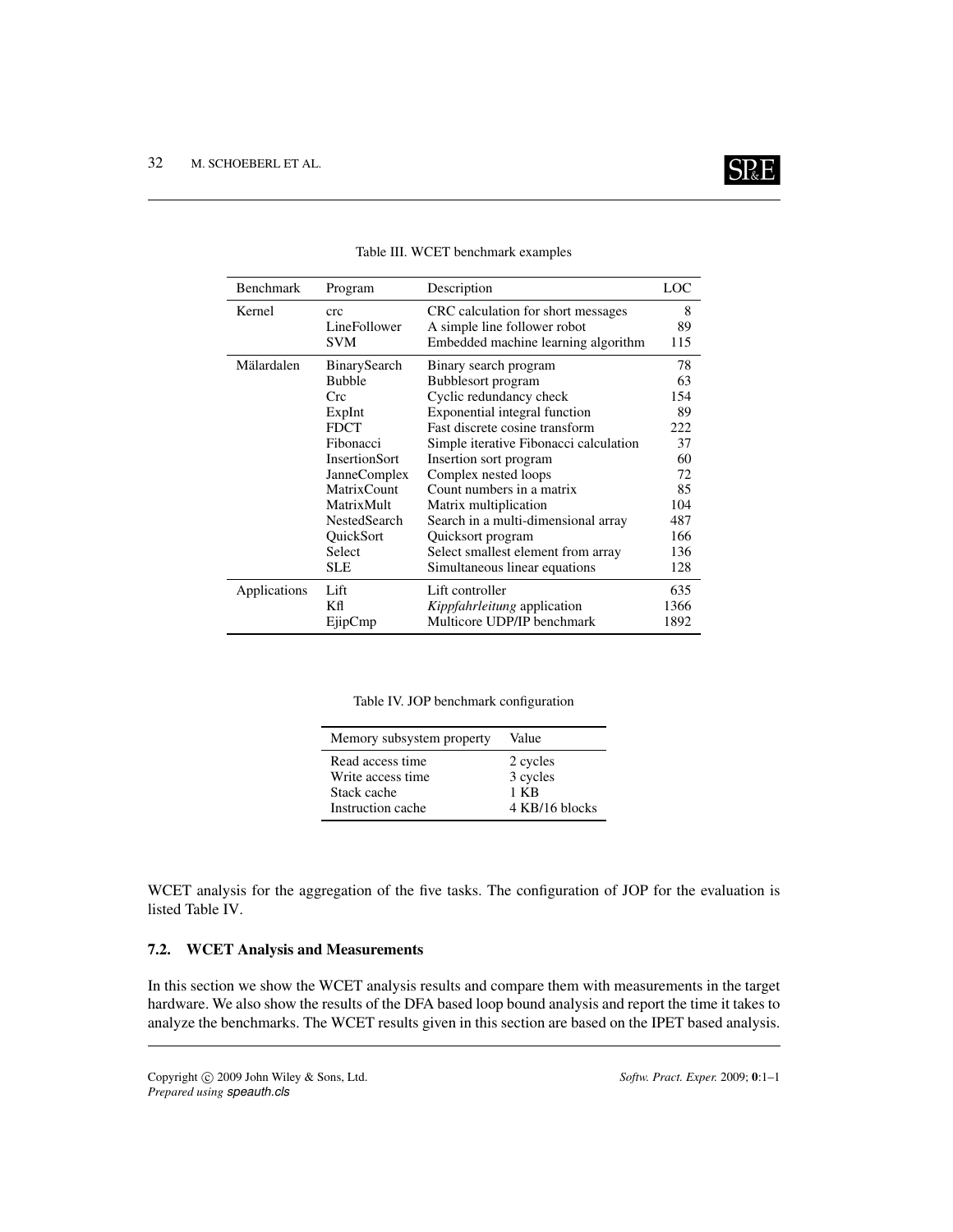Table III. WCET benchmark examples

| Benchmark | Program | Description | LOC |
|---|---|---|---|
| Kernel | crc | CRC calculation for short messages | 8 |
| | LineFollower | A simple line follower robot | 89 |
| | SVM | Embedded machine learning algorithm | 115 |
| Mälardalen | BinarySearch | Binary search program | 78 |
| | Bubble | Bubblesort program | 63 |
| | Crc | Cyclic redundancy check | 154 |
| | ExpInt | Exponential integral function | 89 |
| | FDCT | Fast discrete cosine transform | 222 |
| | Fibonacci | Simple iterative Fibonacci calculation | 37 |
| | InsertionSort | Insertion sort program | 60 |
| | JanneComplex | Complex nested loops | 72 |
| | MatrixCount | Count numbers in a matrix | 85 |
| | MatrixMult | Matrix multiplication | 104 |
| | NestedSearch | Search in a multi-dimensional array | 487 |
| | QuickSort | Quicksort program | 166 |
| | Select | Select smallest element from array | 136 |
| | SLE | Simultaneous linear equations | 128 |
| Applications | Lift | Lift controller | 635 |
| | Kfl | *Kippfahrleitung* application | 1366 |
| | EjipCmp | Multicore UDP/IP benchmark | 1892 |

Table IV. JOP benchmark configuration

| Memory subsystem property | Value |
|---|---|
| Read access time | 2 cycles |
| Write access time | 3 cycles |
| Stack cache | 1 KB |
| Instruction cache | 4 KB/16 blocks |

WCET analysis for the aggregation of the five tasks. The configuration of JOP for the evaluation is listed Table IV.

### 7.2. WCET Analysis and Measurements

In this section we show the WCET analysis results and compare them with measurements in the target hardware. We also show the results of the DFA based loop bound analysis and report the time it takes to analyze the benchmarks. The WCET results given in this section are based on the IPET based analysis.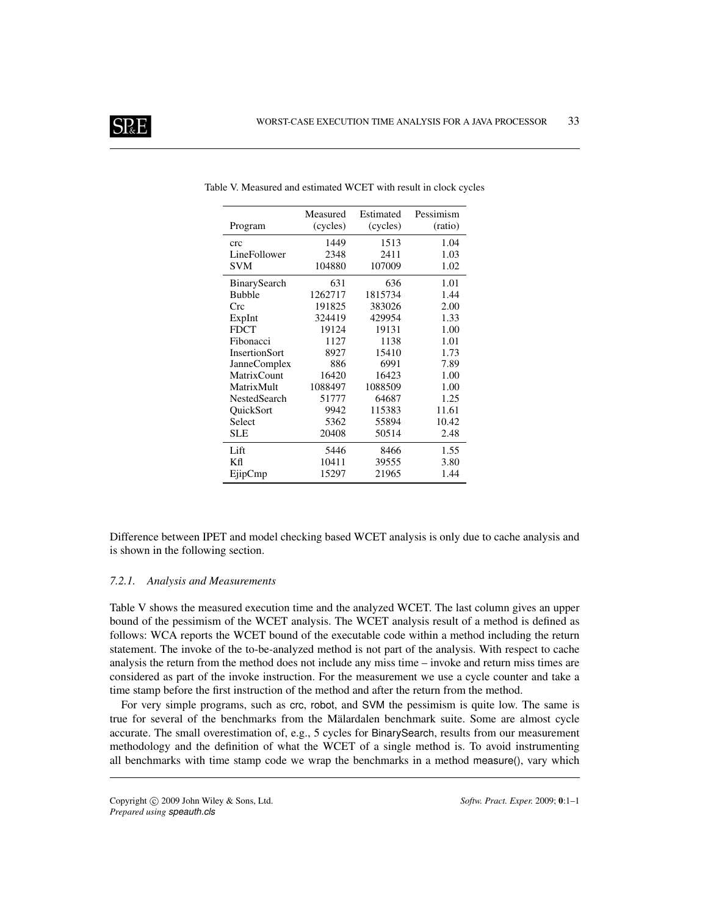Table V. Measured and estimated WCET with result in clock cycles

| Program | Measured (cycles) | Estimated (cycles) | Pessimism (ratio) |
|---|---|---|---|
| crc | 1449 | 1513 | 1.04 |
| LineFollower | 2348 | 2411 | 1.03 |
| SVM | 104880 | 107009 | 1.02 |
| BinarySearch | 631 | 636 | 1.01 |
| Bubble | 1262717 | 1815734 | 1.44 |
| Crc | 191825 | 383026 | 2.00 |
| ExpInt | 324419 | 429954 | 1.33 |
| FDCT | 19124 | 19131 | 1.00 |
| Fibonacci | 1127 | 1138 | 1.01 |
| InsertionSort | 8927 | 15410 | 1.73 |
| JanneComplex | 886 | 6991 | 7.89 |
| MatrixCount | 16420 | 16423 | 1.00 |
| MatrixMult | 1088497 | 1088509 | 1.00 |
| NestedSearch | 51777 | 64687 | 1.25 |
| QuickSort | 9942 | 115383 | 11.61 |
| Select | 5362 | 55894 | 10.42 |
| SLE | 20408 | 50514 | 2.48 |
| Lift | 5446 | 8466 | 1.55 |
| Kfl | 10411 | 39555 | 3.80 |
| EjipCmp | 15297 | 21965 | 1.44 |

Difference between IPET and model checking based WCET analysis is only due to cache analysis and is shown in the following section.

#### 7.2.1. Analysis and Measurements

Table V shows the measured execution time and the analyzed WCET. The last column gives an upper bound of the pessimism of the WCET analysis. The WCET analysis result of a method is defined as follows: WCA reports the WCET bound of the executable code within a method including the return statement. The invoke of the to-be-analyzed method is not part of the analysis. With respect to cache analysis the return from the method does not include any miss time – invoke and return miss times are considered as part of the invoke instruction. For the measurement we use a cycle counter and take a time stamp before the first instruction of the method and after the return from the method.

For very simple programs, such as crc, robot, and SVM the pessimism is quite low. The same is true for several of the benchmarks from the Mälardalen benchmark suite. Some are almost cycle accurate. The small overestimation of, e.g., 5 cycles for BinarySearch, results from our measurement methodology and the definition of what the WCET of a single method is. To avoid instrumenting all benchmarks with time stamp code we wrap the benchmarks in a method measure(), vary which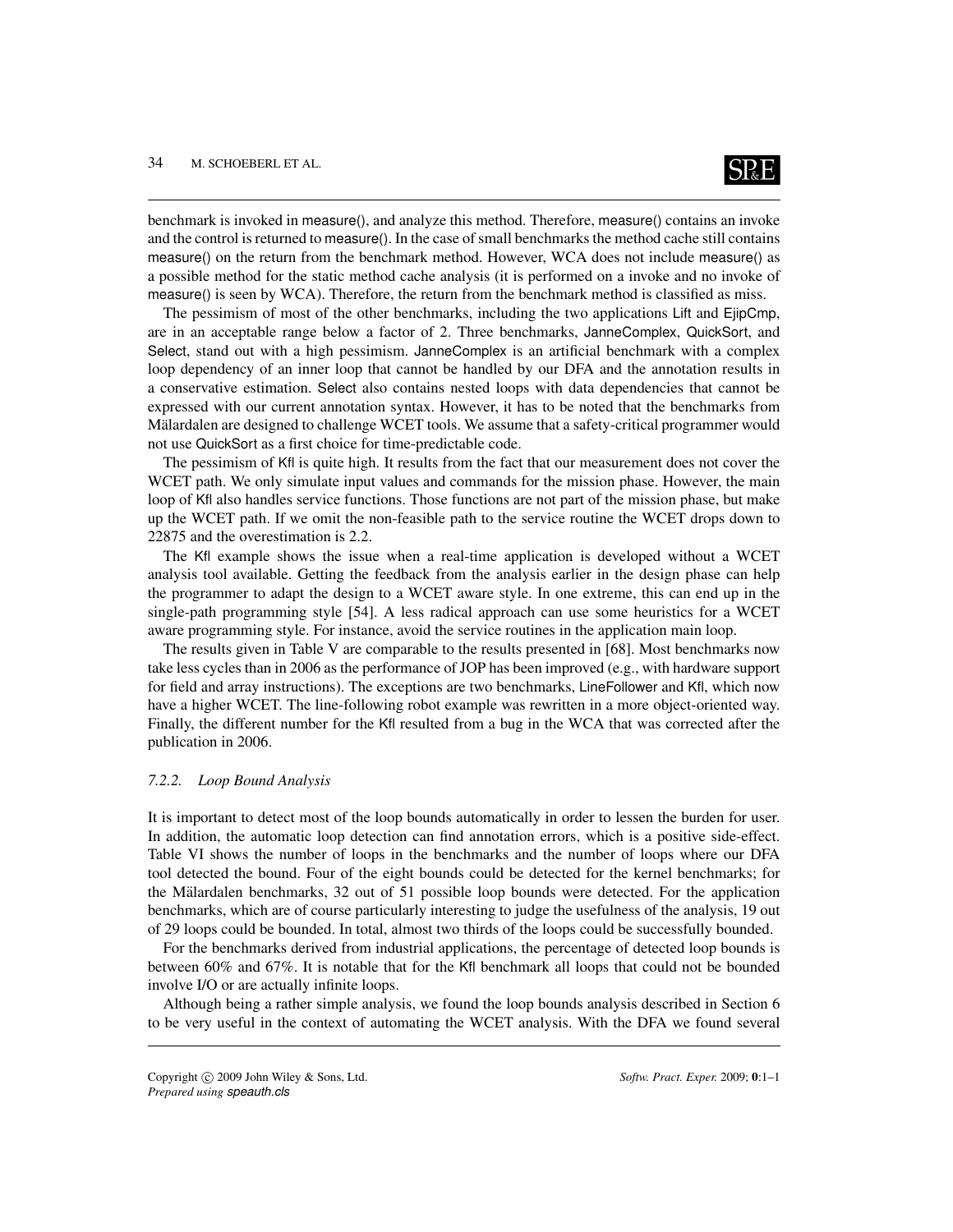benchmark is invoked in measure(), and analyze this method. Therefore, measure() contains an invoke and the control is returned to measure(). In the case of small benchmarks the method cache still contains measure() on the return from the benchmark method. However, WCA does not include measure() as a possible method for the static method cache analysis (it is performed on a invoke and no invoke of measure() is seen by WCA). Therefore, the return from the benchmark method is classified as miss.

The pessimism of most of the other benchmarks, including the two applications Lift and EjipCmp, are in an acceptable range below a factor of 2. Three benchmarks, JanneComplex, QuickSort, and Select, stand out with a high pessimism. JanneComplex is an artificial benchmark with a complex loop dependency of an inner loop that cannot be handled by our DFA and the annotation results in a conservative estimation. Select also contains nested loops with data dependencies that cannot be expressed with our current annotation syntax. However, it has to be noted that the benchmarks from Mälardalen are designed to challenge WCET tools. We assume that a safety-critical programmer would not use QuickSort as a first choice for time-predictable code.

The pessimism of Kfl is quite high. It results from the fact that our measurement does not cover the WCET path. We only simulate input values and commands for the mission phase. However, the main loop of Kfl also handles service functions. Those functions are not part of the mission phase, but make up the WCET path. If we omit the non-feasible path to the service routine the WCET drops down to 22875 and the overestimation is 2.2.

The Kfl example shows the issue when a real-time application is developed without a WCET analysis tool available. Getting the feedback from the analysis earlier in the design phase can help the programmer to adapt the design to a WCET aware style. In one extreme, this can end up in the single-path programming style [54]. A less radical approach can use some heuristics for a WCET aware programming style. For instance, avoid the service routines in the application main loop.

The results given in Table V are comparable to the results presented in [68]. Most benchmarks now take less cycles than in 2006 as the performance of JOP has been improved (e.g., with hardware support for field and array instructions). The exceptions are two benchmarks, LineFollower and Kfl, which now have a higher WCET. The line-following robot example was rewritten in a more object-oriented way. Finally, the different number for the Kfl resulted from a bug in the WCA that was corrected after the publication in 2006.

### *7.2.2. Loop Bound Analysis*

It is important to detect most of the loop bounds automatically in order to lessen the burden for user. In addition, the automatic loop detection can find annotation errors, which is a positive side-effect. Table VI shows the number of loops in the benchmarks and the number of loops where our DFA tool detected the bound. Four of the eight bounds could be detected for the kernel benchmarks; for the Mälardalen benchmarks, 32 out of 51 possible loop bounds were detected. For the application benchmarks, which are of course particularly interesting to judge the usefulness of the analysis, 19 out of 29 loops could be bounded. In total, almost two thirds of the loops could be successfully bounded.

For the benchmarks derived from industrial applications, the percentage of detected loop bounds is between 60% and 67%. It is notable that for the Kfl benchmark all loops that could not be bounded involve I/O or are actually infinite loops.

Although being a rather simple analysis, we found the loop bounds analysis described in Section 6 to be very useful in the context of automating the WCET analysis. With the DFA we found several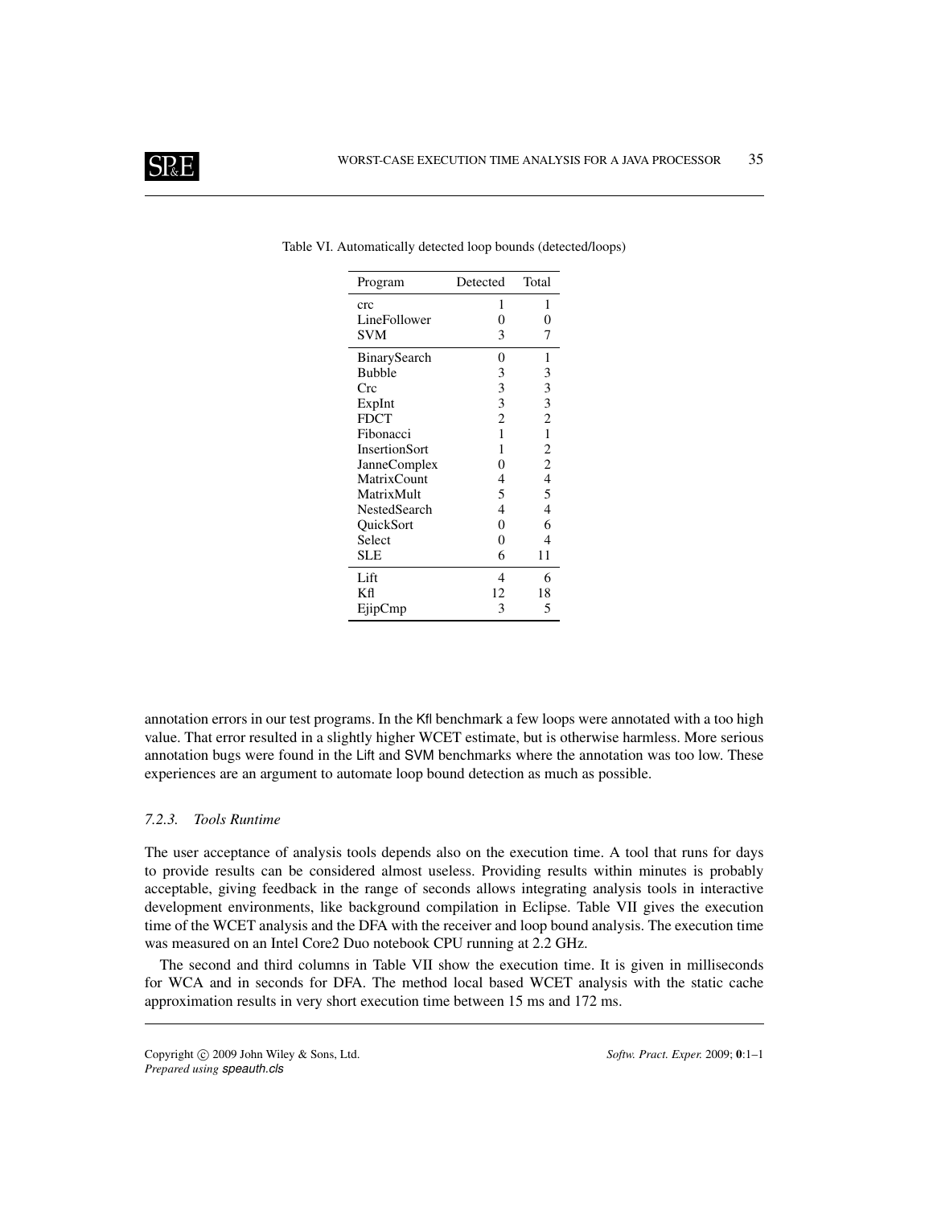Table VI. Automatically detected loop bounds (detected/loops)

| Program | Detected | Total |
|---|---|---|
| crc | 1 | 1 |
| LineFollower | 0 | 0 |
| SVM | 3 | 7 |
| BinarySearch | 0 | 1 |
| Bubble | 3 | 3 |
| Crc | 3 | 3 |
| ExpInt | 3 | 3 |
| FDCT | 2 | 2 |
| Fibonacci | 1 | 1 |
| InsertionSort | 1 | 2 |
| JanneComplex | 0 | 2 |
| MatrixCount | 4 | 4 |
| MatrixMult | 5 | 5 |
| NestedSearch | 4 | 4 |
| QuickSort | 0 | 6 |
| Select | 0 | 4 |
| SLE | 6 | 11 |
| Lift | 4 | 6 |
| Kfl | 12 | 18 |
| EjipCmp | 3 | 5 |

annotation errors in our test programs. In the Kfl benchmark a few loops were annotated with a too high value. That error resulted in a slightly higher WCET estimate, but is otherwise harmless. More serious annotation bugs were found in the Lift and SVM benchmarks where the annotation was too low. These experiences are an argument to automate loop bound detection as much as possible.

### 7.2.3. *Tools Runtime*

The user acceptance of analysis tools depends also on the execution time. A tool that runs for days to provide results can be considered almost useless. Providing results within minutes is probably acceptable, giving feedback in the range of seconds allows integrating analysis tools in interactive development environments, like background compilation in Eclipse. Table VII gives the execution time of the WCET analysis and the DFA with the receiver and loop bound analysis. The execution time was measured on an Intel Core2 Duo notebook CPU running at 2.2 GHz.

The second and third columns in Table VII show the execution time. It is given in milliseconds for WCA and in seconds for DFA. The method local based WCET analysis with the static cache approximation results in very short execution time between 15 ms and 172 ms.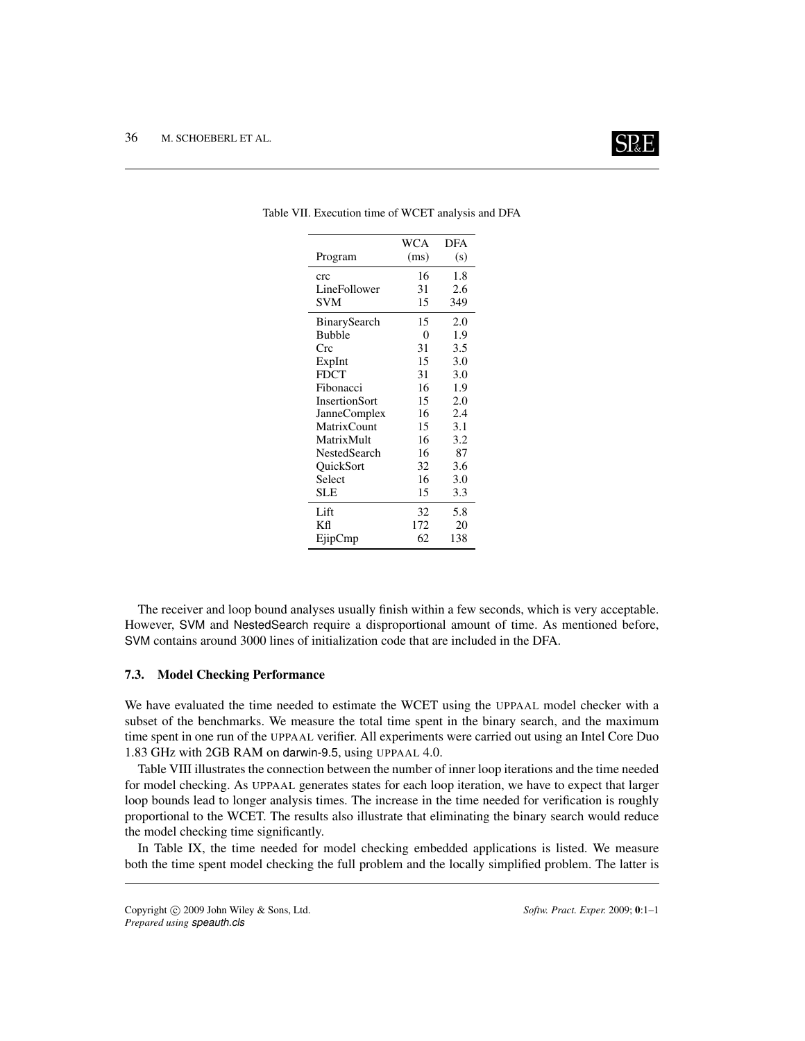Table VII. Execution time of WCET analysis and DFA

| Program | WCA (ms) | DFA (s) |
|---|---|---|
| crc | 16 | 1.8 |
| LineFollower | 31 | 2.6 |
| SVM | 15 | 349 |
| BinarySearch | 15 | 2.0 |
| Bubble | 0 | 1.9 |
| Crc | 31 | 3.5 |
| ExpInt | 15 | 3.0 |
| FDCT | 31 | 3.0 |
| Fibonacci | 16 | 1.9 |
| InsertionSort | 15 | 2.0 |
| JanneComplex | 16 | 2.4 |
| MatrixCount | 15 | 3.1 |
| MatrixMult | 16 | 3.2 |
| NestedSearch | 16 | 87 |
| QuickSort | 32 | 3.6 |
| Select | 16 | 3.0 |
| SLE | 15 | 3.3 |
| Lift | 32 | 5.8 |
| Kfl | 172 | 20 |
| EjipCmp | 62 | 138 |

The receiver and loop bound analyses usually finish within a few seconds, which is very acceptable. However, SVM and NestedSearch require a disproportional amount of time. As mentioned before, SVM contains around 3000 lines of initialization code that are included in the DFA.

### 7.3. Model Checking Performance

We have evaluated the time needed to estimate the WCET using the UPPAAL model checker with a subset of the benchmarks. We measure the total time spent in the binary search, and the maximum time spent in one run of the UPPAAL verifier. All experiments were carried out using an Intel Core Duo 1.83 GHz with 2GB RAM on darwin-9.5, using UPPAAL 4.0.

Table VIII illustrates the connection between the number of inner loop iterations and the time needed for model checking. As UPPAAL generates states for each loop iteration, we have to expect that larger loop bounds lead to longer analysis times. The increase in the time needed for verification is roughly proportional to the WCET. The results also illustrate that eliminating the binary search would reduce the model checking time significantly.

In Table IX, the time needed for model checking embedded applications is listed. We measure both the time spent model checking the full problem and the locally simplified problem. The latter is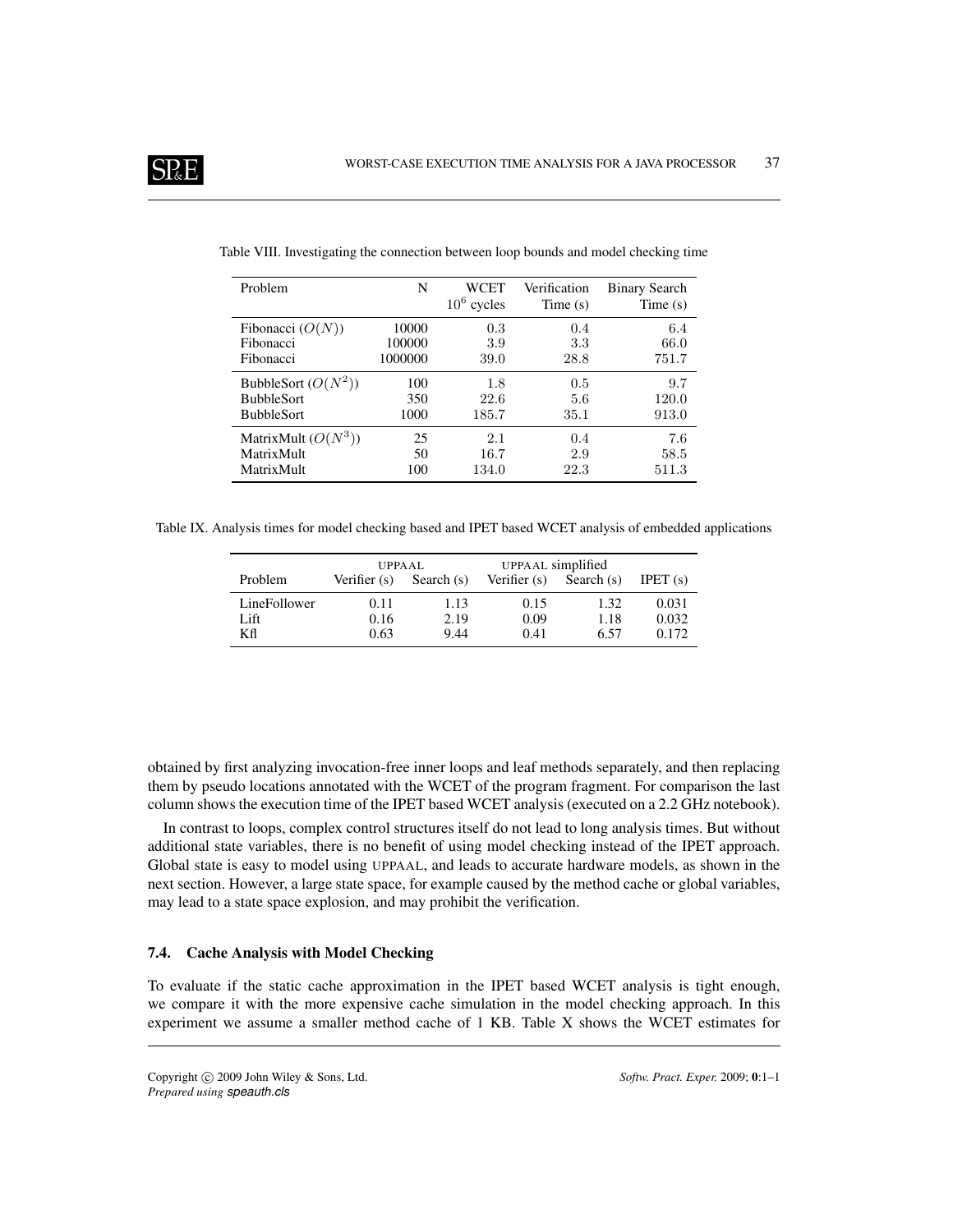Table VIII. Investigating the connection between loop bounds and model checking time

| Problem | N | WCET $10^6$ cycles | Verification Time (s) | Binary Search Time (s) |
|---|---|---|---|---|
| Fibonacci ($O(N)$) | 10000 | 0.3 | 0.4 | 6.4 |
| Fibonacci | 100000 | 3.9 | 3.3 | 66.0 |
| Fibonacci | 1000000 | 39.0 | 28.8 | 751.7 |
| BubbleSort ($O(N^2)$) | 100 | 1.8 | 0.5 | 9.7 |
| BubbleSort | 350 | 22.6 | 5.6 | 120.0 |
| BubbleSort | 1000 | 185.7 | 35.1 | 913.0 |
| MatrixMult ($O(N^3)$) | 25 | 2.1 | 0.4 | 7.6 |
| MatrixMult | 50 | 16.7 | 2.9 | 58.5 |
| MatrixMult | 100 | 134.0 | 22.3 | 511.3 |

Table IX. Analysis times for model checking based and IPET based WCET analysis of embedded applications

| | UPPAAL | | UPPAAL simplified | | |
|---|---|---|---|---|---|
| Problem | Verifier (s) | Search (s) | Verifier (s) | Search (s) | IPET (s) |
| LineFollower | 0.11 | 1.13 | 0.15 | 1.32 | 0.031 |
| Lift | 0.16 | 2.19 | 0.09 | 1.18 | 0.032 |
| Kfl | 0.63 | 9.44 | 0.41 | 6.57 | 0.172 |

obtained by first analyzing invocation-free inner loops and leaf methods separately, and then replacing them by pseudo locations annotated with the WCET of the program fragment. For comparison the last column shows the execution time of the IPET based WCET analysis (executed on a 2.2 GHz notebook).

In contrast to loops, complex control structures itself do not lead to long analysis times. But without additional state variables, there is no benefit of using model checking instead of the IPET approach. Global state is easy to model using UPPAAL, and leads to accurate hardware models, as shown in the next section. However, a large state space, for example caused by the method cache or global variables, may lead to a state space explosion, and may prohibit the verification.

### 7.4. Cache Analysis with Model Checking

To evaluate if the static cache approximation in the IPET based WCET analysis is tight enough, we compare it with the more expensive cache simulation in the model checking approach. In this experiment we assume a smaller method cache of 1 KB. Table X shows the WCET estimates for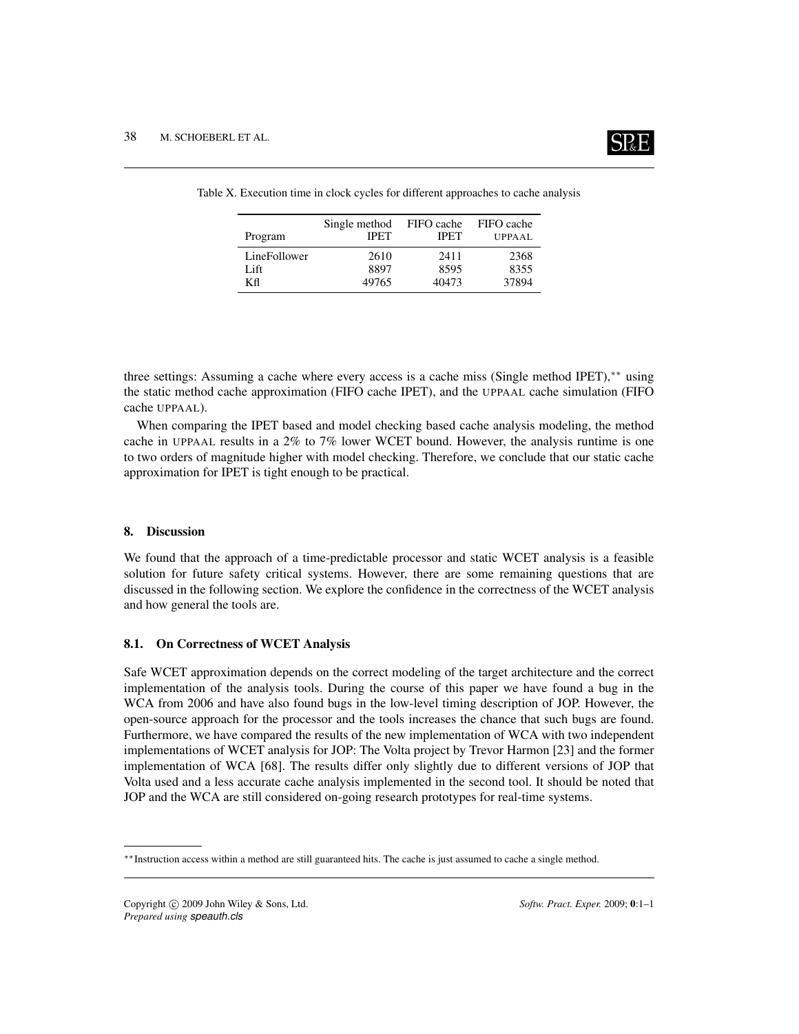Table X. Execution time in clock cycles for different approaches to cache analysis

| Program | Single method IPET | FIFO cache IPET | FIFO cache UPPAAL |
|---|---|---|---|
| LineFollower | 2610 | 2411 | 2368 |
| Lift | 8897 | 8595 | 8355 |
| Kfl | 49765 | 40473 | 37894 |

three settings: Assuming a cache where every access is a cache miss (Single method IPET),[**] using the static method cache approximation (FIFO cache IPET), and the UPPAAL cache simulation (FIFO cache UPPAAL).

When comparing the IPET based and model checking based cache analysis modeling, the method cache in UPPAAL results in a 2% to 7% lower WCET bound. However, the analysis runtime is one to two orders of magnitude higher with model checking. Therefore, we conclude that our static cache approximation for IPET is tight enough to be practical.

## 8. Discussion

We found that the approach of a time-predictable processor and static WCET analysis is a feasible solution for future safety critical systems. However, there are some remaining questions that are discussed in the following section. We explore the confidence in the correctness of the WCET analysis and how general the tools are.

### 8.1. On Correctness of WCET Analysis

Safe WCET approximation depends on the correct modeling of the target architecture and the correct implementation of the analysis tools. During the course of this paper we have found a bug in the WCA from 2006 and have also found bugs in the low-level timing description of JOP. However, the open-source approach for the processor and the tools increases the chance that such bugs are found. Furthermore, we have compared the results of the new implementation of WCA with two independent implementations of WCET analysis for JOP: The Volta project by Trevor Harmon [23] and the former implementation of WCA [68]. The results differ only slightly due to different versions of JOP that Volta used and a less accurate cache analysis implemented in the second tool. It should be noted that JOP and the WCA are still considered on-going research prototypes for real-time systems.

---

[**] Instruction access within a method are still guaranteed hits. The cache is just assumed to cache a single method.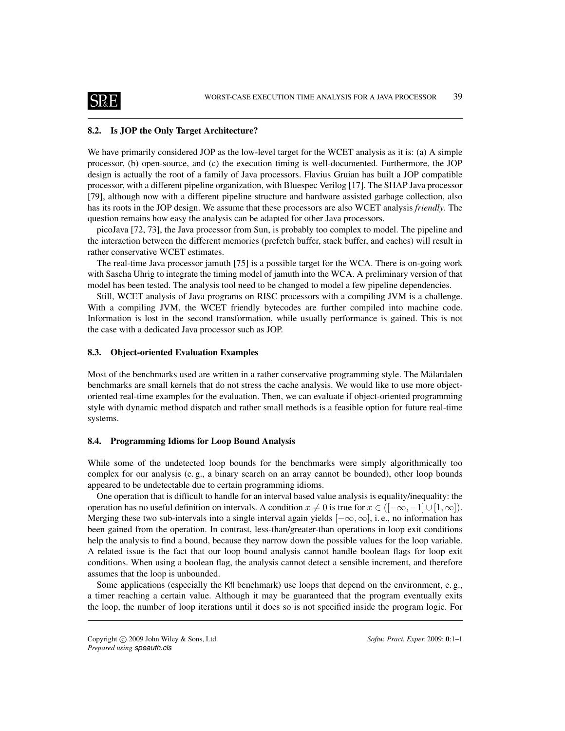## 8.2. Is JOP the Only Target Architecture?

We have primarily considered JOP as the low-level target for the WCET analysis as it is: (a) A simple processor, (b) open-source, and (c) the execution timing is well-documented. Furthermore, the JOP design is actually the root of a family of Java processors. Flavius Gruian has built a JOP compatible processor, with a different pipeline organization, with Bluespec Verilog [17]. The SHAP Java processor [79], although now with a different pipeline structure and hardware assisted garbage collection, also has its roots in the JOP design. We assume that these processors are also WCET analysis *friendly*. The question remains how easy the analysis can be adapted for other Java processors.

picoJava [72, 73], the Java processor from Sun, is probably too complex to model. The pipeline and the interaction between the different memories (prefetch buffer, stack buffer, and caches) will result in rather conservative WCET estimates.

The real-time Java processor jamuth [75] is a possible target for the WCA. There is on-going work with Sascha Uhrig to integrate the timing model of jamuth into the WCA. A preliminary version of that model has been tested. The analysis tool need to be changed to model a few pipeline dependencies.

Still, WCET analysis of Java programs on RISC processors with a compiling JVM is a challenge. With a compiling JVM, the WCET friendly bytecodes are further compiled into machine code. Information is lost in the second transformation, while usually performance is gained. This is not the case with a dedicated Java processor such as JOP.

## 8.3. Object-oriented Evaluation Examples

Most of the benchmarks used are written in a rather conservative programming style. The Mälardalen benchmarks are small kernels that do not stress the cache analysis. We would like to use more object-oriented real-time examples for the evaluation. Then, we can evaluate if object-oriented programming style with dynamic method dispatch and rather small methods is a feasible option for future real-time systems.

## 8.4. Programming Idioms for Loop Bound Analysis

While some of the undetected loop bounds for the benchmarks were simply algorithmically too complex for our analysis (e. g., a binary search on an array cannot be bounded), other loop bounds appeared to be undetectable due to certain programming idioms.

One operation that is difficult to handle for an interval based value analysis is equality/inequality: the operation has no useful definition on intervals. A condition $x \neq 0$ is true for $x \in ([-\infty, -1] \cup [1, \infty])$. Merging these two sub-intervals into a single interval again yields $[-\infty, \infty]$, i. e., no information has been gained from the operation. In contrast, less-than/greater-than operations in loop exit conditions help the analysis to find a bound, because they narrow down the possible values for the loop variable. A related issue is the fact that our loop bound analysis cannot handle boolean flags for loop exit conditions. When using a boolean flag, the analysis cannot detect a sensible increment, and therefore assumes that the loop is unbounded.

Some applications (especially the Kfl benchmark) use loops that depend on the environment, e. g., a timer reaching a certain value. Although it may be guaranteed that the program eventually exits the loop, the number of loop iterations until it does so is not specified inside the program logic. For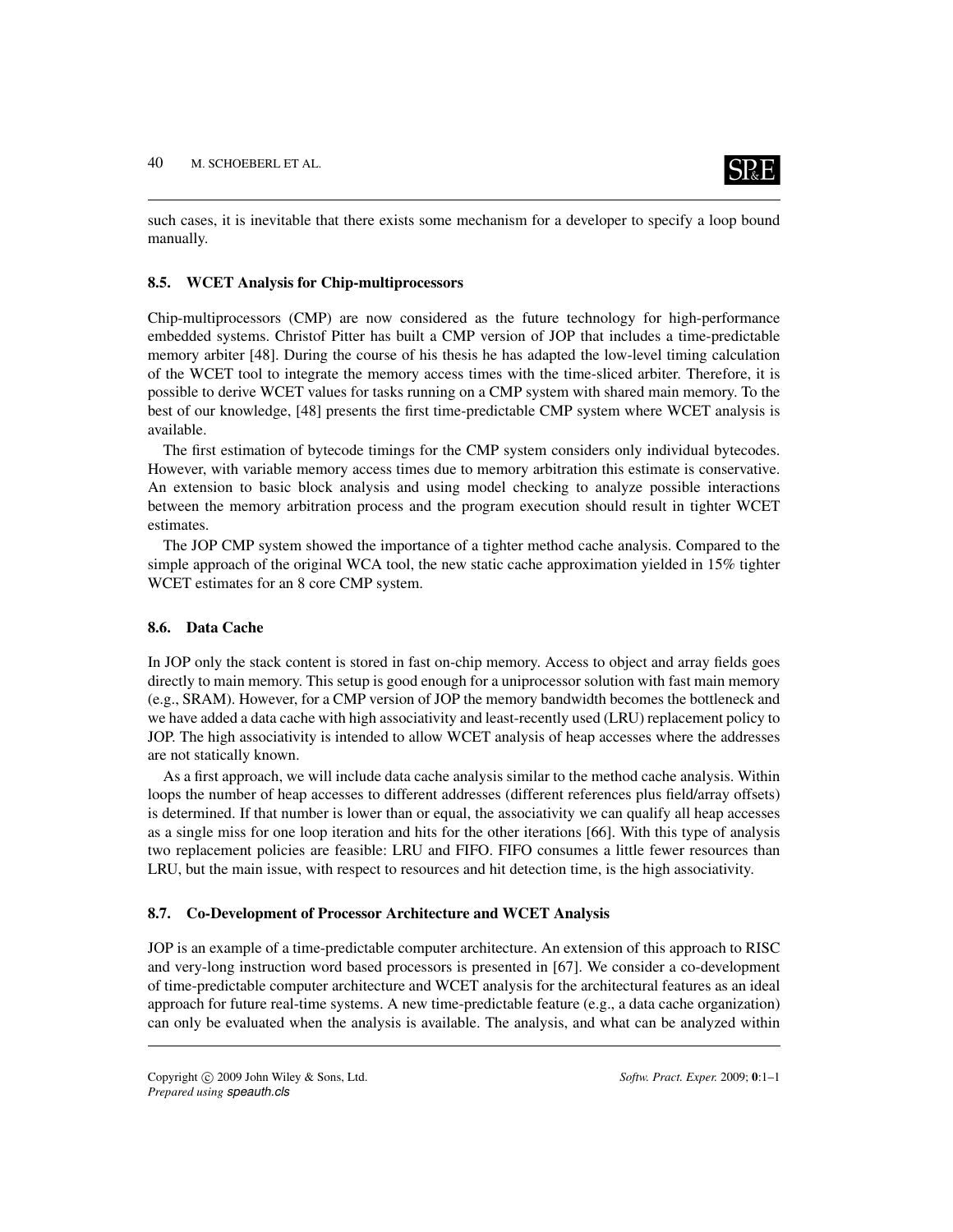such cases, it is inevitable that there exists some mechanism for a developer to specify a loop bound manually.

### 8.5. WCET Analysis for Chip-multiprocessors

Chip-multiprocessors (CMP) are now considered as the future technology for high-performance embedded systems. Christof Pitter has built a CMP version of JOP that includes a time-predictable memory arbiter [48]. During the course of his thesis he has adapted the low-level timing calculation of the WCET tool to integrate the memory access times with the time-sliced arbiter. Therefore, it is possible to derive WCET values for tasks running on a CMP system with shared main memory. To the best of our knowledge, [48] presents the first time-predictable CMP system where WCET analysis is available.

The first estimation of bytecode timings for the CMP system considers only individual bytecodes. However, with variable memory access times due to memory arbitration this estimate is conservative. An extension to basic block analysis and using model checking to analyze possible interactions between the memory arbitration process and the program execution should result in tighter WCET estimates.

The JOP CMP system showed the importance of a tighter method cache analysis. Compared to the simple approach of the original WCA tool, the new static cache approximation yielded in 15% tighter WCET estimates for an 8 core CMP system.

### 8.6. Data Cache

In JOP only the stack content is stored in fast on-chip memory. Access to object and array fields goes directly to main memory. This setup is good enough for a uniprocessor solution with fast main memory (e.g., SRAM). However, for a CMP version of JOP the memory bandwidth becomes the bottleneck and we have added a data cache with high associativity and least-recently used (LRU) replacement policy to JOP. The high associativity is intended to allow WCET analysis of heap accesses where the addresses are not statically known.

As a first approach, we will include data cache analysis similar to the method cache analysis. Within loops the number of heap accesses to different addresses (different references plus field/array offsets) is determined. If that number is lower than or equal, the associativity we can qualify all heap accesses as a single miss for one loop iteration and hits for the other iterations [66]. With this type of analysis two replacement policies are feasible: LRU and FIFO. FIFO consumes a little fewer resources than LRU, but the main issue, with respect to resources and hit detection time, is the high associativity.

### 8.7. Co-Development of Processor Architecture and WCET Analysis

JOP is an example of a time-predictable computer architecture. An extension of this approach to RISC and very-long instruction word based processors is presented in [67]. We consider a co-development of time-predictable computer architecture and WCET analysis for the architectural features as an ideal approach for future real-time systems. A new time-predictable feature (e.g., a data cache organization) can only be evaluated when the analysis is available. The analysis, and what can be analyzed within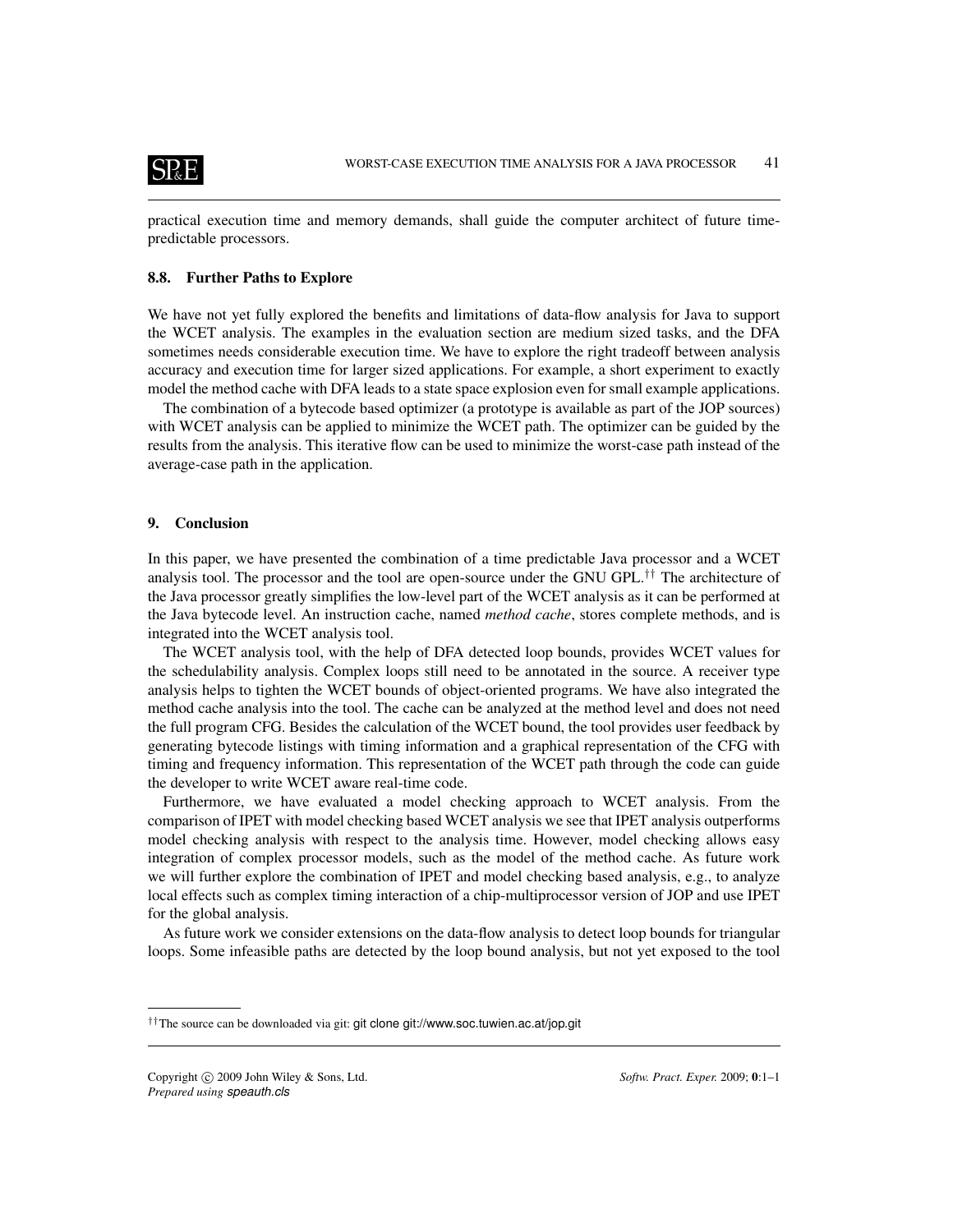practical execution time and memory demands, shall guide the computer architect of future time-predictable processors.

### 8.8. Further Paths to Explore

We have not yet fully explored the benefits and limitations of data-flow analysis for Java to support the WCET analysis. The examples in the evaluation section are medium sized tasks, and the DFA sometimes needs considerable execution time. We have to explore the right tradeoff between analysis accuracy and execution time for larger sized applications. For example, a short experiment to exactly model the method cache with DFA leads to a state space explosion even for small example applications.

The combination of a bytecode based optimizer (a prototype is available as part of the JOP sources) with WCET analysis can be applied to minimize the WCET path. The optimizer can be guided by the results from the analysis. This iterative flow can be used to minimize the worst-case path instead of the average-case path in the application.

## 9. Conclusion

In this paper, we have presented the combination of a time predictable Java processor and a WCET analysis tool. The processor and the tool are open-source under the GNU GPL.[††] The architecture of the Java processor greatly simplifies the low-level part of the WCET analysis as it can be performed at the Java bytecode level. An instruction cache, named *method cache*, stores complete methods, and is integrated into the WCET analysis tool.

The WCET analysis tool, with the help of DFA detected loop bounds, provides WCET values for the schedulability analysis. Complex loops still need to be annotated in the source. A receiver type analysis helps to tighten the WCET bounds of object-oriented programs. We have also integrated the method cache analysis into the tool. The cache can be analyzed at the method level and does not need the full program CFG. Besides the calculation of the WCET bound, the tool provides user feedback by generating bytecode listings with timing information and a graphical representation of the CFG with timing and frequency information. This representation of the WCET path through the code can guide the developer to write WCET aware real-time code.

Furthermore, we have evaluated a model checking approach to WCET analysis. From the comparison of IPET with model checking based WCET analysis we see that IPET analysis outperforms model checking analysis with respect to the analysis time. However, model checking allows easy integration of complex processor models, such as the model of the method cache. As future work we will further explore the combination of IPET and model checking based analysis, e.g., to analyze local effects such as complex timing interaction of a chip-multiprocessor version of JOP and use IPET for the global analysis.

As future work we consider extensions on the data-flow analysis to detect loop bounds for triangular loops. Some infeasible paths are detected by the loop bound analysis, but not yet exposed to the tool

[††] The source can be downloaded via git: `git clone git://www.soc.tuwien.ac.at/jop.git`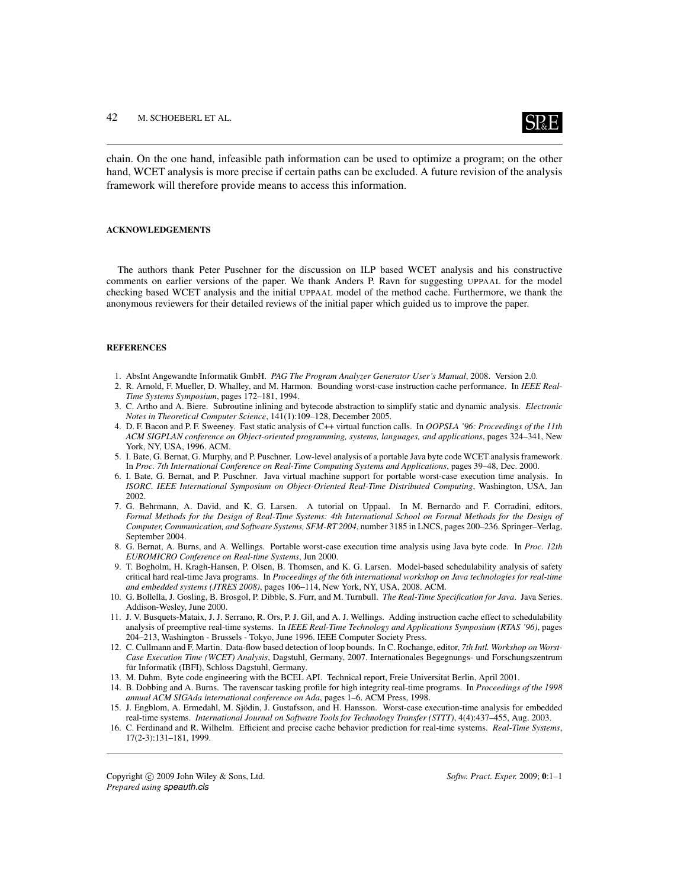chain. On the one hand, infeasible path information can be used to optimize a program; on the other hand, WCET analysis is more precise if certain paths can be excluded. A future revision of the analysis framework will therefore provide means to access this information.

## ACKNOWLEDGEMENTS

The authors thank Peter Puschner for the discussion on ILP based WCET analysis and his constructive comments on earlier versions of the paper. We thank Anders P. Ravn for suggesting UPPAAL for the model checking based WCET analysis and the initial UPPAAL model of the method cache. Furthermore, we thank the anonymous reviewers for their detailed reviews of the initial paper which guided us to improve the paper.

## REFERENCES

1. AbsInt Angewandte Informatik GmbH. *PAG The Program Analyzer Generator User's Manual*, 2008. Version 2.0.
2. R. Arnold, F. Mueller, D. Whalley, and M. Harmon. Bounding worst-case instruction cache performance. In *IEEE Real-Time Systems Symposium*, pages 172–181, 1994.
3. C. Artho and A. Biere. Subroutine inlining and bytecode abstraction to simplify static and dynamic analysis. *Electronic Notes in Theoretical Computer Science*, 141(1):109–128, December 2005.
4. D. F. Bacon and P. F. Sweeney. Fast static analysis of C++ virtual function calls. In *OOPSLA '96: Proceedings of the 11th ACM SIGPLAN conference on Object-oriented programming, systems, languages, and applications*, pages 324–341, New York, NY, USA, 1996. ACM.
5. I. Bate, G. Bernat, G. Murphy, and P. Puschner. Low-level analysis of a portable Java byte code WCET analysis framework. In *Proc. 7th International Conference on Real-Time Computing Systems and Applications*, pages 39–48, Dec. 2000.
6. I. Bate, G. Bernat, and P. Puschner. Java virtual machine support for portable worst-case execution time analysis. In *ISORC. IEEE International Symposium on Object-Oriented Real-Time Distributed Computing*, Washington, USA, Jan 2002.
7. G. Behrmann, A. David, and K. G. Larsen. A tutorial on Uppaal. In M. Bernardo and F. Corradini, editors, *Formal Methods for the Design of Real-Time Systems: 4th International School on Formal Methods for the Design of Computer, Communication, and Software Systems, SFM-RT 2004*, number 3185 in LNCS, pages 200–236. Springer–Verlag, September 2004.
8. G. Bernat, A. Burns, and A. Wellings. Portable worst-case execution time analysis using Java byte code. In *Proc. 12th EUROMICRO Conference on Real-time Systems*, Jun 2000.
9. T. Bogholm, H. Kragh-Hansen, P. Olsen, B. Thomsen, and K. G. Larsen. Model-based schedulability analysis of safety critical hard real-time Java programs. In *Proceedings of the 6th international workshop on Java technologies for real-time and embedded systems (JTRES 2008)*, pages 106–114, New York, NY, USA, 2008. ACM.
10. G. Bollella, J. Gosling, B. Brosgol, P. Dibble, S. Furr, and M. Turnbull. *The Real-Time Specification for Java*. Java Series. Addison-Wesley, June 2000.
11. J. V. Busquets-Mataix, J. J. Serrano, R. Ors, P. J. Gil, and A. J. Wellings. Adding instruction cache effect to schedulability analysis of preemptive real-time systems. In *IEEE Real-Time Technology and Applications Symposium (RTAS '96)*, pages 204–213, Washington - Brussels - Tokyo, June 1996. IEEE Computer Society Press.
12. C. Cullmann and F. Martin. Data-flow based detection of loop bounds. In C. Rochange, editor, *7th Intl. Workshop on Worst-Case Execution Time (WCET) Analysis*, Dagstuhl, Germany, 2007. Internationales Begegnungs- und Forschungszentrum für Informatik (IBFI), Schloss Dagstuhl, Germany.
13. M. Dahm. Byte code engineering with the BCEL API. Technical report, Freie Universitat Berlin, April 2001.
14. B. Dobbing and A. Burns. The ravenscar tasking profile for high integrity real-time programs. In *Proceedings of the 1998 annual ACM SIGAda international conference on Ada*, pages 1–6. ACM Press, 1998.
15. J. Engblom, A. Ermedahl, M. Sjödin, J. Gustafsson, and H. Hansson. Worst-case execution-time analysis for embedded real-time systems. *International Journal on Software Tools for Technology Transfer (STTT)*, 4(4):437–455, Aug. 2003.
16. C. Ferdinand and R. Wilhelm. Efficient and precise cache behavior prediction for real-time systems. *Real-Time Systems*, 17(2-3):131–181, 1999.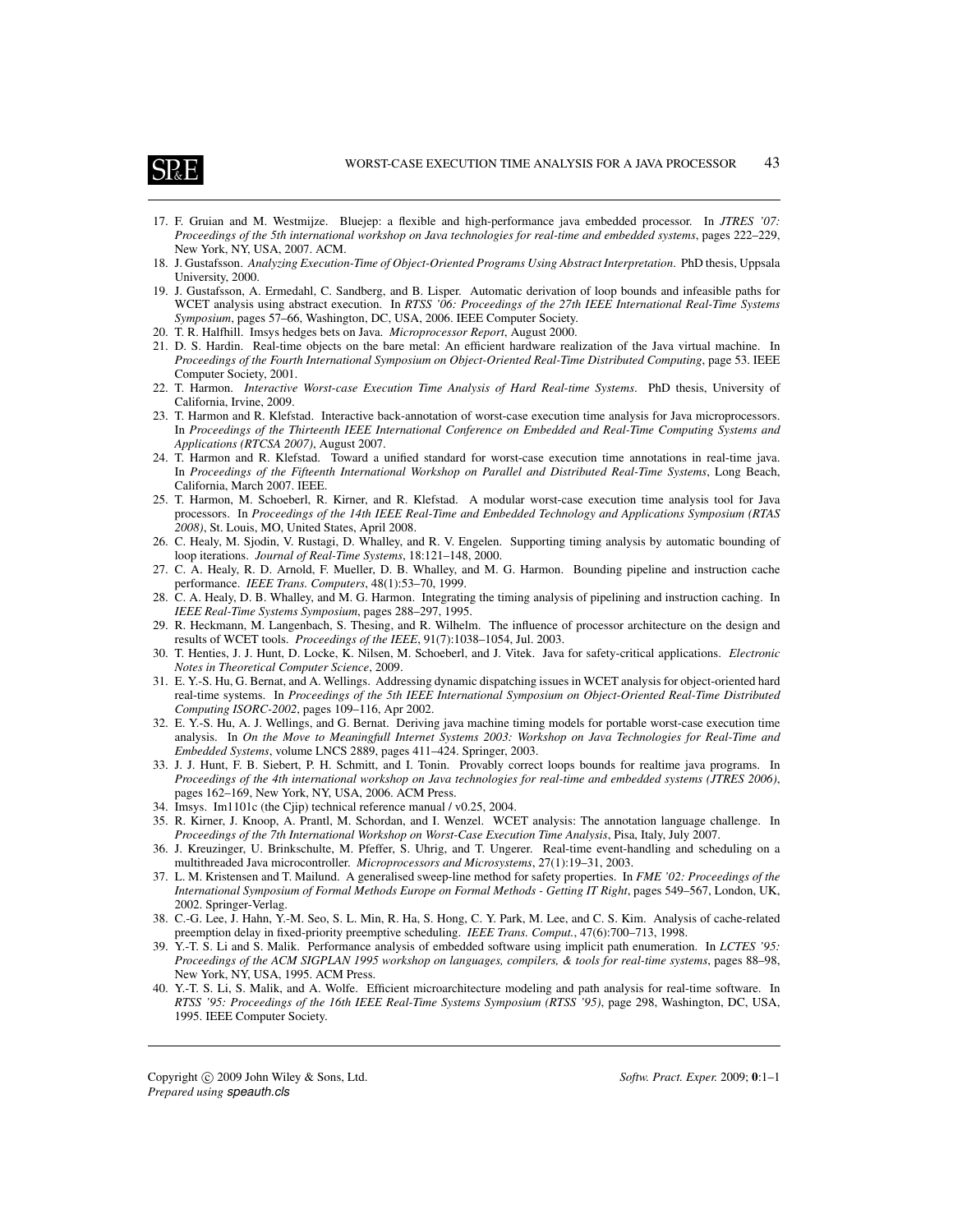17. F. Gruian and M. Westmijze. Bluejep: a flexible and high-performance java embedded processor. In *JTRES '07: Proceedings of the 5th international workshop on Java technologies for real-time and embedded systems*, pages 222–229, New York, NY, USA, 2007. ACM.
18. J. Gustafsson. *Analyzing Execution-Time of Object-Oriented Programs Using Abstract Interpretation*. PhD thesis, Uppsala University, 2000.
19. J. Gustafsson, A. Ermedahl, C. Sandberg, and B. Lisper. Automatic derivation of loop bounds and infeasible paths for WCET analysis using abstract execution. In *RTSS '06: Proceedings of the 27th IEEE International Real-Time Systems Symposium*, pages 57–66, Washington, DC, USA, 2006. IEEE Computer Society.
20. T. R. Halfhill. Imsys hedges bets on Java. *Microprocessor Report*, August 2000.
21. D. S. Hardin. Real-time objects on the bare metal: An efficient hardware realization of the Java virtual machine. In *Proceedings of the Fourth International Symposium on Object-Oriented Real-Time Distributed Computing*, page 53. IEEE Computer Society, 2001.
22. T. Harmon. *Interactive Worst-case Execution Time Analysis of Hard Real-time Systems*. PhD thesis, University of California, Irvine, 2009.
23. T. Harmon and R. Klefstad. Interactive back-annotation of worst-case execution time analysis for Java microprocessors. In *Proceedings of the Thirteenth IEEE International Conference on Embedded and Real-Time Computing Systems and Applications (RTCSA 2007)*, August 2007.
24. T. Harmon and R. Klefstad. Toward a unified standard for worst-case execution time annotations in real-time java. In *Proceedings of the Fifteenth International Workshop on Parallel and Distributed Real-Time Systems*, Long Beach, California, March 2007. IEEE.
25. T. Harmon, M. Schoeberl, R. Kirner, and R. Klefstad. A modular worst-case execution time analysis tool for Java processors. In *Proceedings of the 14th IEEE Real-Time and Embedded Technology and Applications Symposium (RTAS 2008)*, St. Louis, MO, United States, April 2008.
26. C. Healy, M. Sjodin, V. Rustagi, D. Whalley, and R. V. Engelen. Supporting timing analysis by automatic bounding of loop iterations. *Journal of Real-Time Systems*, 18:121–148, 2000.
27. C. A. Healy, R. D. Arnold, F. Mueller, D. B. Whalley, and M. G. Harmon. Bounding pipeline and instruction cache performance. *IEEE Trans. Computers*, 48(1):53–70, 1999.
28. C. A. Healy, D. B. Whalley, and M. G. Harmon. Integrating the timing analysis of pipelining and instruction caching. In *IEEE Real-Time Systems Symposium*, pages 288–297, 1995.
29. R. Heckmann, M. Langenbach, S. Thesing, and R. Wilhelm. The influence of processor architecture on the design and results of WCET tools. *Proceedings of the IEEE*, 91(7):1038–1054, Jul. 2003.
30. T. Henties, J. J. Hunt, D. Locke, K. Nilsen, M. Schoeberl, and J. Vitek. Java for safety-critical applications. *Electronic Notes in Theoretical Computer Science*, 2009.
31. E. Y.-S. Hu, G. Bernat, and A. Wellings. Addressing dynamic dispatching issues in WCET analysis for object-oriented hard real-time systems. In *Proceedings of the 5th IEEE International Symposium on Object-Oriented Real-Time Distributed Computing ISORC-2002*, pages 109–116, Apr 2002.
32. E. Y.-S. Hu, A. J. Wellings, and G. Bernat. Deriving java machine timing models for portable worst-case execution time analysis. In *On the Move to Meaningfull Internet Systems 2003: Workshop on Java Technologies for Real-Time and Embedded Systems*, volume LNCS 2889, pages 411–424. Springer, 2003.
33. J. J. Hunt, F. B. Siebert, P. H. Schmitt, and I. Tonin. Provably correct loops bounds for realtime java programs. In *Proceedings of the 4th international workshop on Java technologies for real-time and embedded systems (JTRES 2006)*, pages 162–169, New York, NY, USA, 2006. ACM Press.
34. Imsys. Im1101c (the Cjip) technical reference manual / v0.25, 2004.
35. R. Kirner, J. Knoop, A. Prantl, M. Schordan, and I. Wenzel. WCET analysis: The annotation language challenge. In *Proceedings of the 7th International Workshop on Worst-Case Execution Time Analysis*, Pisa, Italy, July 2007.
36. J. Kreuzinger, U. Brinkschulte, M. Pfeffer, S. Uhrig, and T. Ungerer. Real-time event-handling and scheduling on a multithreaded Java microcontroller. *Microprocessors and Microsystems*, 27(1):19–31, 2003.
37. L. M. Kristensen and T. Mailund. A generalised sweep-line method for safety properties. In *FME '02: Proceedings of the International Symposium of Formal Methods Europe on Formal Methods - Getting IT Right*, pages 549–567, London, UK, 2002. Springer-Verlag.
38. C.-G. Lee, J. Hahn, Y.-M. Seo, S. L. Min, R. Ha, S. Hong, C. Y. Park, M. Lee, and C. S. Kim. Analysis of cache-related preemption delay in fixed-priority preemptive scheduling. *IEEE Trans. Comput.*, 47(6):700–713, 1998.
39. Y.-T. S. Li and S. Malik. Performance analysis of embedded software using implicit path enumeration. In *LCTES '95: Proceedings of the ACM SIGPLAN 1995 workshop on languages, compilers, & tools for real-time systems*, pages 88–98, New York, NY, USA, 1995. ACM Press.
40. Y.-T. S. Li, S. Malik, and A. Wolfe. Efficient microarchitecture modeling and path analysis for real-time software. In *RTSS '95: Proceedings of the 16th IEEE Real-Time Systems Symposium (RTSS '95)*, page 298, Washington, DC, USA, 1995. IEEE Computer Society.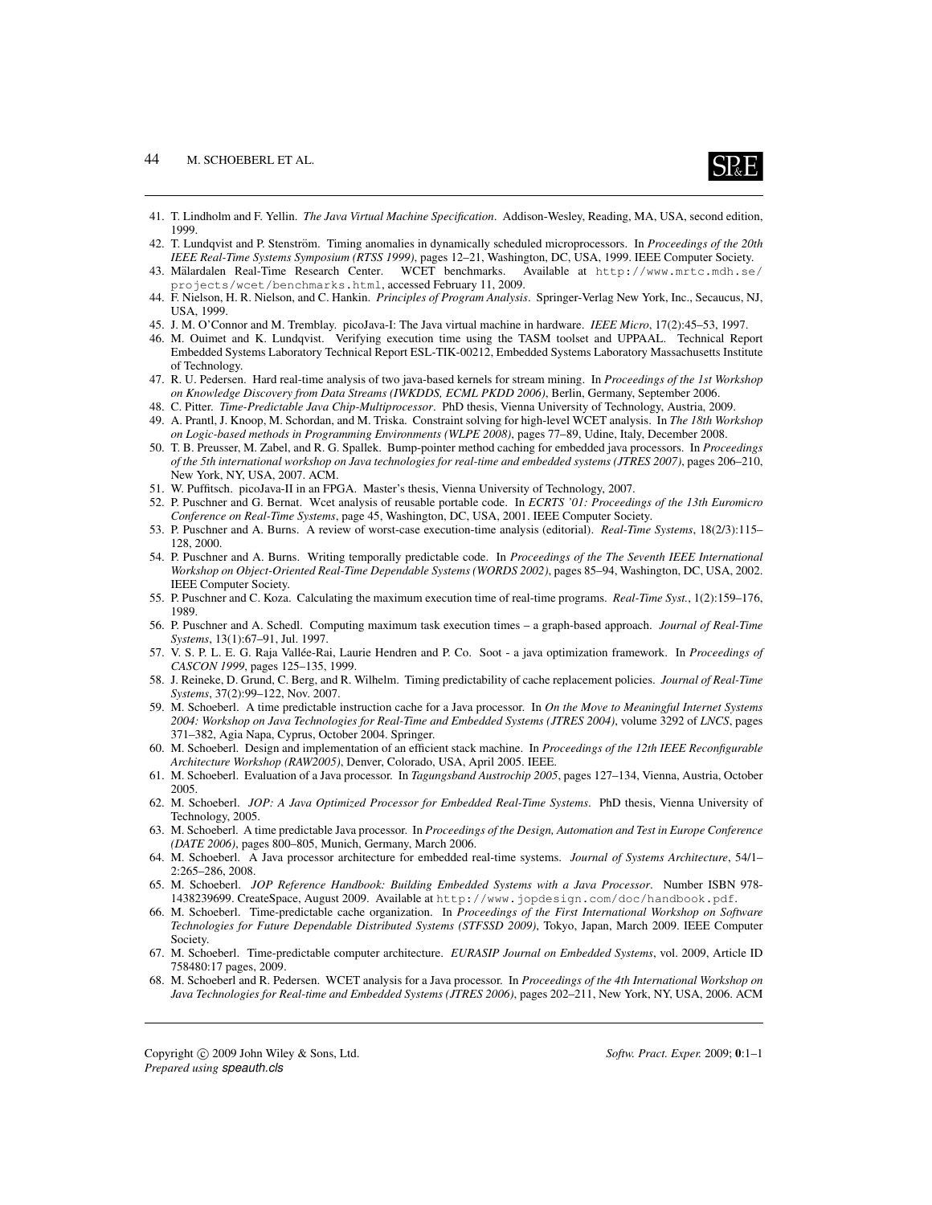41. T. Lindholm and F. Yellin. *The Java Virtual Machine Specification*. Addison-Wesley, Reading, MA, USA, second edition, 1999.
42. T. Lundqvist and P. Stenström. Timing anomalies in dynamically scheduled microprocessors. In *Proceedings of the 20th IEEE Real-Time Systems Symposium (RTSS 1999)*, pages 12–21, Washington, DC, USA, 1999. IEEE Computer Society.
43. Mälardalen Real-Time Research Center. WCET benchmarks. Available at `http://www.mrtc.mdh.se/projects/wcet/benchmarks.html`, accessed February 11, 2009.
44. F. Nielson, H. R. Nielson, and C. Hankin. *Principles of Program Analysis*. Springer-Verlag New York, Inc., Secaucus, NJ, USA, 1999.
45. J. M. O'Connor and M. Tremblay. picoJava-I: The Java virtual machine in hardware. *IEEE Micro*, 17(2):45–53, 1997.
46. M. Ouimet and K. Lundqvist. Verifying execution time using the TASM toolset and UPPAAL. Technical Report Embedded Systems Laboratory Technical Report ESL-TIK-00212, Embedded Systems Laboratory Massachusetts Institute of Technology.
47. R. U. Pedersen. Hard real-time analysis of two java-based kernels for stream mining. In *Proceedings of the 1st Workshop on Knowledge Discovery from Data Streams (IWKDDS, ECML PKDD 2006)*, Berlin, Germany, September 2006.
48. C. Pitter. *Time-Predictable Java Chip-Multiprocessor*. PhD thesis, Vienna University of Technology, Austria, 2009.
49. A. Prantl, J. Knoop, M. Schordan, and M. Triska. Constraint solving for high-level WCET analysis. In *The 18th Workshop on Logic-based methods in Programming Environments (WLPE 2008)*, pages 77–89, Udine, Italy, December 2008.
50. T. B. Preusser, M. Zabel, and R. G. Spallek. Bump-pointer method caching for embedded java processors. In *Proceedings of the 5th international workshop on Java technologies for real-time and embedded systems (JTRES 2007)*, pages 206–210, New York, NY, USA, 2007. ACM.
51. W. Puffitsch. picoJava-II in an FPGA. Master's thesis, Vienna University of Technology, 2007.
52. P. Puschner and G. Bernat. Wcet analysis of reusable portable code. In *ECRTS '01: Proceedings of the 13th Euromicro Conference on Real-Time Systems*, page 45, Washington, DC, USA, 2001. IEEE Computer Society.
53. P. Puschner and A. Burns. A review of worst-case execution-time analysis (editorial). *Real-Time Systems*, 18(2/3):115–128, 2000.
54. P. Puschner and A. Burns. Writing temporally predictable code. In *Proceedings of the The Seventh IEEE International Workshop on Object-Oriented Real-Time Dependable Systems (WORDS 2002)*, pages 85–94, Washington, DC, USA, 2002. IEEE Computer Society.
55. P. Puschner and C. Koza. Calculating the maximum execution time of real-time programs. *Real-Time Syst.*, 1(2):159–176, 1989.
56. P. Puschner and A. Schedl. Computing maximum task execution times – a graph-based approach. *Journal of Real-Time Systems*, 13(1):67–91, Jul. 1997.
57. V. S. P. L. E. G. Raja Vallée-Rai, Laurie Hendren and P. Co. Soot - a java optimization framework. In *Proceedings of CASCON 1999*, pages 125–135, 1999.
58. J. Reineke, D. Grund, C. Berg, and R. Wilhelm. Timing predictability of cache replacement policies. *Journal of Real-Time Systems*, 37(2):99–122, Nov. 2007.
59. M. Schoeberl. A time predictable instruction cache for a Java processor. In *On the Move to Meaningful Internet Systems 2004: Workshop on Java Technologies for Real-Time and Embedded Systems (JTRES 2004)*, volume 3292 of *LNCS*, pages 371–382, Agia Napa, Cyprus, October 2004. Springer.
60. M. Schoeberl. Design and implementation of an efficient stack machine. In *Proceedings of the 12th IEEE Reconfigurable Architecture Workshop (RAW2005)*, Denver, Colorado, USA, April 2005. IEEE.
61. M. Schoeberl. Evaluation of a Java processor. In *Tagungsband Austrochip 2005*, pages 127–134, Vienna, Austria, October 2005.
62. M. Schoeberl. *JOP: A Java Optimized Processor for Embedded Real-Time Systems*. PhD thesis, Vienna University of Technology, 2005.
63. M. Schoeberl. A time predictable Java processor. In *Proceedings of the Design, Automation and Test in Europe Conference (DATE 2006)*, pages 800–805, Munich, Germany, March 2006.
64. M. Schoeberl. A Java processor architecture for embedded real-time systems. *Journal of Systems Architecture*, 54/1–2:265–286, 2008.
65. M. Schoeberl. *JOP Reference Handbook: Building Embedded Systems with a Java Processor*. Number ISBN 978-1438239699. CreateSpace, August 2009. Available at `http://www.jopdesign.com/doc/handbook.pdf`.
66. M. Schoeberl. Time-predictable cache organization. In *Proceedings of the First International Workshop on Software Technologies for Future Dependable Distributed Systems (STFSSD 2009)*, Tokyo, Japan, March 2009. IEEE Computer Society.
67. M. Schoeberl. Time-predictable computer architecture. *EURASIP Journal on Embedded Systems*, vol. 2009, Article ID 758480:17 pages, 2009.
68. M. Schoeberl and R. Pedersen. WCET analysis for a Java processor. In *Proceedings of the 4th International Workshop on Java Technologies for Real-time and Embedded Systems (JTRES 2006)*, pages 202–211, New York, NY, USA, 2006. ACM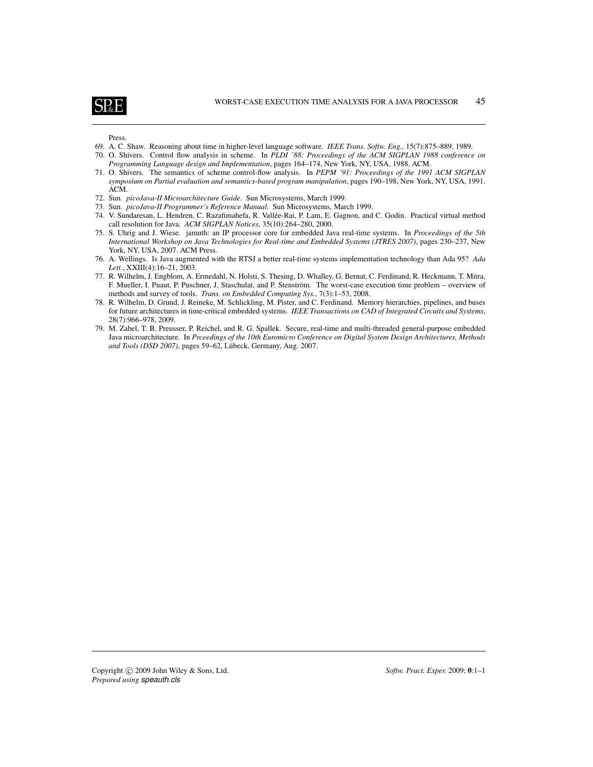Press.

69. A. C. Shaw. Reasoning about time in higher-level language software. *IEEE Trans. Softw. Eng.*, 15(7):875–889, 1989.
70. O. Shivers. Control flow analysis in scheme. In *PLDI '88: Proceedings of the ACM SIGPLAN 1988 conference on Programming Language design and Implementation*, pages 164–174, New York, NY, USA, 1988. ACM.
71. O. Shivers. The semantics of scheme control-flow analysis. In *PEPM '91: Proceedings of the 1991 ACM SIGPLAN symposium on Partial evaluation and semantics-based program manipulation*, pages 190–198, New York, NY, USA, 1991. ACM.
72. Sun. *picoJava-II Microarchitecture Guide*. Sun Microsystems, March 1999.
73. Sun. *picoJava-II Programmer's Reference Manual*. Sun Microsystems, March 1999.
74. V. Sundaresan, L. Hendren, C. Razafimahefa, R. Vallée-Rai, P. Lam, E. Gagnon, and C. Godin. Practical virtual method call resolution for Java. *ACM SIGPLAN Notices*, 35(10):264–280, 2000.
75. S. Uhrig and J. Wiese. jamuth: an IP processor core for embedded Java real-time systems. In *Proceedings of the 5th International Workshop on Java Technologies for Real-time and Embedded Systems (JTRES 2007)*, pages 230–237, New York, NY, USA, 2007. ACM Press.
76. A. Wellings. Is Java augmented with the RTSJ a better real-time systems implementation technology than Ada 95? *Ada Lett.*, XXIII(4):16–21, 2003.
77. R. Wilhelm, J. Engblom, A. Ermedahl, N. Holsti, S. Thesing, D. Whalley, G. Bernat, C. Ferdinand, R. Heckmann, T. Mitra, F. Mueller, I. Puaut, P. Puschner, J. Staschulat, and P. Stenström. The worst-case execution time problem – overview of methods and survey of tools. *Trans. on Embedded Computing Sys.*, 7(3):1–53, 2008.
78. R. Wilhelm, D. Grund, J. Reineke, M. Schlickling, M. Pister, and C. Ferdinand. Memory hierarchies, pipelines, and buses for future architectures in time-critical embedded systems. *IEEE Transactions on CAD of Integrated Circuits and Systems*, 28(7):966–978, 2009.
79. M. Zabel, T. B. Preusser, P. Reichel, and R. G. Spallek. Secure, real-time and multi-threaded general-purpose embedded Java microarchitecture. In *Prceedings of the 10th Euromicro Conference on Digital System Design Architectures, Methods and Tools (DSD 2007)*, pages 59–62, Lübeck, Germany, Aug. 2007.